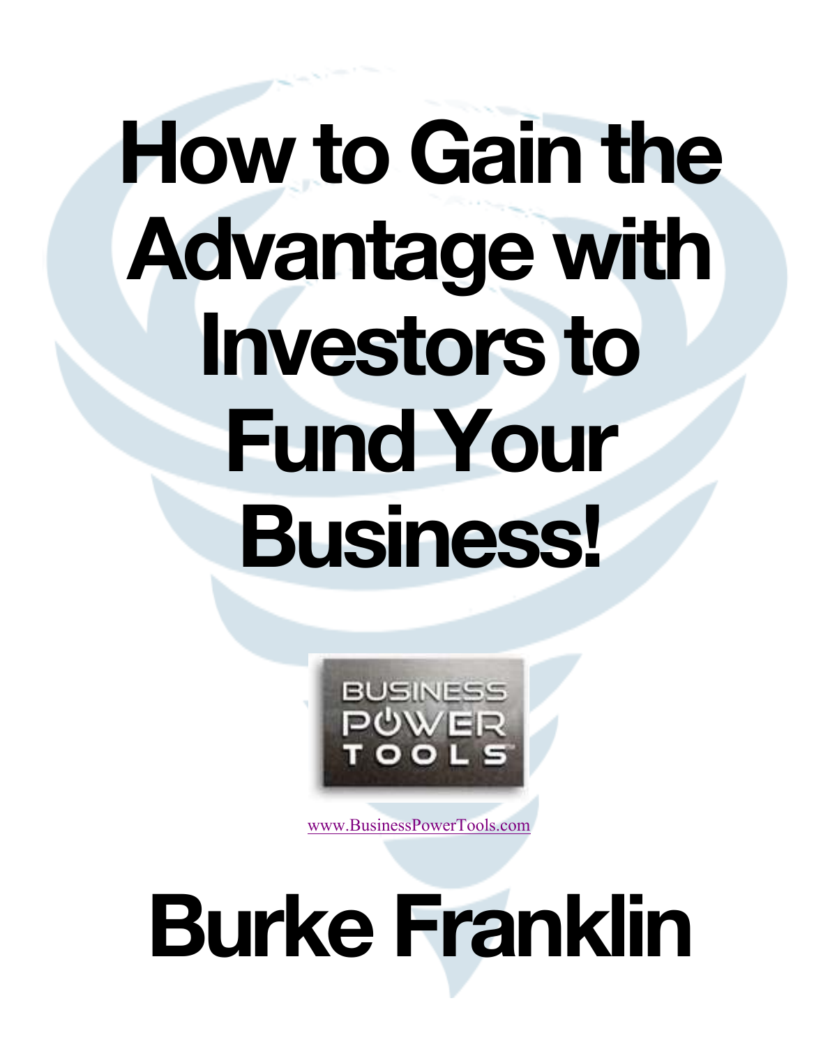# How to Gain the Advantage with Investors to Fund Your Business!

BUSINESS POWER TOOLS

www.BusinessPowerTools.com

**Burke Franklin**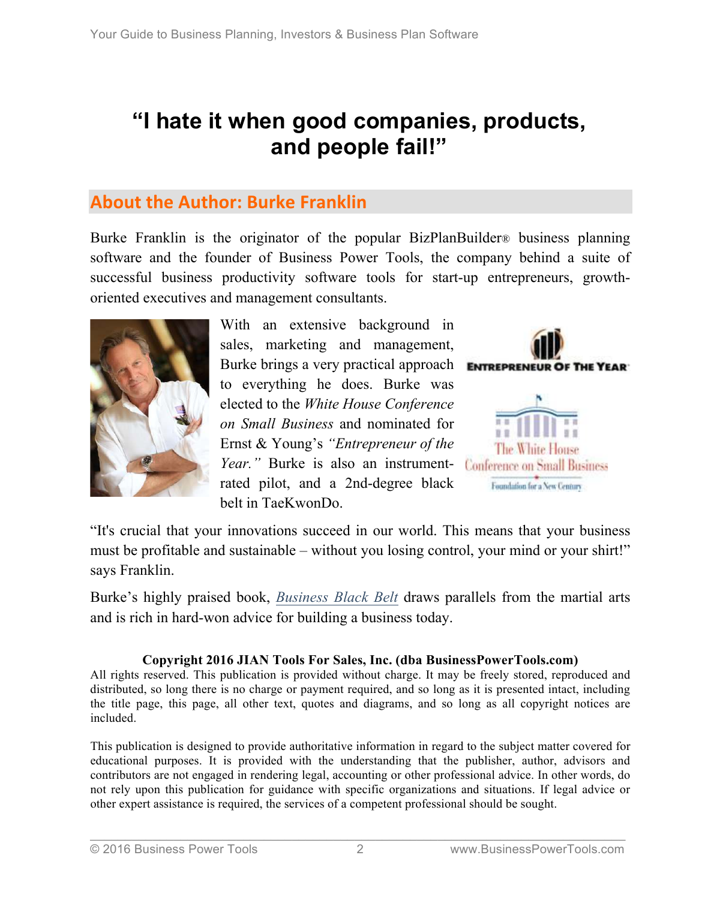# "I hate it when good companies, products, and people fail!"

## About the Author: Burke Franklin

Burke Franklin is the originator of the popular BizPlanBuilder® business planning software and the founder of Business Power Tools, the company behind a suite of successful business productivity software tools for start-up entrepreneurs, growth-oriented executives and management consultants.

With an extensive background in sales, marketing and management, Burke brings a very practical approach to everything he does. Burke was elected to the *White House Conference on Small Business* and nominated for Ernst & Young's *"Entrepreneur of the Year."* Burke is also an instrument-rated pilot, and a 2nd-degree black belt in TaeKwonDo.

ENTREPRENEUR OF THE YEAR

The White House Conference on Small Business
Foundation for a New Century

"It's crucial that your innovations succeed in our world. This means that your business must be profitable and sustainable – without you losing control, your mind or your shirt!" says Franklin.

Burke's highly praised book, *Business Black Belt* draws parallels from the martial arts and is rich in hard-won advice for building a business today.

**Copyright 2016 JIAN Tools For Sales, Inc. (dba BusinessPowerTools.com)**

All rights reserved. This publication is provided without charge. It may be freely stored, reproduced and distributed, so long there is no charge or payment required, and so long as it is presented intact, including the title page, this page, all other text, quotes and diagrams, and so long as all copyright notices are included.

This publication is designed to provide authoritative information in regard to the subject matter covered for educational purposes. It is provided with the understanding that the publisher, author, advisors and contributors are not engaged in rendering legal, accounting or other professional advice. In other words, do not rely upon this publication for guidance with specific organizations and situations. If legal advice or other expert assistance is required, the services of a competent professional should be sought.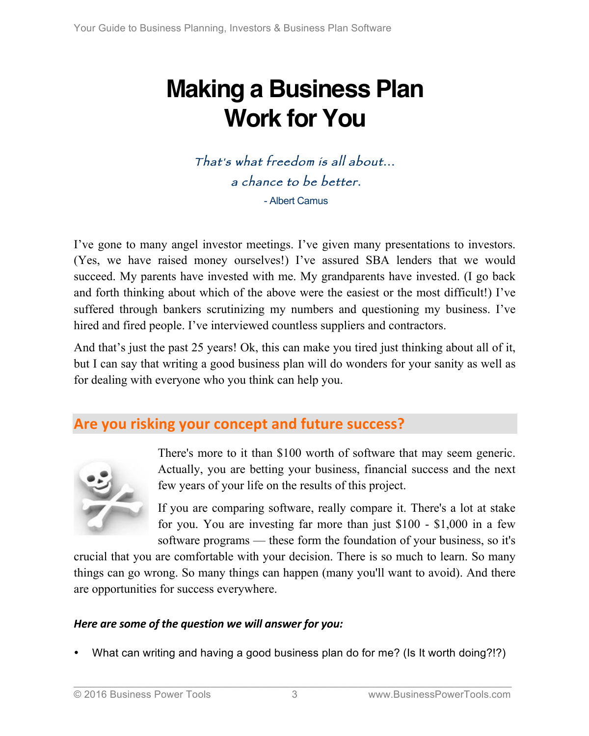# Making a Business Plan Work for You

*That's what freedom is all about...*
*a chance to be better.*
- Albert Camus

I've gone to many angel investor meetings. I've given many presentations to investors. (Yes, we have raised money ourselves!) I've assured SBA lenders that we would succeed. My parents have invested with me. My grandparents have invested. (I go back and forth thinking about which of the above were the easiest or the most difficult!) I've suffered through bankers scrutinizing my numbers and questioning my business. I've hired and fired people. I've interviewed countless suppliers and contractors.

And that's just the past 25 years! Ok, this can make you tired just thinking about all of it, but I can say that writing a good business plan will do wonders for your sanity as well as for dealing with everyone who you think can help you.

## Are you risking your concept and future success?

There's more to it than $100 worth of software that may seem generic. Actually, you are betting your business, financial success and the next few years of your life on the results of this project.

If you are comparing software, really compare it. There's a lot at stake for you. You are investing far more than just $100 - $1,000 in a few software programs — these form the foundation of your business, so it's crucial that you are comfortable with your decision. There is so much to learn. So many things can go wrong. So many things can happen (many you'll want to avoid). And there are opportunities for success everywhere.

***Here are some of the question we will answer for you:***

- What can writing and having a good business plan do for me? (Is It worth doing?!?)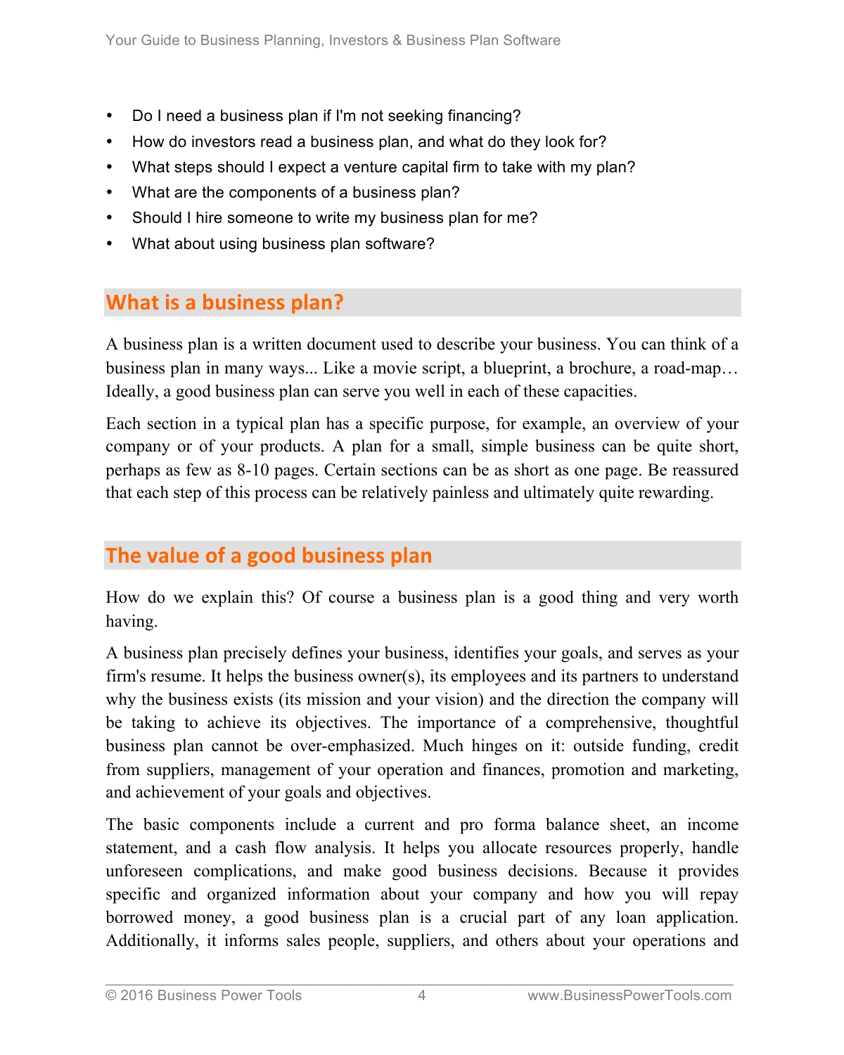- Do I need a business plan if I'm not seeking financing?
- How do investors read a business plan, and what do they look for?
- What steps should I expect a venture capital firm to take with my plan?
- What are the components of a business plan?
- Should I hire someone to write my business plan for me?
- What about using business plan software?

## What is a business plan?

A business plan is a written document used to describe your business. You can think of a business plan in many ways... Like a movie script, a blueprint, a brochure, a road-map… Ideally, a good business plan can serve you well in each of these capacities.

Each section in a typical plan has a specific purpose, for example, an overview of your company or of your products. A plan for a small, simple business can be quite short, perhaps as few as 8-10 pages. Certain sections can be as short as one page. Be reassured that each step of this process can be relatively painless and ultimately quite rewarding.

## The value of a good business plan

How do we explain this? Of course a business plan is a good thing and very worth having.

A business plan precisely defines your business, identifies your goals, and serves as your firm's resume. It helps the business owner(s), its employees and its partners to understand why the business exists (its mission and your vision) and the direction the company will be taking to achieve its objectives. The importance of a comprehensive, thoughtful business plan cannot be over-emphasized. Much hinges on it: outside funding, credit from suppliers, management of your operation and finances, promotion and marketing, and achievement of your goals and objectives.

The basic components include a current and pro forma balance sheet, an income statement, and a cash flow analysis. It helps you allocate resources properly, handle unforeseen complications, and make good business decisions. Because it provides specific and organized information about your company and how you will repay borrowed money, a good business plan is a crucial part of any loan application. Additionally, it informs sales people, suppliers, and others about your operations and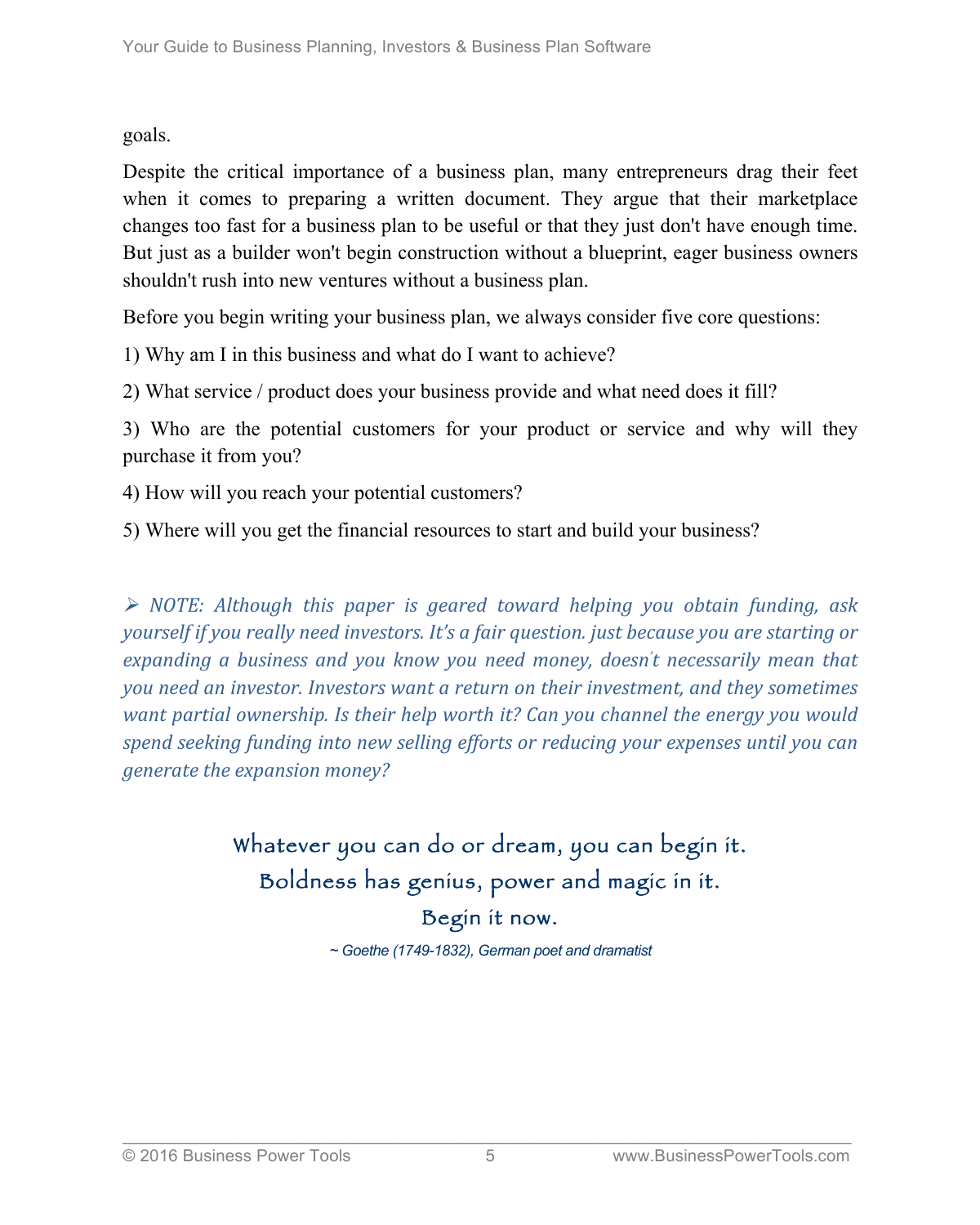goals.

Despite the critical importance of a business plan, many entrepreneurs drag their feet when it comes to preparing a written document. They argue that their marketplace changes too fast for a business plan to be useful or that they just don't have enough time. But just as a builder won't begin construction without a blueprint, eager business owners shouldn't rush into new ventures without a business plan.

Before you begin writing your business plan, we always consider five core questions:

1) Why am I in this business and what do I want to achieve?

2) What service / product does your business provide and what need does it fill?

3) Who are the potential customers for your product or service and why will they purchase it from you?

4) How will you reach your potential customers?

5) Where will you get the financial resources to start and build your business?

➢ *NOTE: Although this paper is geared toward helping you obtain funding, ask yourself if you really need investors. It's a fair question. just because you are starting or expanding a business and you know you need money, doesn't necessarily mean that you need an investor. Investors want a return on their investment, and they sometimes want partial ownership. Is their help worth it? Can you channel the energy you would spend seeking funding into new selling efforts or reducing your expenses until you can generate the expansion money?*

Whatever you can do or dream, you can begin it.
Boldness has genius, power and magic in it.
Begin it now.

*~ Goethe (1749-1832), German poet and dramatist*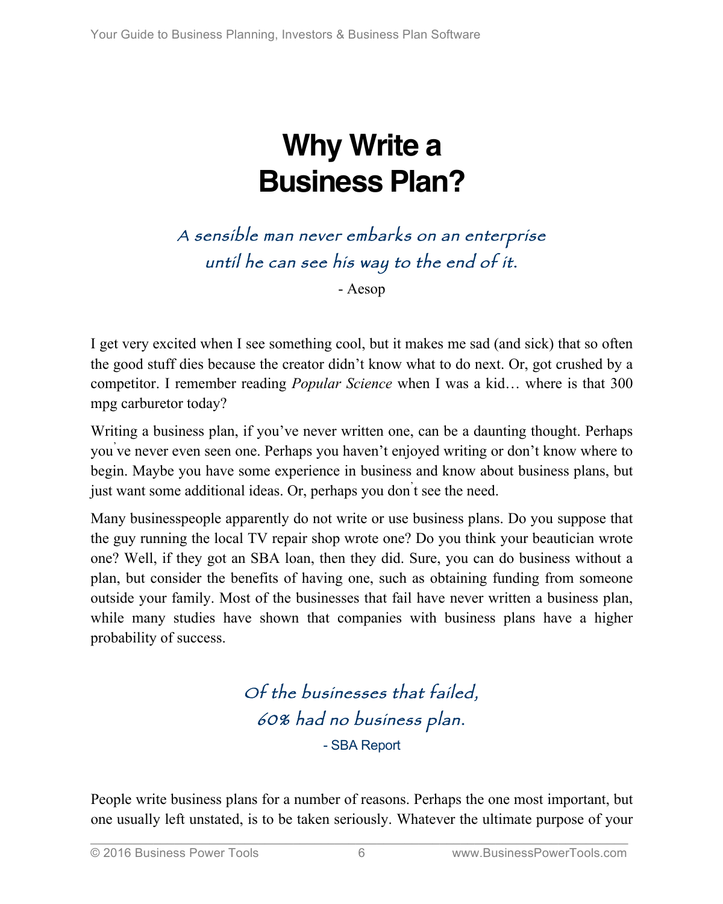# Why Write a Business Plan?

*A sensible man never embarks on an enterprise until he can see his way to the end of it.*

- Aesop

I get very excited when I see something cool, but it makes me sad (and sick) that so often the good stuff dies because the creator didn't know what to do next. Or, got crushed by a competitor. I remember reading *Popular Science* when I was a kid… where is that 300 mpg carburetor today?

Writing a business plan, if you've never written one, can be a daunting thought. Perhaps you've never even seen one. Perhaps you haven't enjoyed writing or don't know where to begin. Maybe you have some experience in business and know about business plans, but just want some additional ideas. Or, perhaps you don't see the need.

Many businesspeople apparently do not write or use business plans. Do you suppose that the guy running the local TV repair shop wrote one? Do you think your beautician wrote one? Well, if they got an SBA loan, then they did. Sure, you can do business without a plan, but consider the benefits of having one, such as obtaining funding from someone outside your family. Most of the businesses that fail have never written a business plan, while many studies have shown that companies with business plans have a higher probability of success.

*Of the businesses that failed, 60% had no business plan.*

- SBA Report

People write business plans for a number of reasons. Perhaps the one most important, but one usually left unstated, is to be taken seriously. Whatever the ultimate purpose of your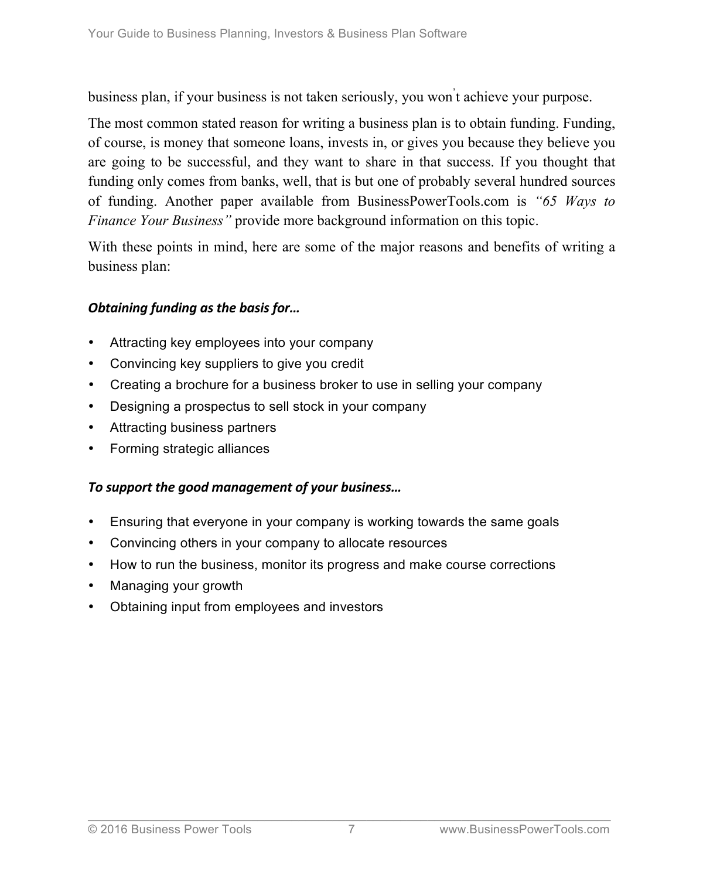business plan, if your business is not taken seriously, you won't achieve your purpose.

The most common stated reason for writing a business plan is to obtain funding. Funding, of course, is money that someone loans, invests in, or gives you because they believe you are going to be successful, and they want to share in that success. If you thought that funding only comes from banks, well, that is but one of probably several hundred sources of funding. Another paper available from BusinessPowerTools.com is *"65 Ways to Finance Your Business"* provide more background information on this topic.

With these points in mind, here are some of the major reasons and benefits of writing a business plan:

***Obtaining funding as the basis for…***

- Attracting key employees into your company
- Convincing key suppliers to give you credit
- Creating a brochure for a business broker to use in selling your company
- Designing a prospectus to sell stock in your company
- Attracting business partners
- Forming strategic alliances

***To support the good management of your business…***

- Ensuring that everyone in your company is working towards the same goals
- Convincing others in your company to allocate resources
- How to run the business, monitor its progress and make course corrections
- Managing your growth
- Obtaining input from employees and investors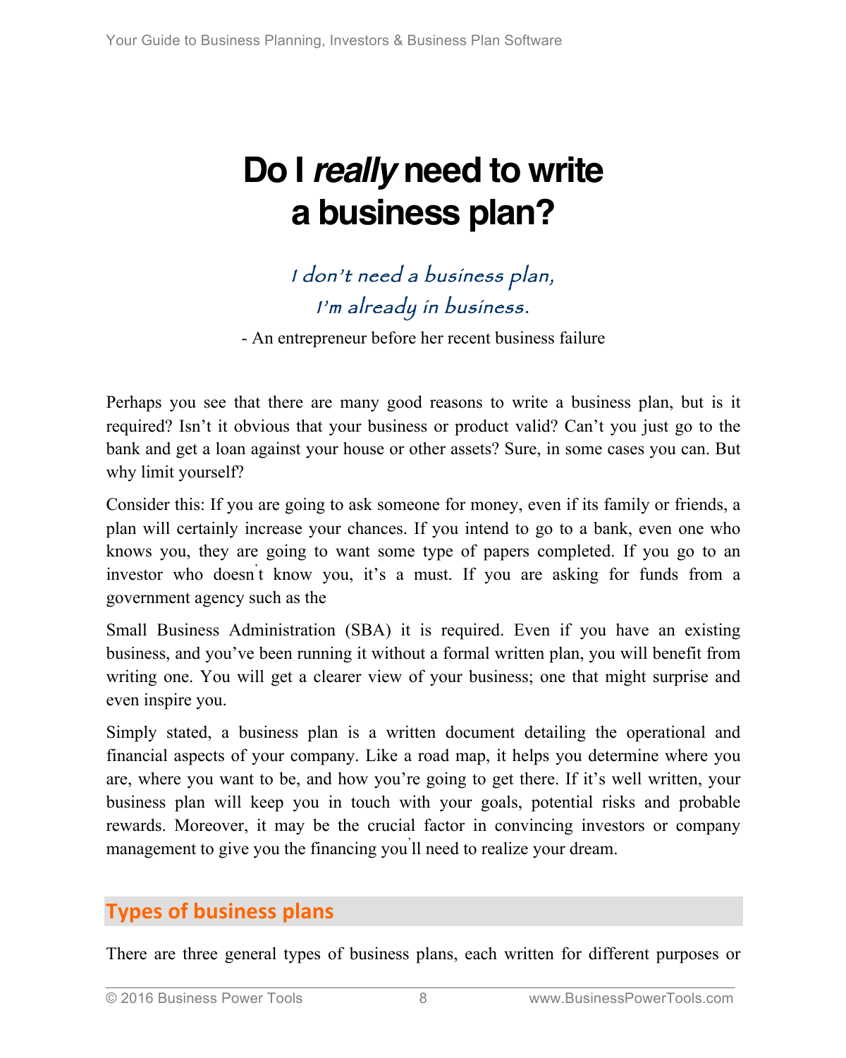# Do I *really* need to write a business plan?

*I don't need a business plan,*
*I'm already in business.*

- An entrepreneur before her recent business failure

Perhaps you see that there are many good reasons to write a business plan, but is it required? Isn't it obvious that your business or product valid? Can't you just go to the bank and get a loan against your house or other assets? Sure, in some cases you can. But why limit yourself?

Consider this: If you are going to ask someone for money, even if its family or friends, a plan will certainly increase your chances. If you intend to go to a bank, even one who knows you, they are going to want some type of papers completed. If you go to an investor who doesn't know you, it's a must. If you are asking for funds from a government agency such as the

Small Business Administration (SBA) it is required. Even if you have an existing business, and you've been running it without a formal written plan, you will benefit from writing one. You will get a clearer view of your business; one that might surprise and even inspire you.

Simply stated, a business plan is a written document detailing the operational and financial aspects of your company. Like a road map, it helps you determine where you are, where you want to be, and how you're going to get there. If it's well written, your business plan will keep you in touch with your goals, potential risks and probable rewards. Moreover, it may be the crucial factor in convincing investors or company management to give you the financing you'll need to realize your dream.

## Types of business plans

There are three general types of business plans, each written for different purposes or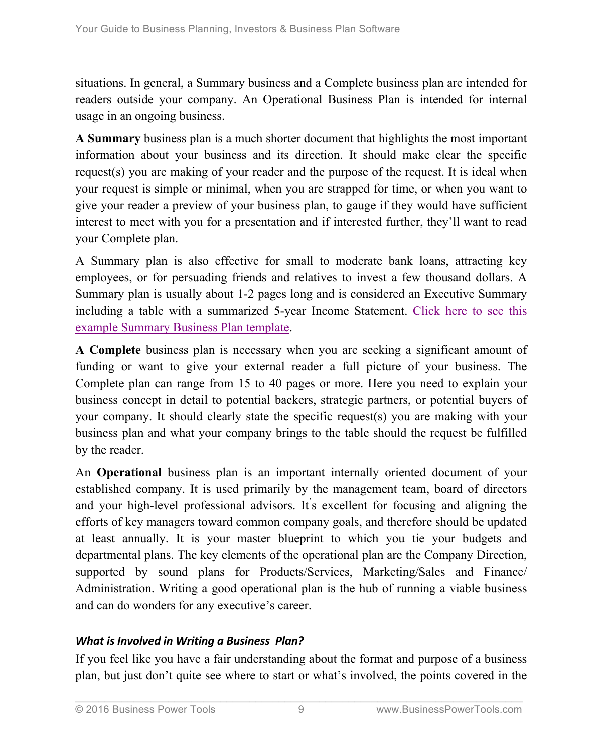situations. In general, a Summary business and a Complete business plan are intended for readers outside your company. An Operational Business Plan is intended for internal usage in an ongoing business.

**A Summary** business plan is a much shorter document that highlights the most important information about your business and its direction. It should make clear the specific request(s) you are making of your reader and the purpose of the request. It is ideal when your request is simple or minimal, when you are strapped for time, or when you want to give your reader a preview of your business plan, to gauge if they would have sufficient interest to meet with you for a presentation and if interested further, they'll want to read your Complete plan.

A Summary plan is also effective for small to moderate bank loans, attracting key employees, or for persuading friends and relatives to invest a few thousand dollars. A Summary plan is usually about 1-2 pages long and is considered an Executive Summary including a table with a summarized 5-year Income Statement. Click here to see this example Summary Business Plan template.

**A Complete** business plan is necessary when you are seeking a significant amount of funding or want to give your external reader a full picture of your business. The Complete plan can range from 15 to 40 pages or more. Here you need to explain your business concept in detail to potential backers, strategic partners, or potential buyers of your company. It should clearly state the specific request(s) you are making with your business plan and what your company brings to the table should the request be fulfilled by the reader.

An **Operational** business plan is an important internally oriented document of your established company. It is used primarily by the management team, board of directors and your high-level professional advisors. It's excellent for focusing and aligning the efforts of key managers toward common company goals, and therefore should be updated at least annually. It is your master blueprint to which you tie your budgets and departmental plans. The key elements of the operational plan are the Company Direction, supported by sound plans for Products/Services, Marketing/Sales and Finance/ Administration. Writing a good operational plan is the hub of running a viable business and can do wonders for any executive's career.

### *What is Involved in Writing a Business Plan?*

If you feel like you have a fair understanding about the format and purpose of a business plan, but just don't quite see where to start or what's involved, the points covered in the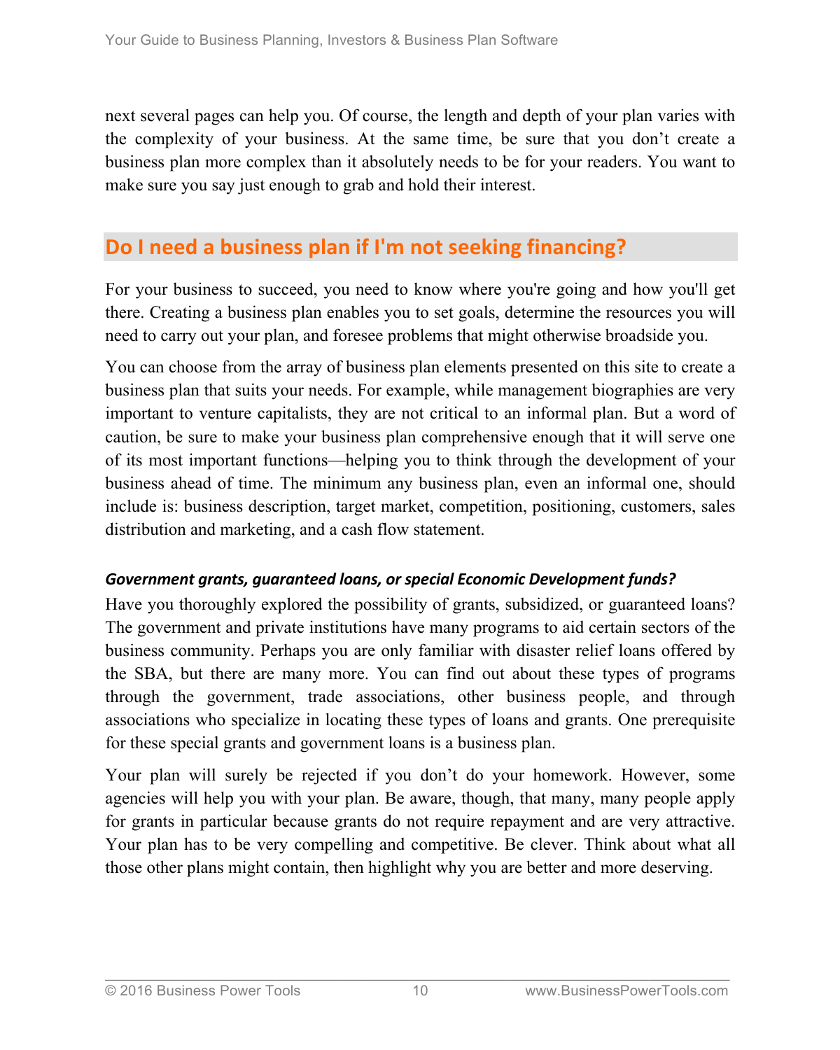next several pages can help you. Of course, the length and depth of your plan varies with the complexity of your business. At the same time, be sure that you don't create a business plan more complex than it absolutely needs to be for your readers. You want to make sure you say just enough to grab and hold their interest.

## Do I need a business plan if I'm not seeking financing?

For your business to succeed, you need to know where you're going and how you'll get there. Creating a business plan enables you to set goals, determine the resources you will need to carry out your plan, and foresee problems that might otherwise broadside you.

You can choose from the array of business plan elements presented on this site to create a business plan that suits your needs. For example, while management biographies are very important to venture capitalists, they are not critical to an informal plan. But a word of caution, be sure to make your business plan comprehensive enough that it will serve one of its most important functions—helping you to think through the development of your business ahead of time. The minimum any business plan, even an informal one, should include is: business description, target market, competition, positioning, customers, sales distribution and marketing, and a cash flow statement.

### *Government grants, guaranteed loans, or special Economic Development funds?*

Have you thoroughly explored the possibility of grants, subsidized, or guaranteed loans? The government and private institutions have many programs to aid certain sectors of the business community. Perhaps you are only familiar with disaster relief loans offered by the SBA, but there are many more. You can find out about these types of programs through the government, trade associations, other business people, and through associations who specialize in locating these types of loans and grants. One prerequisite for these special grants and government loans is a business plan.

Your plan will surely be rejected if you don't do your homework. However, some agencies will help you with your plan. Be aware, though, that many, many people apply for grants in particular because grants do not require repayment and are very attractive. Your plan has to be very compelling and competitive. Be clever. Think about what all those other plans might contain, then highlight why you are better and more deserving.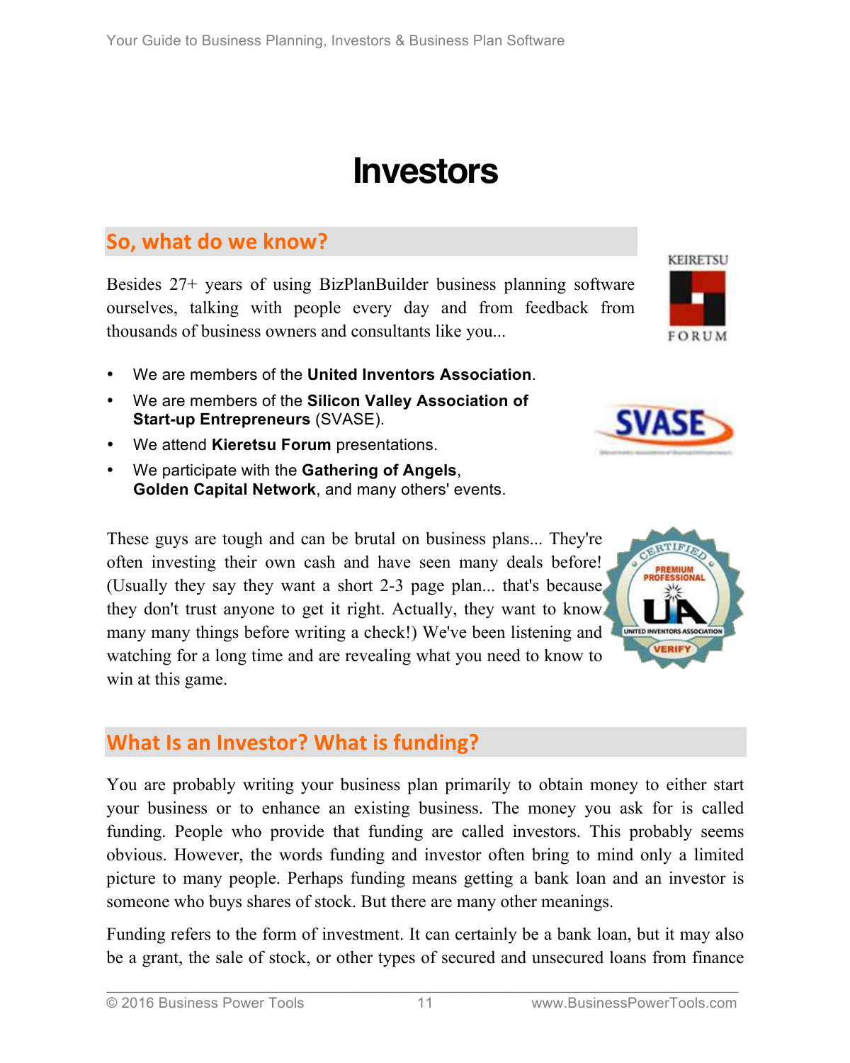# Investors

## So, what do we know?

Besides 27+ years of using BizPlanBuilder business planning software ourselves, talking with people every day and from feedback from thousands of business owners and consultants like you...

- We are members of the **United Inventors Association**.
- We are members of the **Silicon Valley Association of Start-up Entrepreneurs** (SVASE).
- We attend **Kieretsu Forum** presentations.
- We participate with the **Gathering of Angels**, **Golden Capital Network**, and many others' events.

These guys are tough and can be brutal on business plans... They're often investing their own cash and have seen many deals before! (Usually they say they want a short 2-3 page plan... that's because they don't trust anyone to get it right. Actually, they want to know many many things before writing a check!) We've been listening and watching for a long time and are revealing what you need to know to win at this game.

## What Is an Investor? What is funding?

You are probably writing your business plan primarily to obtain money to either start your business or to enhance an existing business. The money you ask for is called funding. People who provide that funding are called investors. This probably seems obvious. However, the words funding and investor often bring to mind only a limited picture to many people. Perhaps funding means getting a bank loan and an investor is someone who buys shares of stock. But there are many other meanings.

Funding refers to the form of investment. It can certainly be a bank loan, but it may also be a grant, the sale of stock, or other types of secured and unsecured loans from finance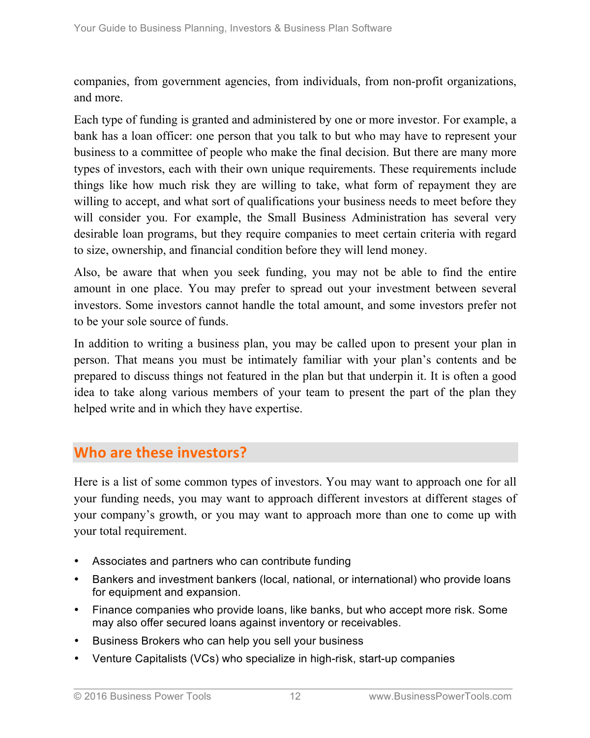companies, from government agencies, from individuals, from non-profit organizations, and more.

Each type of funding is granted and administered by one or more investor. For example, a bank has a loan officer: one person that you talk to but who may have to represent your business to a committee of people who make the final decision. But there are many more types of investors, each with their own unique requirements. These requirements include things like how much risk they are willing to take, what form of repayment they are willing to accept, and what sort of qualifications your business needs to meet before they will consider you. For example, the Small Business Administration has several very desirable loan programs, but they require companies to meet certain criteria with regard to size, ownership, and financial condition before they will lend money.

Also, be aware that when you seek funding, you may not be able to find the entire amount in one place. You may prefer to spread out your investment between several investors. Some investors cannot handle the total amount, and some investors prefer not to be your sole source of funds.

In addition to writing a business plan, you may be called upon to present your plan in person. That means you must be intimately familiar with your plan's contents and be prepared to discuss things not featured in the plan but that underpin it. It is often a good idea to take along various members of your team to present the part of the plan they helped write and in which they have expertise.

## Who are these investors?

Here is a list of some common types of investors. You may want to approach one for all your funding needs, you may want to approach different investors at different stages of your company's growth, or you may want to approach more than one to come up with your total requirement.

- Associates and partners who can contribute funding
- Bankers and investment bankers (local, national, or international) who provide loans for equipment and expansion.
- Finance companies who provide loans, like banks, but who accept more risk. Some may also offer secured loans against inventory or receivables.
- Business Brokers who can help you sell your business
- Venture Capitalists (VCs) who specialize in high-risk, start-up companies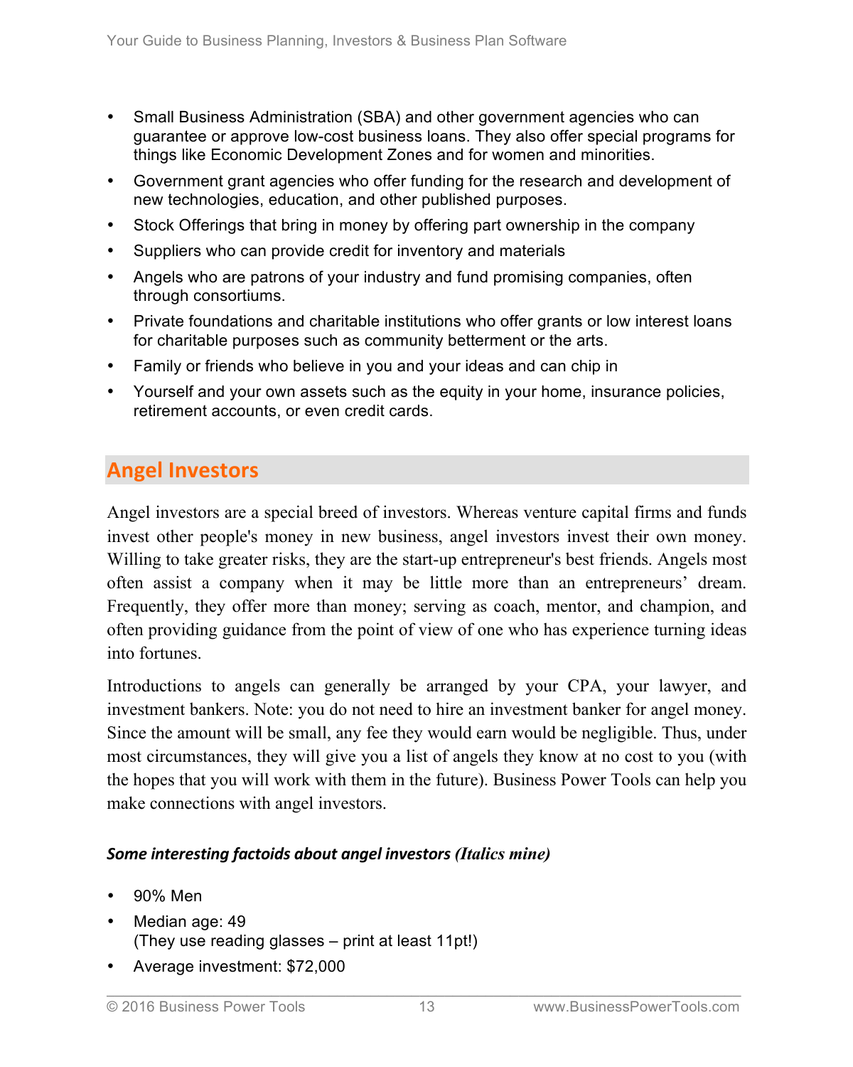- Small Business Administration (SBA) and other government agencies who can guarantee or approve low-cost business loans. They also offer special programs for things like Economic Development Zones and for women and minorities.
- Government grant agencies who offer funding for the research and development of new technologies, education, and other published purposes.
- Stock Offerings that bring in money by offering part ownership in the company
- Suppliers who can provide credit for inventory and materials
- Angels who are patrons of your industry and fund promising companies, often through consortiums.
- Private foundations and charitable institutions who offer grants or low interest loans for charitable purposes such as community betterment or the arts.
- Family or friends who believe in you and your ideas and can chip in
- Yourself and your own assets such as the equity in your home, insurance policies, retirement accounts, or even credit cards.

## Angel Investors

Angel investors are a special breed of investors. Whereas venture capital firms and funds invest other people's money in new business, angel investors invest their own money. Willing to take greater risks, they are the start-up entrepreneur's best friends. Angels most often assist a company when it may be little more than an entrepreneurs' dream. Frequently, they offer more than money; serving as coach, mentor, and champion, and often providing guidance from the point of view of one who has experience turning ideas into fortunes.

Introductions to angels can generally be arranged by your CPA, your lawyer, and investment bankers. Note: you do not need to hire an investment banker for angel money. Since the amount will be small, any fee they would earn would be negligible. Thus, under most circumstances, they will give you a list of angels they know at no cost to you (with the hopes that you will work with them in the future). Business Power Tools can help you make connections with angel investors.

### *Some interesting factoids about angel investors (Italics mine)*

- 90% Men
- Median age: 49
  (They use reading glasses – print at least 11pt!)
- Average investment: $72,000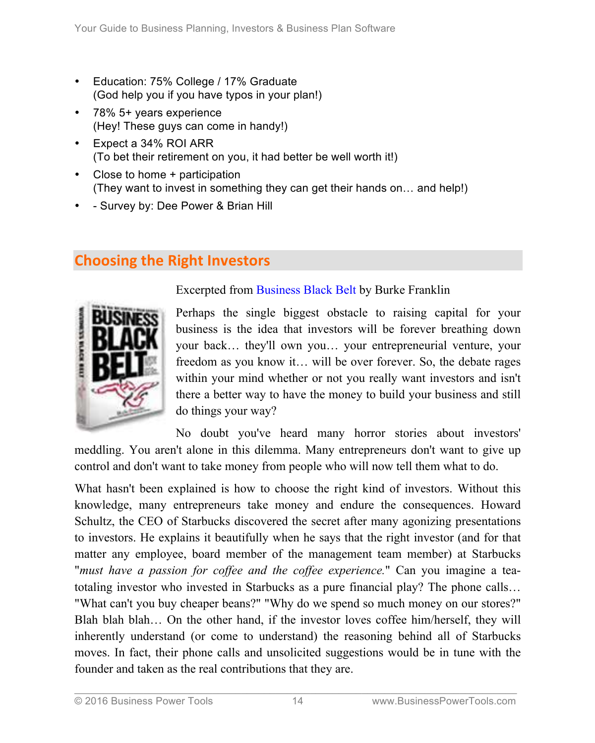- Education: 75% College / 17% Graduate
  (God help you if you have typos in your plan!)
- 78% 5+ years experience
  (Hey! These guys can come in handy!)
- Expect a 34% ROI ARR
  (To bet their retirement on you, it had better be well worth it!)
- Close to home + participation
  (They want to invest in something they can get their hands on… and help!)
- - Survey by: Dee Power & Brian Hill

## Choosing the Right Investors

Excerpted from Business Black Belt by Burke Franklin

Perhaps the single biggest obstacle to raising capital for your business is the idea that investors will be forever breathing down your back… they'll own you… your entrepreneurial venture, your freedom as you know it… will be over forever. So, the debate rages within your mind whether or not you really want investors and isn't there a better way to have the money to build your business and still do things your way?

No doubt you've heard many horror stories about investors' meddling. You aren't alone in this dilemma. Many entrepreneurs don't want to give up control and don't want to take money from people who will now tell them what to do.

What hasn't been explained is how to choose the right kind of investors. Without this knowledge, many entrepreneurs take money and endure the consequences. Howard Schultz, the CEO of Starbucks discovered the secret after many agonizing presentations to investors. He explains it beautifully when he says that the right investor (and for that matter any employee, board member of the management team member) at Starbucks "*must have a passion for coffee and the coffee experience.*" Can you imagine a tea-totaling investor who invested in Starbucks as a pure financial play? The phone calls… "What can't you buy cheaper beans?" "Why do we spend so much money on our stores?" Blah blah blah… On the other hand, if the investor loves coffee him/herself, they will inherently understand (or come to understand) the reasoning behind all of Starbucks moves. In fact, their phone calls and unsolicited suggestions would be in tune with the founder and taken as the real contributions that they are.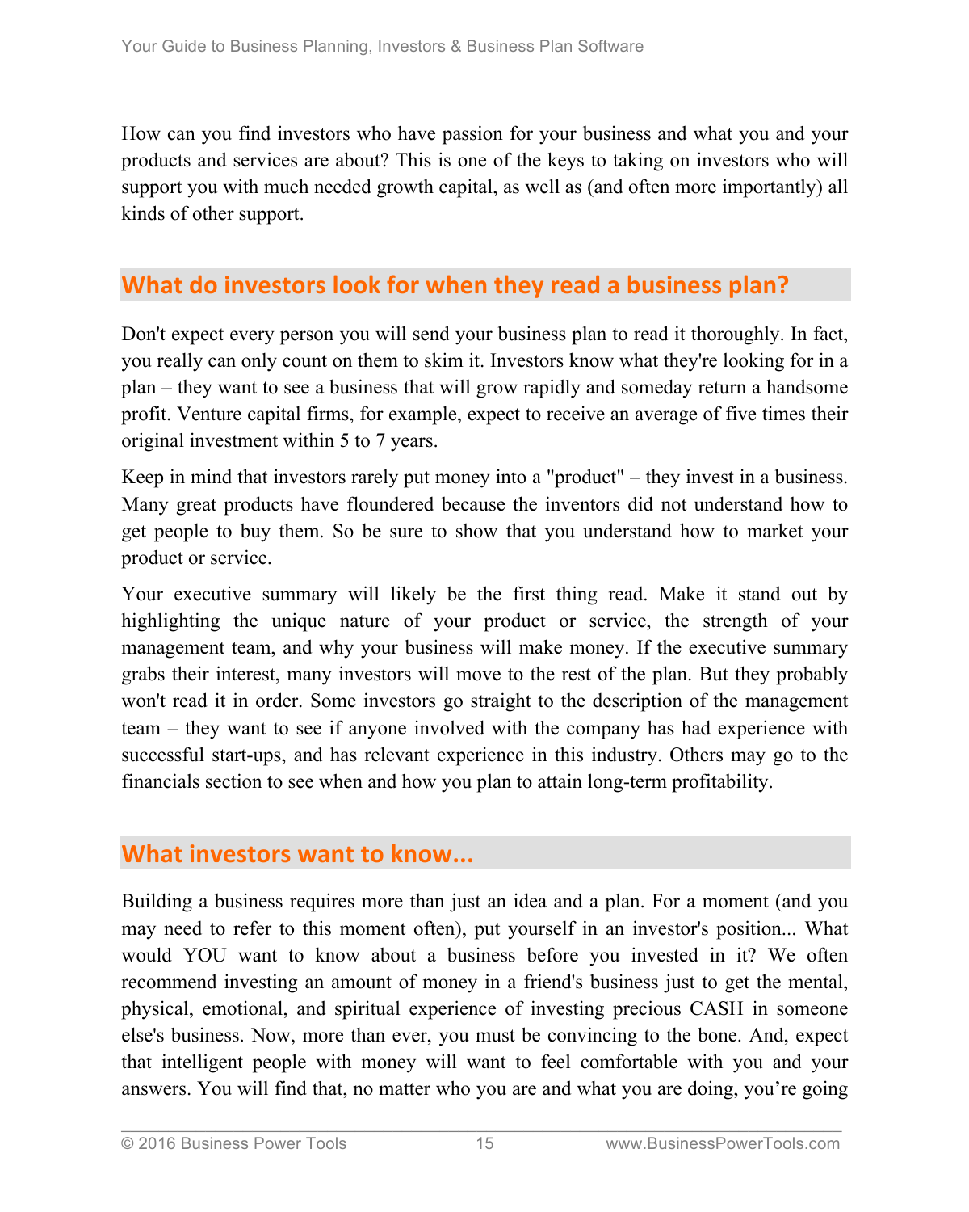How can you find investors who have passion for your business and what you and your products and services are about? This is one of the keys to taking on investors who will support you with much needed growth capital, as well as (and often more importantly) all kinds of other support.

## What do investors look for when they read a business plan?

Don't expect every person you will send your business plan to read it thoroughly. In fact, you really can only count on them to skim it. Investors know what they're looking for in a plan – they want to see a business that will grow rapidly and someday return a handsome profit. Venture capital firms, for example, expect to receive an average of five times their original investment within 5 to 7 years.

Keep in mind that investors rarely put money into a "product" – they invest in a business. Many great products have floundered because the inventors did not understand how to get people to buy them. So be sure to show that you understand how to market your product or service.

Your executive summary will likely be the first thing read. Make it stand out by highlighting the unique nature of your product or service, the strength of your management team, and why your business will make money. If the executive summary grabs their interest, many investors will move to the rest of the plan. But they probably won't read it in order. Some investors go straight to the description of the management team – they want to see if anyone involved with the company has had experience with successful start-ups, and has relevant experience in this industry. Others may go to the financials section to see when and how you plan to attain long-term profitability.

## What investors want to know...

Building a business requires more than just an idea and a plan. For a moment (and you may need to refer to this moment often), put yourself in an investor's position... What would YOU want to know about a business before you invested in it? We often recommend investing an amount of money in a friend's business just to get the mental, physical, emotional, and spiritual experience of investing precious CASH in someone else's business. Now, more than ever, you must be convincing to the bone. And, expect that intelligent people with money will want to feel comfortable with you and your answers. You will find that, no matter who you are and what you are doing, you're going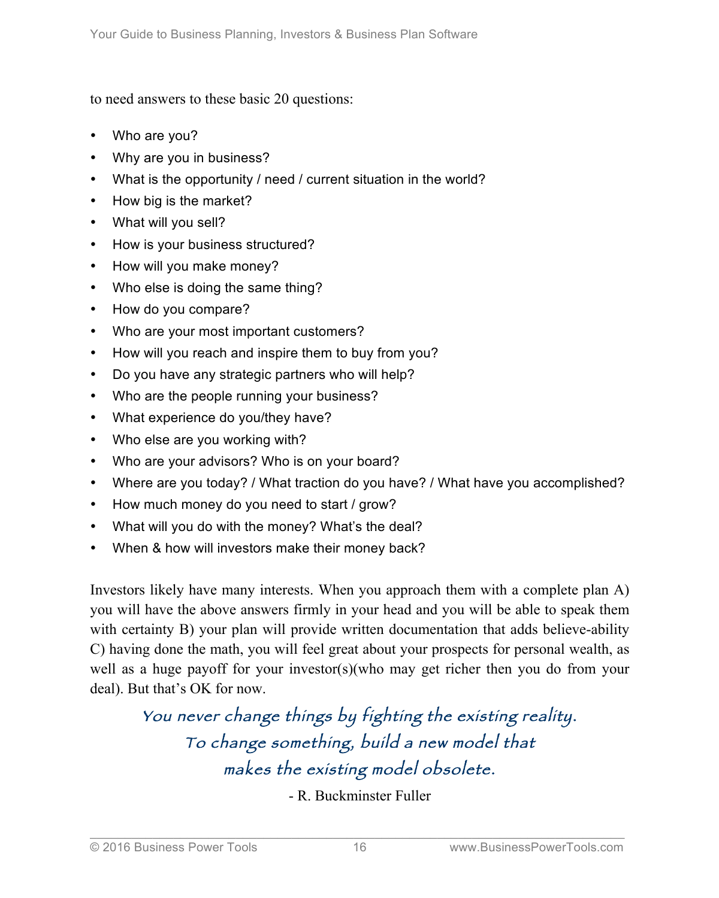to need answers to these basic 20 questions:

- Who are you?
- Why are you in business?
- What is the opportunity / need / current situation in the world?
- How big is the market?
- What will you sell?
- How is your business structured?
- How will you make money?
- Who else is doing the same thing?
- How do you compare?
- Who are your most important customers?
- How will you reach and inspire them to buy from you?
- Do you have any strategic partners who will help?
- Who are the people running your business?
- What experience do you/they have?
- Who else are you working with?
- Who are your advisors? Who is on your board?
- Where are you today? / What traction do you have? / What have you accomplished?
- How much money do you need to start / grow?
- What will you do with the money? What's the deal?
- When & how will investors make their money back?

Investors likely have many interests. When you approach them with a complete plan A) you will have the above answers firmly in your head and you will be able to speak them with certainty B) your plan will provide written documentation that adds believe-ability C) having done the math, you will feel great about your prospects for personal wealth, as well as a huge payoff for your investor(s)(who may get richer then you do from your deal). But that's OK for now.

*You never change things by fighting the existing reality.*
*To change something, build a new model that*
*makes the existing model obsolete.*

\- R. Buckminster Fuller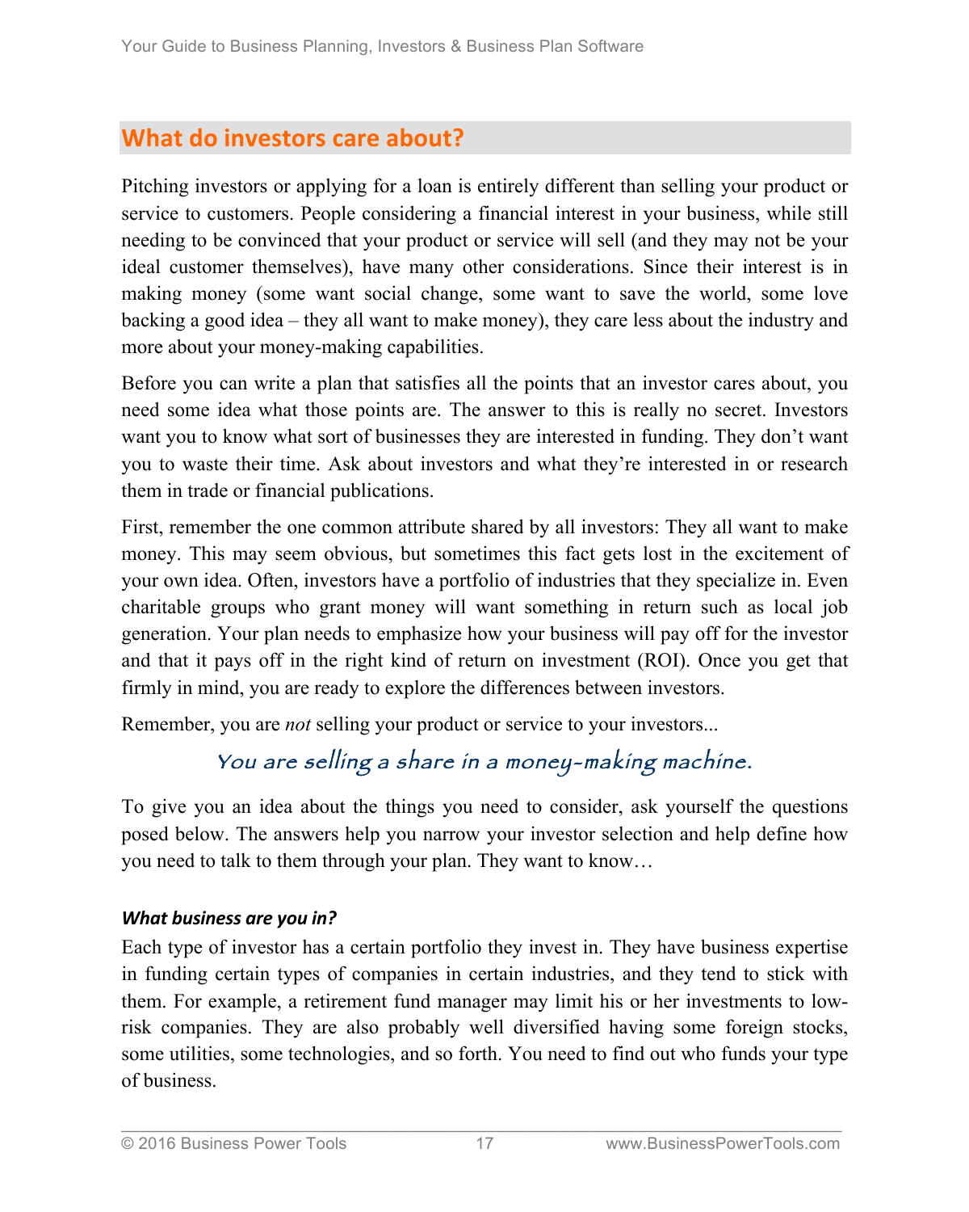## What do investors care about?

Pitching investors or applying for a loan is entirely different than selling your product or service to customers. People considering a financial interest in your business, while still needing to be convinced that your product or service will sell (and they may not be your ideal customer themselves), have many other considerations. Since their interest is in making money (some want social change, some want to save the world, some love backing a good idea – they all want to make money), they care less about the industry and more about your money-making capabilities.

Before you can write a plan that satisfies all the points that an investor cares about, you need some idea what those points are. The answer to this is really no secret. Investors want you to know what sort of businesses they are interested in funding. They don't want you to waste their time. Ask about investors and what they're interested in or research them in trade or financial publications.

First, remember the one common attribute shared by all investors: They all want to make money. This may seem obvious, but sometimes this fact gets lost in the excitement of your own idea. Often, investors have a portfolio of industries that they specialize in. Even charitable groups who grant money will want something in return such as local job generation. Your plan needs to emphasize how your business will pay off for the investor and that it pays off in the right kind of return on investment (ROI). Once you get that firmly in mind, you are ready to explore the differences between investors.

Remember, you are *not* selling your product or service to your investors...

*You are selling a share in a money-making machine.*

To give you an idea about the things you need to consider, ask yourself the questions posed below. The answers help you narrow your investor selection and help define how you need to talk to them through your plan. They want to know…

### *What business are you in?*

Each type of investor has a certain portfolio they invest in. They have business expertise in funding certain types of companies in certain industries, and they tend to stick with them. For example, a retirement fund manager may limit his or her investments to low-risk companies. They are also probably well diversified having some foreign stocks, some utilities, some technologies, and so forth. You need to find out who funds your type of business.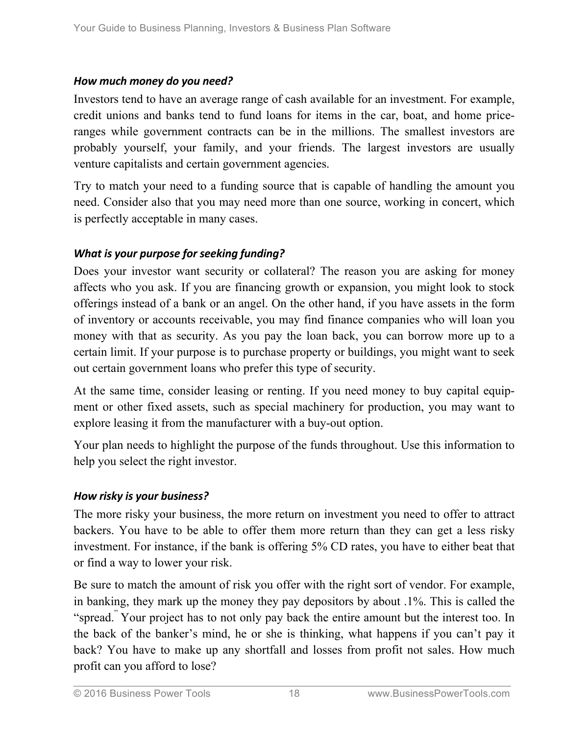### *How much money do you need?*

Investors tend to have an average range of cash available for an investment. For example, credit unions and banks tend to fund loans for items in the car, boat, and home price-ranges while government contracts can be in the millions. The smallest investors are probably yourself, your family, and your friends. The largest investors are usually venture capitalists and certain government agencies.

Try to match your need to a funding source that is capable of handling the amount you need. Consider also that you may need more than one source, working in concert, which is perfectly acceptable in many cases.

### *What is your purpose for seeking funding?*

Does your investor want security or collateral? The reason you are asking for money affects who you ask. If you are financing growth or expansion, you might look to stock offerings instead of a bank or an angel. On the other hand, if you have assets in the form of inventory or accounts receivable, you may find finance companies who will loan you money with that as security. As you pay the loan back, you can borrow more up to a certain limit. If your purpose is to purchase property or buildings, you might want to seek out certain government loans who prefer this type of security.

At the same time, consider leasing or renting. If you need money to buy capital equipment or other fixed assets, such as special machinery for production, you may want to explore leasing it from the manufacturer with a buy-out option.

Your plan needs to highlight the purpose of the funds throughout. Use this information to help you select the right investor.

### *How risky is your business?*

The more risky your business, the more return on investment you need to offer to attract backers. You have to be able to offer them more return than they can get a less risky investment. For instance, if the bank is offering 5% CD rates, you have to either beat that or find a way to lower your risk.

Be sure to match the amount of risk you offer with the right sort of vendor. For example, in banking, they mark up the money they pay depositors by about .1%. This is called the "spread." Your project has to not only pay back the entire amount but the interest too. In the back of the banker's mind, he or she is thinking, what happens if you can't pay it back? You have to make up any shortfall and losses from profit not sales. How much profit can you afford to lose?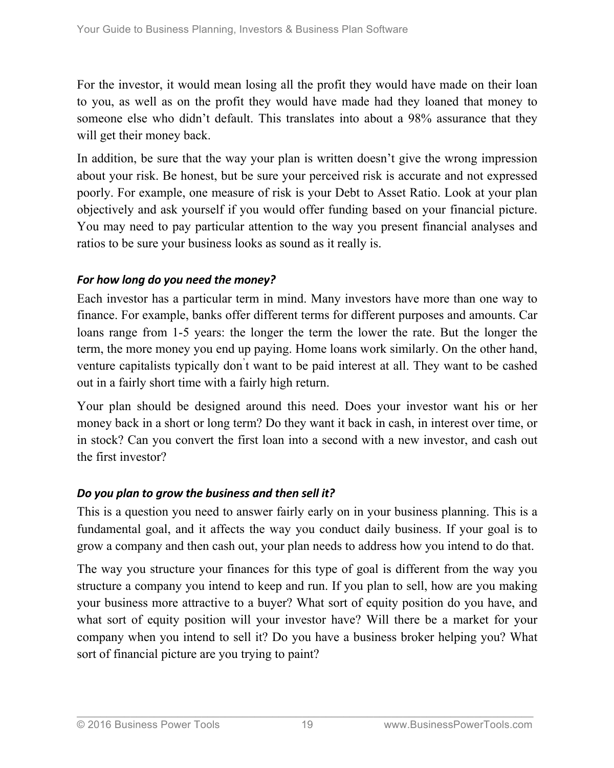For the investor, it would mean losing all the profit they would have made on their loan to you, as well as on the profit they would have made had they loaned that money to someone else who didn't default. This translates into about a 98% assurance that they will get their money back.

In addition, be sure that the way your plan is written doesn't give the wrong impression about your risk. Be honest, but be sure your perceived risk is accurate and not expressed poorly. For example, one measure of risk is your Debt to Asset Ratio. Look at your plan objectively and ask yourself if you would offer funding based on your financial picture. You may need to pay particular attention to the way you present financial analyses and ratios to be sure your business looks as sound as it really is.

### *For how long do you need the money?*

Each investor has a particular term in mind. Many investors have more than one way to finance. For example, banks offer different terms for different purposes and amounts. Car loans range from 1-5 years: the longer the term the lower the rate. But the longer the term, the more money you end up paying. Home loans work similarly. On the other hand, venture capitalists typically don't want to be paid interest at all. They want to be cashed out in a fairly short time with a fairly high return.

Your plan should be designed around this need. Does your investor want his or her money back in a short or long term? Do they want it back in cash, in interest over time, or in stock? Can you convert the first loan into a second with a new investor, and cash out the first investor?

### *Do you plan to grow the business and then sell it?*

This is a question you need to answer fairly early on in your business planning. This is a fundamental goal, and it affects the way you conduct daily business. If your goal is to grow a company and then cash out, your plan needs to address how you intend to do that.

The way you structure your finances for this type of goal is different from the way you structure a company you intend to keep and run. If you plan to sell, how are you making your business more attractive to a buyer? What sort of equity position do you have, and what sort of equity position will your investor have? Will there be a market for your company when you intend to sell it? Do you have a business broker helping you? What sort of financial picture are you trying to paint?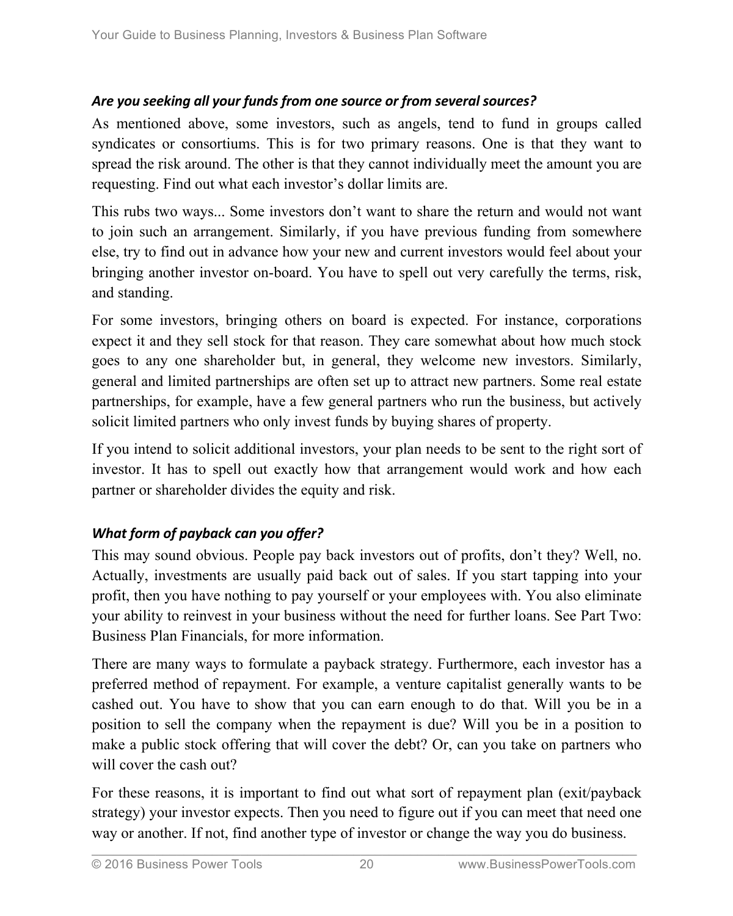### *Are you seeking all your funds from one source or from several sources?*

As mentioned above, some investors, such as angels, tend to fund in groups called syndicates or consortiums. This is for two primary reasons. One is that they want to spread the risk around. The other is that they cannot individually meet the amount you are requesting. Find out what each investor's dollar limits are.

This rubs two ways... Some investors don't want to share the return and would not want to join such an arrangement. Similarly, if you have previous funding from somewhere else, try to find out in advance how your new and current investors would feel about your bringing another investor on-board. You have to spell out very carefully the terms, risk, and standing.

For some investors, bringing others on board is expected. For instance, corporations expect it and they sell stock for that reason. They care somewhat about how much stock goes to any one shareholder but, in general, they welcome new investors. Similarly, general and limited partnerships are often set up to attract new partners. Some real estate partnerships, for example, have a few general partners who run the business, but actively solicit limited partners who only invest funds by buying shares of property.

If you intend to solicit additional investors, your plan needs to be sent to the right sort of investor. It has to spell out exactly how that arrangement would work and how each partner or shareholder divides the equity and risk.

### *What form of payback can you offer?*

This may sound obvious. People pay back investors out of profits, don't they? Well, no. Actually, investments are usually paid back out of sales. If you start tapping into your profit, then you have nothing to pay yourself or your employees with. You also eliminate your ability to reinvest in your business without the need for further loans. See Part Two: Business Plan Financials, for more information.

There are many ways to formulate a payback strategy. Furthermore, each investor has a preferred method of repayment. For example, a venture capitalist generally wants to be cashed out. You have to show that you can earn enough to do that. Will you be in a position to sell the company when the repayment is due? Will you be in a position to make a public stock offering that will cover the debt? Or, can you take on partners who will cover the cash out?

For these reasons, it is important to find out what sort of repayment plan (exit/payback strategy) your investor expects. Then you need to figure out if you can meet that need one way or another. If not, find another type of investor or change the way you do business.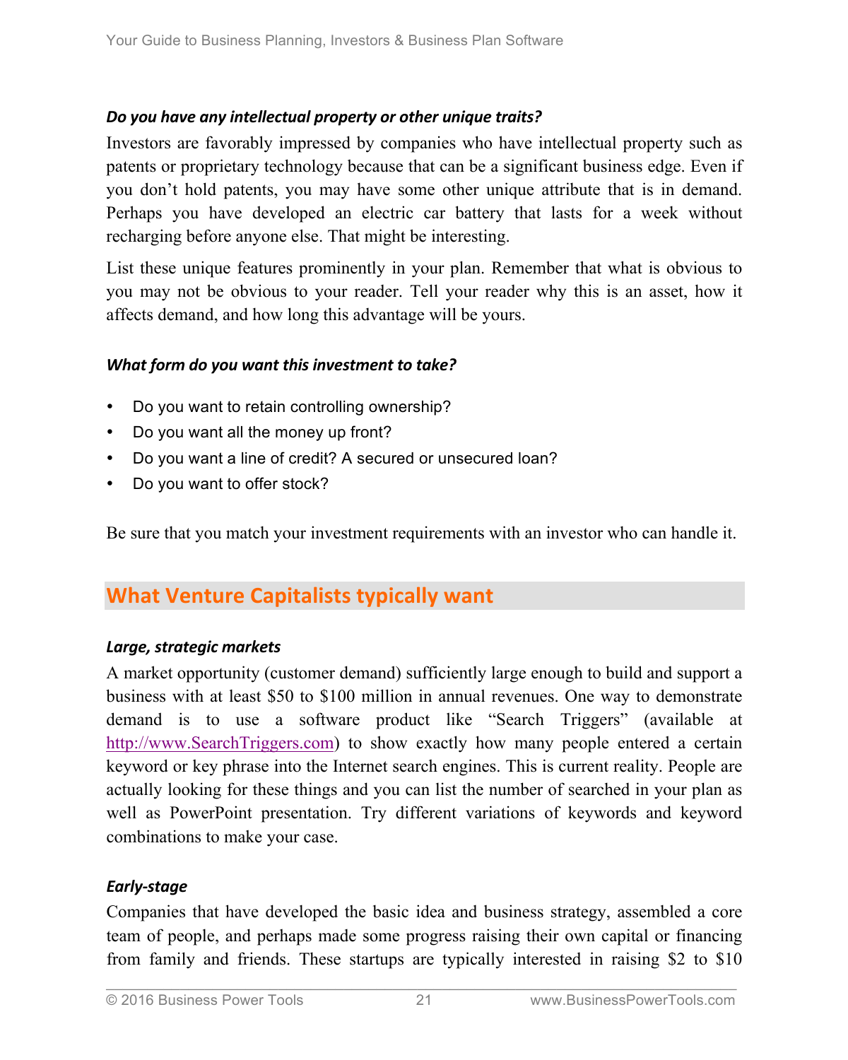### *Do you have any intellectual property or other unique traits?*

Investors are favorably impressed by companies who have intellectual property such as patents or proprietary technology because that can be a significant business edge. Even if you don't hold patents, you may have some other unique attribute that is in demand. Perhaps you have developed an electric car battery that lasts for a week without recharging before anyone else. That might be interesting.

List these unique features prominently in your plan. Remember that what is obvious to you may not be obvious to your reader. Tell your reader why this is an asset, how it affects demand, and how long this advantage will be yours.

### *What form do you want this investment to take?*

- Do you want to retain controlling ownership?
- Do you want all the money up front?
- Do you want a line of credit? A secured or unsecured loan?
- Do you want to offer stock?

Be sure that you match your investment requirements with an investor who can handle it.

## What Venture Capitalists typically want

### *Large, strategic markets*

A market opportunity (customer demand) sufficiently large enough to build and support a business with at least $50 to $100 million in annual revenues. One way to demonstrate demand is to use a software product like "Search Triggers" (available at http://www.SearchTriggers.com) to show exactly how many people entered a certain keyword or key phrase into the Internet search engines. This is current reality. People are actually looking for these things and you can list the number of searched in your plan as well as PowerPoint presentation. Try different variations of keywords and keyword combinations to make your case.

### *Early-stage*

Companies that have developed the basic idea and business strategy, assembled a core team of people, and perhaps made some progress raising their own capital or financing from family and friends. These startups are typically interested in raising $2 to $10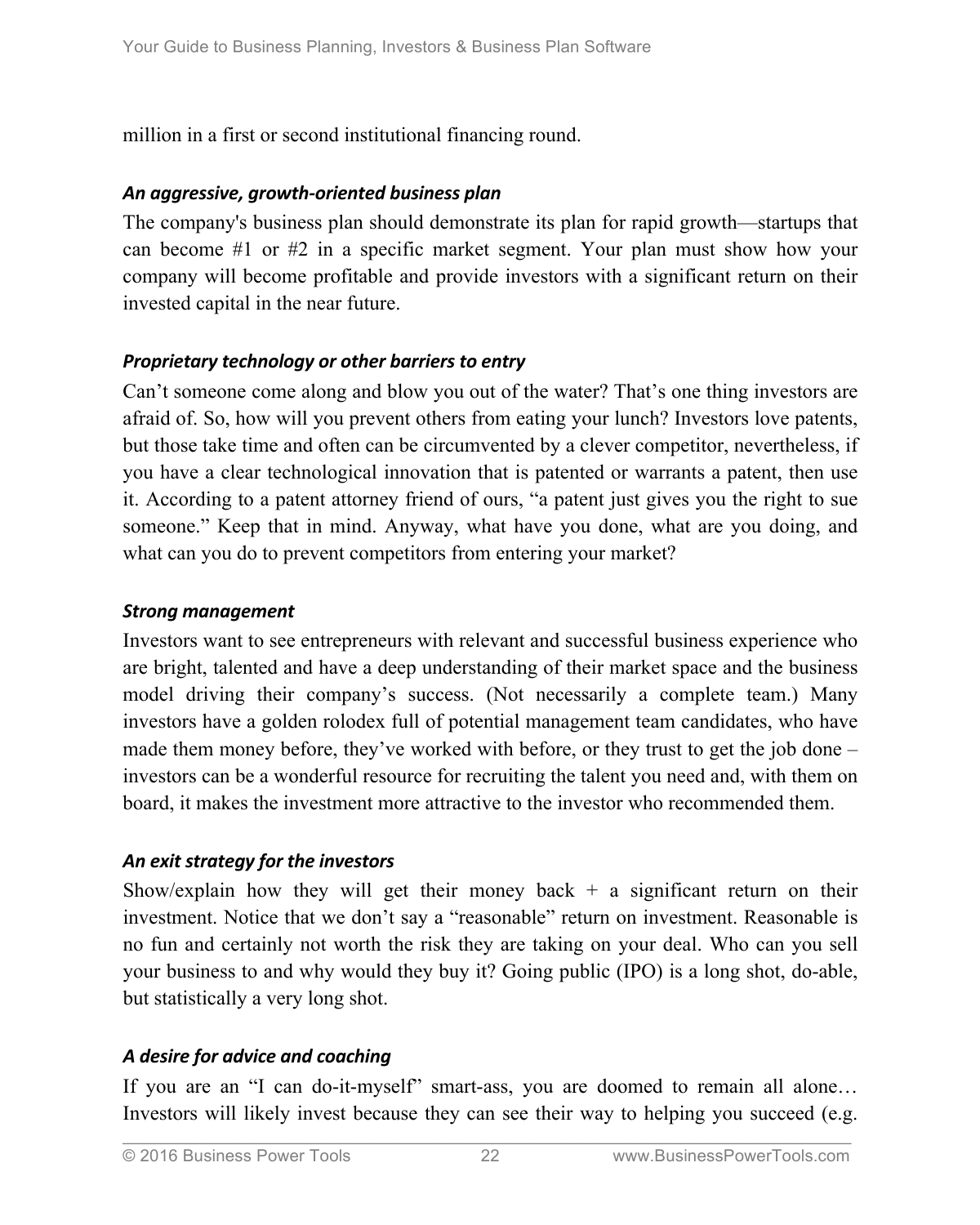million in a first or second institutional financing round.

### *An aggressive, growth-oriented business plan*

The company's business plan should demonstrate its plan for rapid growth—startups that can become #1 or #2 in a specific market segment. Your plan must show how your company will become profitable and provide investors with a significant return on their invested capital in the near future.

### *Proprietary technology or other barriers to entry*

Can't someone come along and blow you out of the water? That's one thing investors are afraid of. So, how will you prevent others from eating your lunch? Investors love patents, but those take time and often can be circumvented by a clever competitor, nevertheless, if you have a clear technological innovation that is patented or warrants a patent, then use it. According to a patent attorney friend of ours, "a patent just gives you the right to sue someone." Keep that in mind. Anyway, what have you done, what are you doing, and what can you do to prevent competitors from entering your market?

### *Strong management*

Investors want to see entrepreneurs with relevant and successful business experience who are bright, talented and have a deep understanding of their market space and the business model driving their company's success. (Not necessarily a complete team.) Many investors have a golden rolodex full of potential management team candidates, who have made them money before, they've worked with before, or they trust to get the job done – investors can be a wonderful resource for recruiting the talent you need and, with them on board, it makes the investment more attractive to the investor who recommended them.

### *An exit strategy for the investors*

Show/explain how they will get their money back + a significant return on their investment. Notice that we don't say a "reasonable" return on investment. Reasonable is no fun and certainly not worth the risk they are taking on your deal. Who can you sell your business to and why would they buy it? Going public (IPO) is a long shot, do-able, but statistically a very long shot.

### *A desire for advice and coaching*

If you are an "I can do-it-myself" smart-ass, you are doomed to remain all alone… Investors will likely invest because they can see their way to helping you succeed (e.g.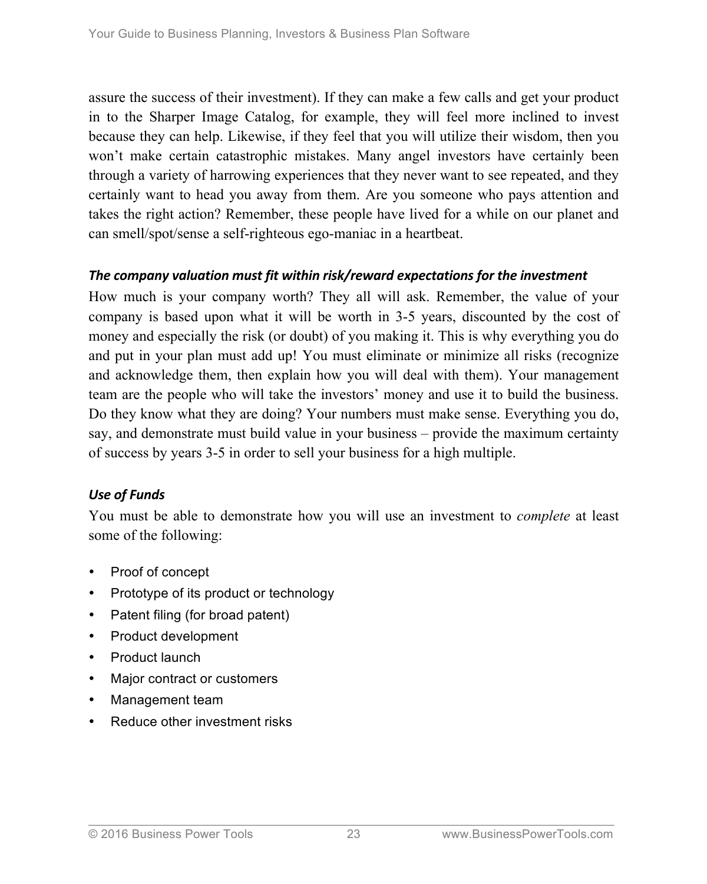assure the success of their investment). If they can make a few calls and get your product in to the Sharper Image Catalog, for example, they will feel more inclined to invest because they can help. Likewise, if they feel that you will utilize their wisdom, then you won't make certain catastrophic mistakes. Many angel investors have certainly been through a variety of harrowing experiences that they never want to see repeated, and they certainly want to head you away from them. Are you someone who pays attention and takes the right action? Remember, these people have lived for a while on our planet and can smell/spot/sense a self-righteous ego-maniac in a heartbeat.

***The company valuation must fit within risk/reward expectations for the investment***

How much is your company worth? They all will ask. Remember, the value of your company is based upon what it will be worth in 3-5 years, discounted by the cost of money and especially the risk (or doubt) of you making it. This is why everything you do and put in your plan must add up! You must eliminate or minimize all risks (recognize and acknowledge them, then explain how you will deal with them). Your management team are the people who will take the investors' money and use it to build the business. Do they know what they are doing? Your numbers must make sense. Everything you do, say, and demonstrate must build value in your business – provide the maximum certainty of success by years 3-5 in order to sell your business for a high multiple.

***Use of Funds***

You must be able to demonstrate how you will use an investment to *complete* at least some of the following:

- Proof of concept
- Prototype of its product or technology
- Patent filing (for broad patent)
- Product development
- Product launch
- Major contract or customers
- Management team
- Reduce other investment risks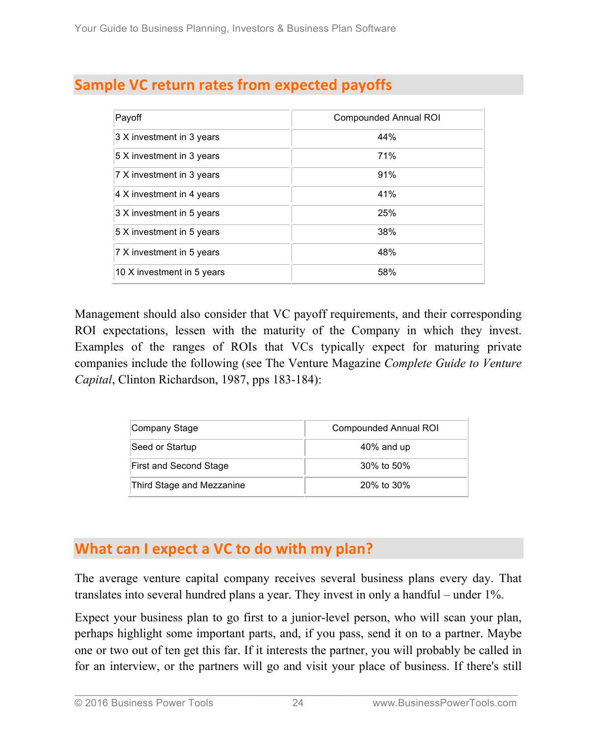## Sample VC return rates from expected payoffs

| Payoff | Compounded Annual ROI |
|---|---|
| 3 X investment in 3 years | 44% |
| 5 X investment in 3 years | 71% |
| 7 X investment in 3 years | 91% |
| 4 X investment in 4 years | 41% |
| 3 X investment in 5 years | 25% |
| 5 X investment in 5 years | 38% |
| 7 X investment in 5 years | 48% |
| 10 X investment in 5 years | 58% |

Management should also consider that VC payoff requirements, and their corresponding ROI expectations, lessen with the maturity of the Company in which they invest. Examples of the ranges of ROIs that VCs typically expect for maturing private companies include the following (see The Venture Magazine *Complete Guide to Venture Capital*, Clinton Richardson, 1987, pps 183-184):

| Company Stage | Compounded Annual ROI |
|---|---|
| Seed or Startup | 40% and up |
| First and Second Stage | 30% to 50% |
| Third Stage and Mezzanine | 20% to 30% |

## What can I expect a VC to do with my plan?

The average venture capital company receives several business plans every day. That translates into several hundred plans a year. They invest in only a handful – under 1%.

Expect your business plan to go first to a junior-level person, who will scan your plan, perhaps highlight some important parts, and, if you pass, send it on to a partner. Maybe one or two out of ten get this far. If it interests the partner, you will probably be called in for an interview, or the partners will go and visit your place of business. If there's still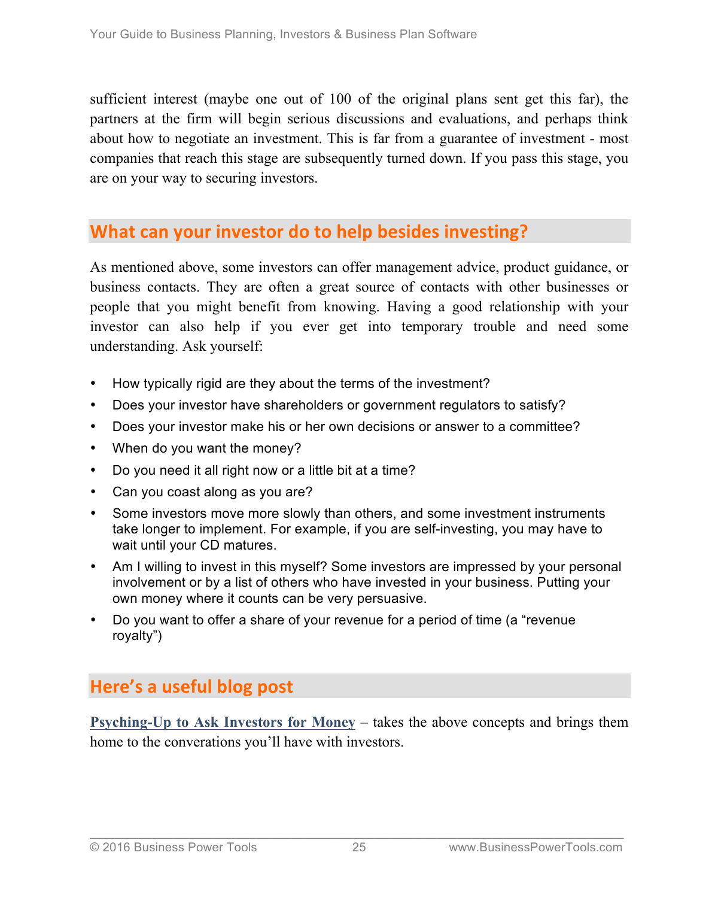sufficient interest (maybe one out of 100 of the original plans sent get this far), the partners at the firm will begin serious discussions and evaluations, and perhaps think about how to negotiate an investment. This is far from a guarantee of investment - most companies that reach this stage are subsequently turned down. If you pass this stage, you are on your way to securing investors.

## What can your investor do to help besides investing?

As mentioned above, some investors can offer management advice, product guidance, or business contacts. They are often a great source of contacts with other businesses or people that you might benefit from knowing. Having a good relationship with your investor can also help if you ever get into temporary trouble and need some understanding. Ask yourself:

- How typically rigid are they about the terms of the investment?
- Does your investor have shareholders or government regulators to satisfy?
- Does your investor make his or her own decisions or answer to a committee?
- When do you want the money?
- Do you need it all right now or a little bit at a time?
- Can you coast along as you are?
- Some investors move more slowly than others, and some investment instruments take longer to implement. For example, if you are self-investing, you may have to wait until your CD matures.
- Am I willing to invest in this myself? Some investors are impressed by your personal involvement or by a list of others who have invested in your business. Putting your own money where it counts can be very persuasive.
- Do you want to offer a share of your revenue for a period of time (a "revenue royalty")

## Here's a useful blog post

**Psyching-Up to Ask Investors for Money** – takes the above concepts and brings them home to the converations you'll have with investors.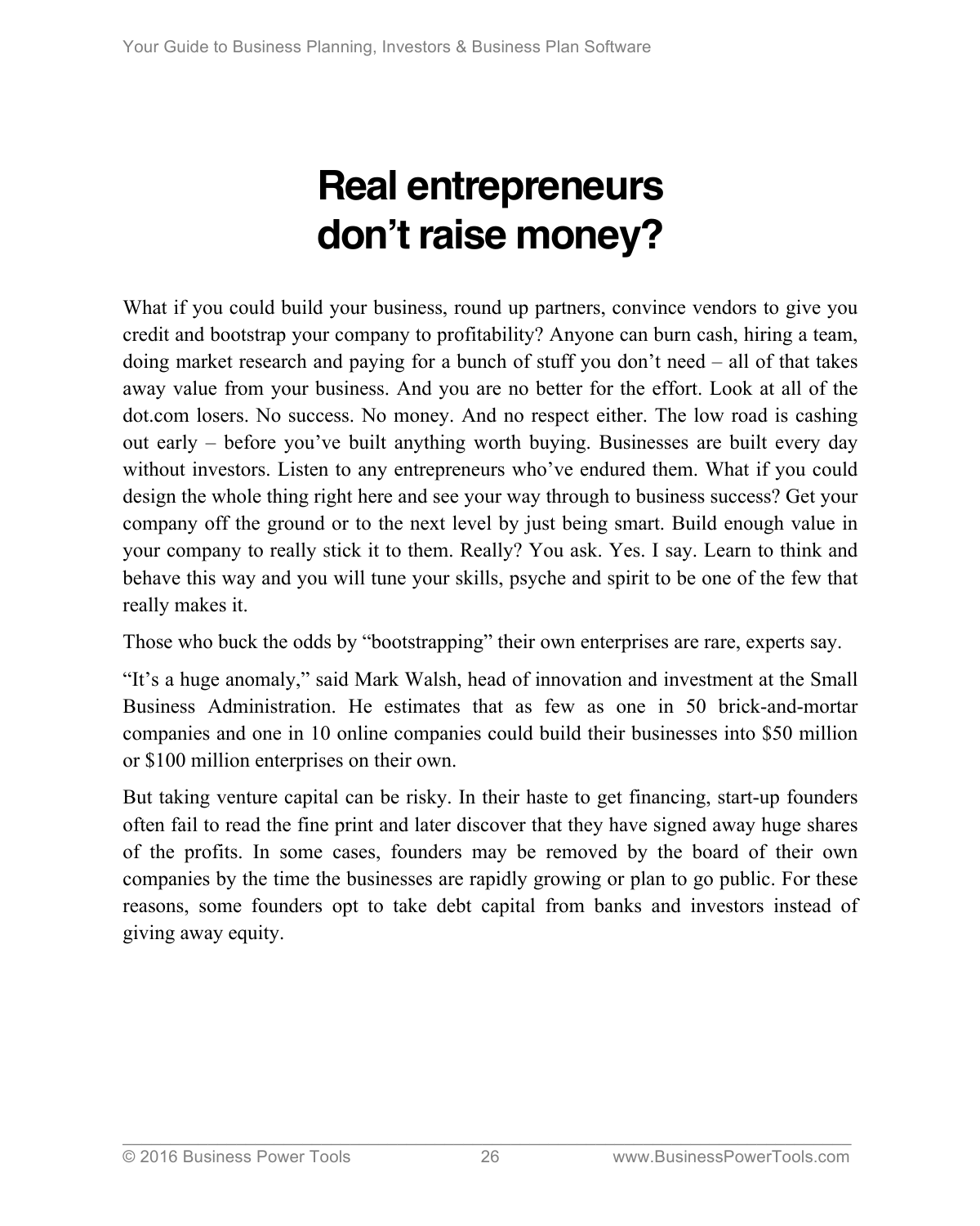# Real entrepreneurs don't raise money?

What if you could build your business, round up partners, convince vendors to give you credit and bootstrap your company to profitability? Anyone can burn cash, hiring a team, doing market research and paying for a bunch of stuff you don't need – all of that takes away value from your business. And you are no better for the effort. Look at all of the dot.com losers. No success. No money. And no respect either. The low road is cashing out early – before you've built anything worth buying. Businesses are built every day without investors. Listen to any entrepreneurs who've endured them. What if you could design the whole thing right here and see your way through to business success? Get your company off the ground or to the next level by just being smart. Build enough value in your company to really stick it to them. Really? You ask. Yes. I say. Learn to think and behave this way and you will tune your skills, psyche and spirit to be one of the few that really makes it.

Those who buck the odds by "bootstrapping" their own enterprises are rare, experts say.

"It's a huge anomaly," said Mark Walsh, head of innovation and investment at the Small Business Administration. He estimates that as few as one in 50 brick-and-mortar companies and one in 10 online companies could build their businesses into $50 million or $100 million enterprises on their own.

But taking venture capital can be risky. In their haste to get financing, start-up founders often fail to read the fine print and later discover that they have signed away huge shares of the profits. In some cases, founders may be removed by the board of their own companies by the time the businesses are rapidly growing or plan to go public. For these reasons, some founders opt to take debt capital from banks and investors instead of giving away equity.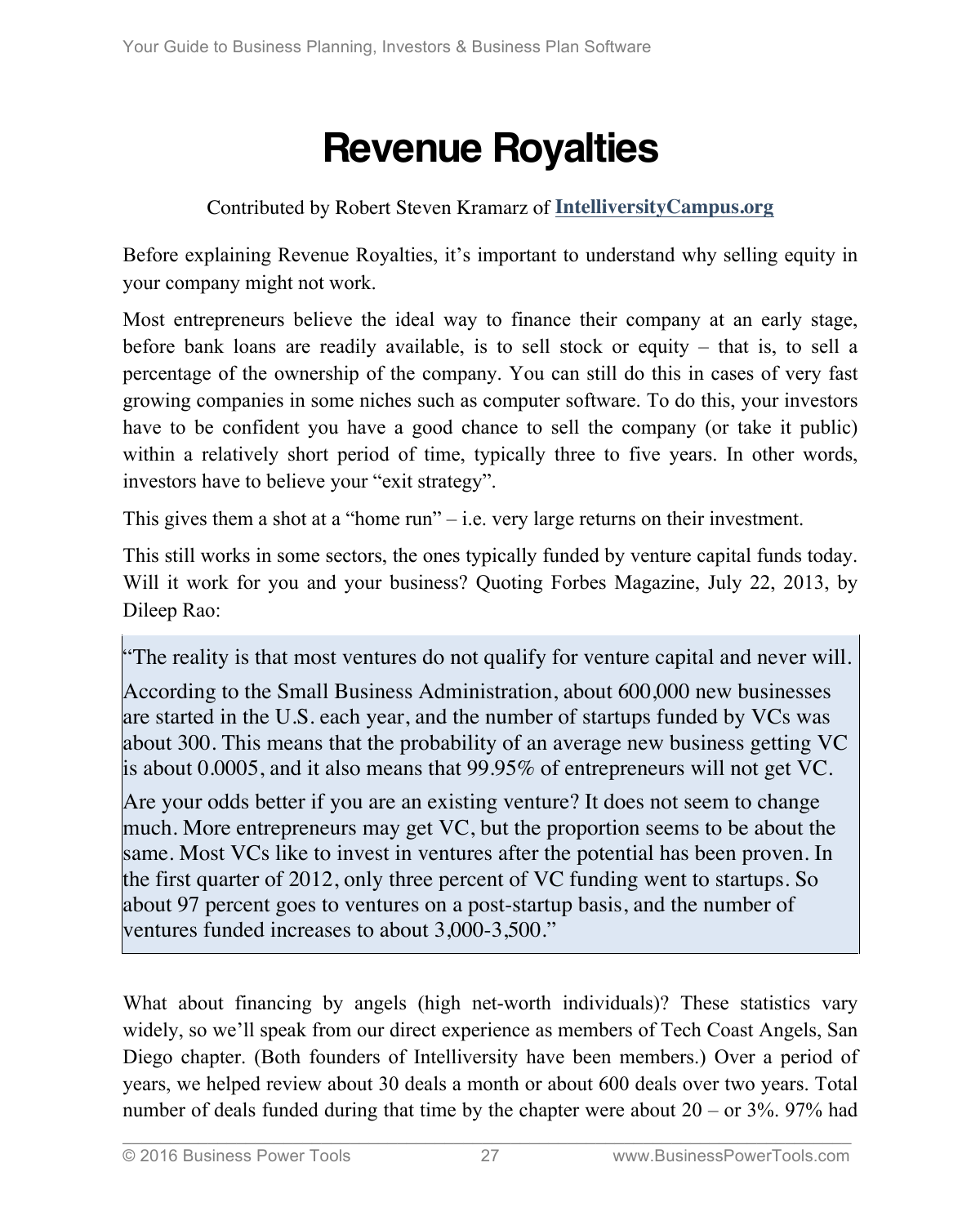# Revenue Royalties

Contributed by Robert Steven Kramarz of **IntelliversityCampus.org**

Before explaining Revenue Royalties, it's important to understand why selling equity in your company might not work.

Most entrepreneurs believe the ideal way to finance their company at an early stage, before bank loans are readily available, is to sell stock or equity – that is, to sell a percentage of the ownership of the company. You can still do this in cases of very fast growing companies in some niches such as computer software. To do this, your investors have to be confident you have a good chance to sell the company (or take it public) within a relatively short period of time, typically three to five years. In other words, investors have to believe your "exit strategy".

This gives them a shot at a "home run" – i.e. very large returns on their investment.

This still works in some sectors, the ones typically funded by venture capital funds today. Will it work for you and your business? Quoting Forbes Magazine, July 22, 2013, by Dileep Rao:

> "The reality is that most ventures do not qualify for venture capital and never will.
>
> According to the Small Business Administration, about 600,000 new businesses are started in the U.S. each year, and the number of startups funded by VCs was about 300. This means that the probability of an average new business getting VC is about 0.0005, and it also means that 99.95% of entrepreneurs will not get VC.
>
> Are your odds better if you are an existing venture? It does not seem to change much. More entrepreneurs may get VC, but the proportion seems to be about the same. Most VCs like to invest in ventures after the potential has been proven. In the first quarter of 2012, only three percent of VC funding went to startups. So about 97 percent goes to ventures on a post-startup basis, and the number of ventures funded increases to about 3,000-3,500."

What about financing by angels (high net-worth individuals)? These statistics vary widely, so we'll speak from our direct experience as members of Tech Coast Angels, San Diego chapter. (Both founders of Intelliversity have been members.) Over a period of years, we helped review about 30 deals a month or about 600 deals over two years. Total number of deals funded during that time by the chapter were about 20 – or 3%. 97% had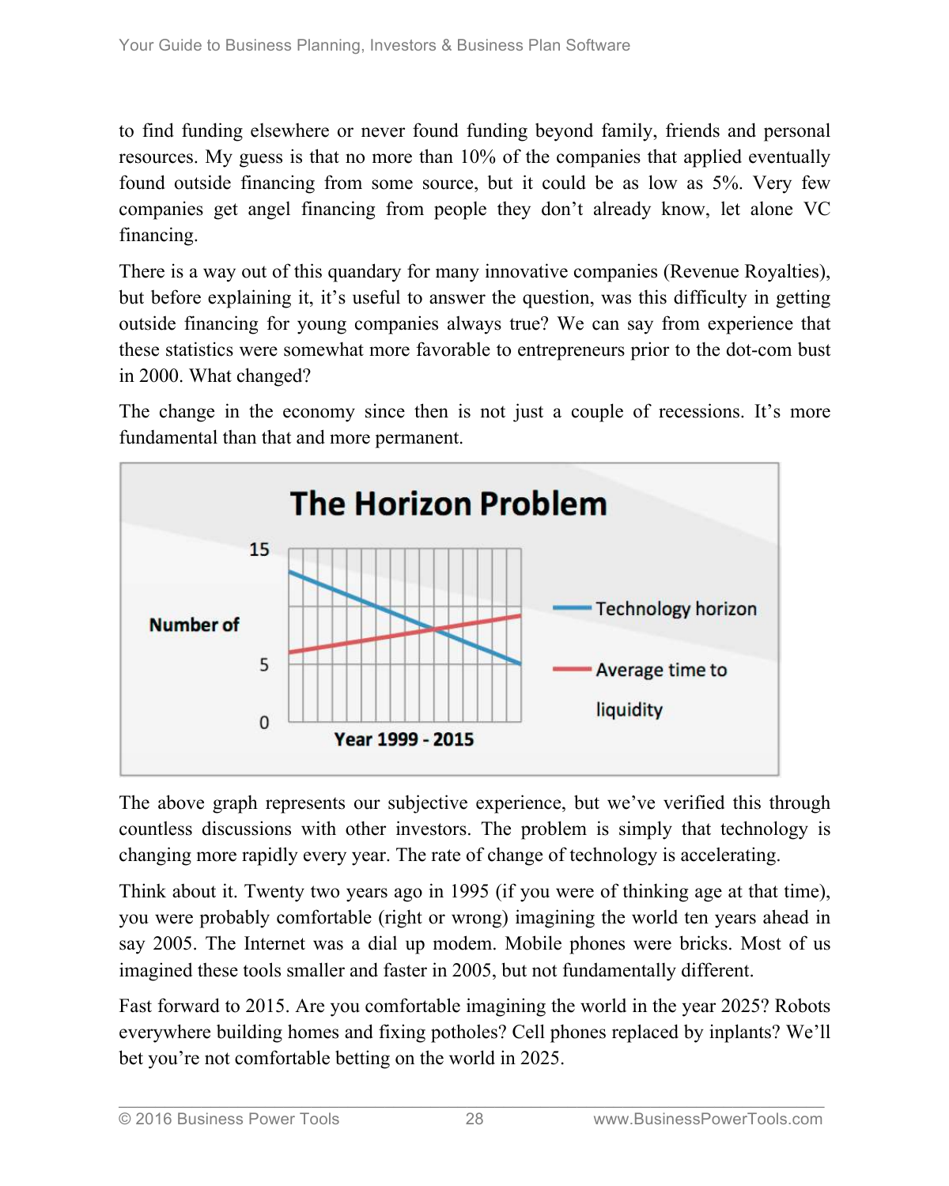to find funding elsewhere or never found funding beyond family, friends and personal resources. My guess is that no more than 10% of the companies that applied eventually found outside financing from some source, but it could be as low as 5%. Very few companies get angel financing from people they don't already know, let alone VC financing.

There is a way out of this quandary for many innovative companies (Revenue Royalties), but before explaining it, it's useful to answer the question, was this difficulty in getting outside financing for young companies always true? We can say from experience that these statistics were somewhat more favorable to entrepreneurs prior to the dot-com bust in 2000. What changed?

The change in the economy since then is not just a couple of recessions. It's more fundamental than that and more permanent.

**The Horizon Problem**

Number of: 0, 5, 15

Year 1999 - 2015

Technology horizon

Average time to liquidity

The above graph represents our subjective experience, but we've verified this through countless discussions with other investors. The problem is simply that technology is changing more rapidly every year. The rate of change of technology is accelerating.

Think about it. Twenty two years ago in 1995 (if you were of thinking age at that time), you were probably comfortable (right or wrong) imagining the world ten years ahead in say 2005. The Internet was a dial up modem. Mobile phones were bricks. Most of us imagined these tools smaller and faster in 2005, but not fundamentally different.

Fast forward to 2015. Are you comfortable imagining the world in the year 2025? Robots everywhere building homes and fixing potholes? Cell phones replaced by implants? We'll bet you're not comfortable betting on the world in 2025.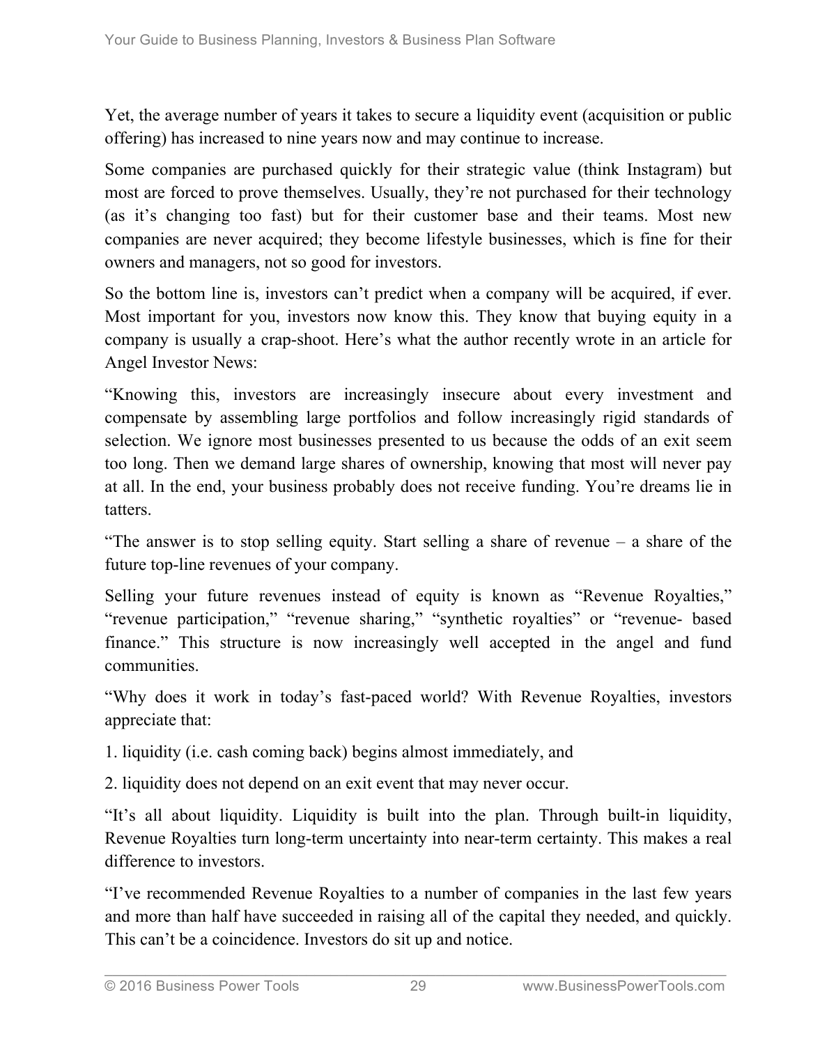Yet, the average number of years it takes to secure a liquidity event (acquisition or public offering) has increased to nine years now and may continue to increase.

Some companies are purchased quickly for their strategic value (think Instagram) but most are forced to prove themselves. Usually, they're not purchased for their technology (as it's changing too fast) but for their customer base and their teams. Most new companies are never acquired; they become lifestyle businesses, which is fine for their owners and managers, not so good for investors.

So the bottom line is, investors can't predict when a company will be acquired, if ever. Most important for you, investors now know this. They know that buying equity in a company is usually a crap-shoot. Here's what the author recently wrote in an article for Angel Investor News:

"Knowing this, investors are increasingly insecure about every investment and compensate by assembling large portfolios and follow increasingly rigid standards of selection. We ignore most businesses presented to us because the odds of an exit seem too long. Then we demand large shares of ownership, knowing that most will never pay at all. In the end, your business probably does not receive funding. You're dreams lie in tatters.

"The answer is to stop selling equity. Start selling a share of revenue – a share of the future top-line revenues of your company.

Selling your future revenues instead of equity is known as "Revenue Royalties," "revenue participation," "revenue sharing," "synthetic royalties" or "revenue- based finance." This structure is now increasingly well accepted in the angel and fund communities.

"Why does it work in today's fast-paced world? With Revenue Royalties, investors appreciate that:

1. liquidity (i.e. cash coming back) begins almost immediately, and

2. liquidity does not depend on an exit event that may never occur.

"It's all about liquidity. Liquidity is built into the plan. Through built-in liquidity, Revenue Royalties turn long-term uncertainty into near-term certainty. This makes a real difference to investors.

"I've recommended Revenue Royalties to a number of companies in the last few years and more than half have succeeded in raising all of the capital they needed, and quickly. This can't be a coincidence. Investors do sit up and notice.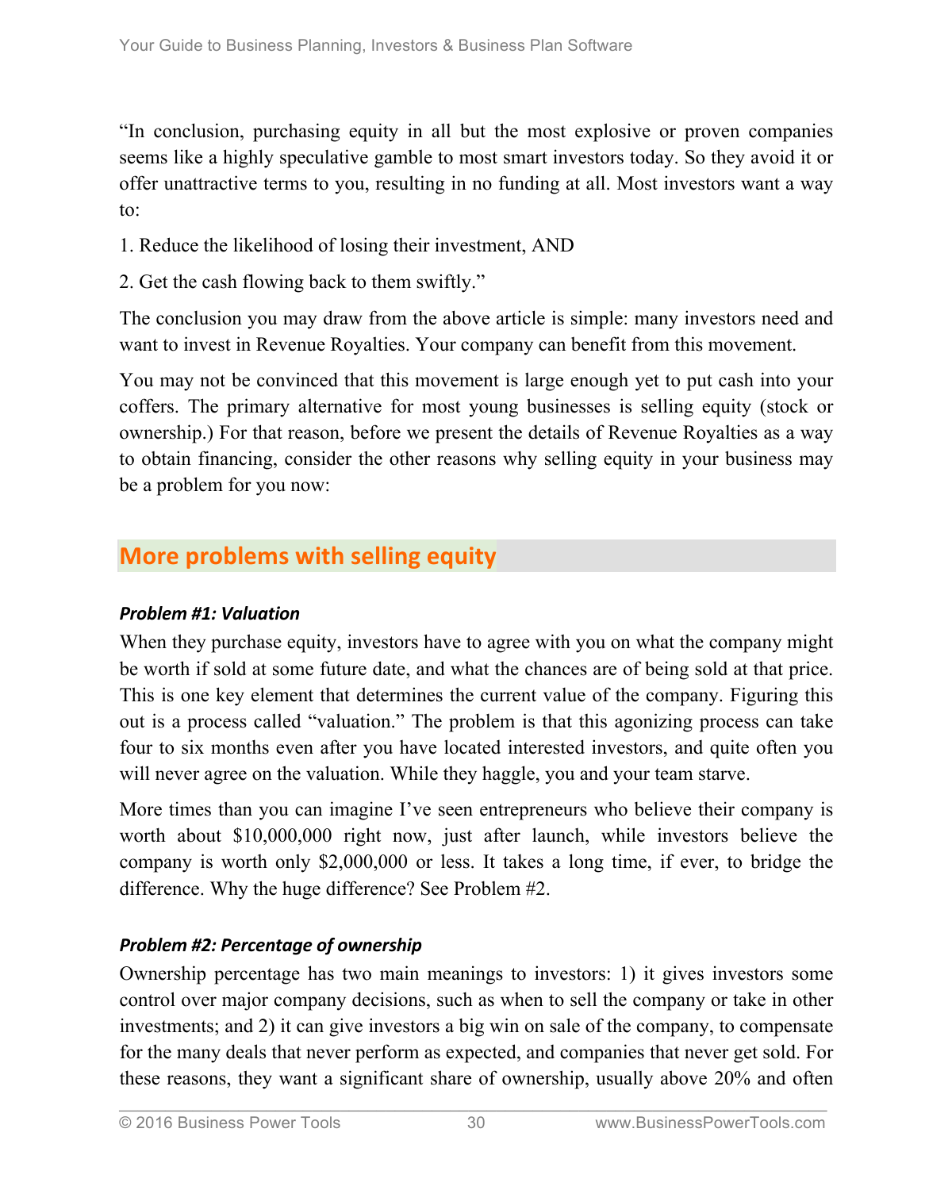"In conclusion, purchasing equity in all but the most explosive or proven companies seems like a highly speculative gamble to most smart investors today. So they avoid it or offer unattractive terms to you, resulting in no funding at all. Most investors want a way to:

1. Reduce the likelihood of losing their investment, AND

2. Get the cash flowing back to them swiftly."

The conclusion you may draw from the above article is simple: many investors need and want to invest in Revenue Royalties. Your company can benefit from this movement.

You may not be convinced that this movement is large enough yet to put cash into your coffers. The primary alternative for most young businesses is selling equity (stock or ownership.) For that reason, before we present the details of Revenue Royalties as a way to obtain financing, consider the other reasons why selling equity in your business may be a problem for you now:

## More problems with selling equity

### *Problem #1: Valuation*

When they purchase equity, investors have to agree with you on what the company might be worth if sold at some future date, and what the chances are of being sold at that price. This is one key element that determines the current value of the company. Figuring this out is a process called "valuation." The problem is that this agonizing process can take four to six months even after you have located interested investors, and quite often you will never agree on the valuation. While they haggle, you and your team starve.

More times than you can imagine I've seen entrepreneurs who believe their company is worth about $10,000,000 right now, just after launch, while investors believe the company is worth only $2,000,000 or less. It takes a long time, if ever, to bridge the difference. Why the huge difference? See Problem #2.

### *Problem #2: Percentage of ownership*

Ownership percentage has two main meanings to investors: 1) it gives investors some control over major company decisions, such as when to sell the company or take in other investments; and 2) it can give investors a big win on sale of the company, to compensate for the many deals that never perform as expected, and companies that never get sold. For these reasons, they want a significant share of ownership, usually above 20% and often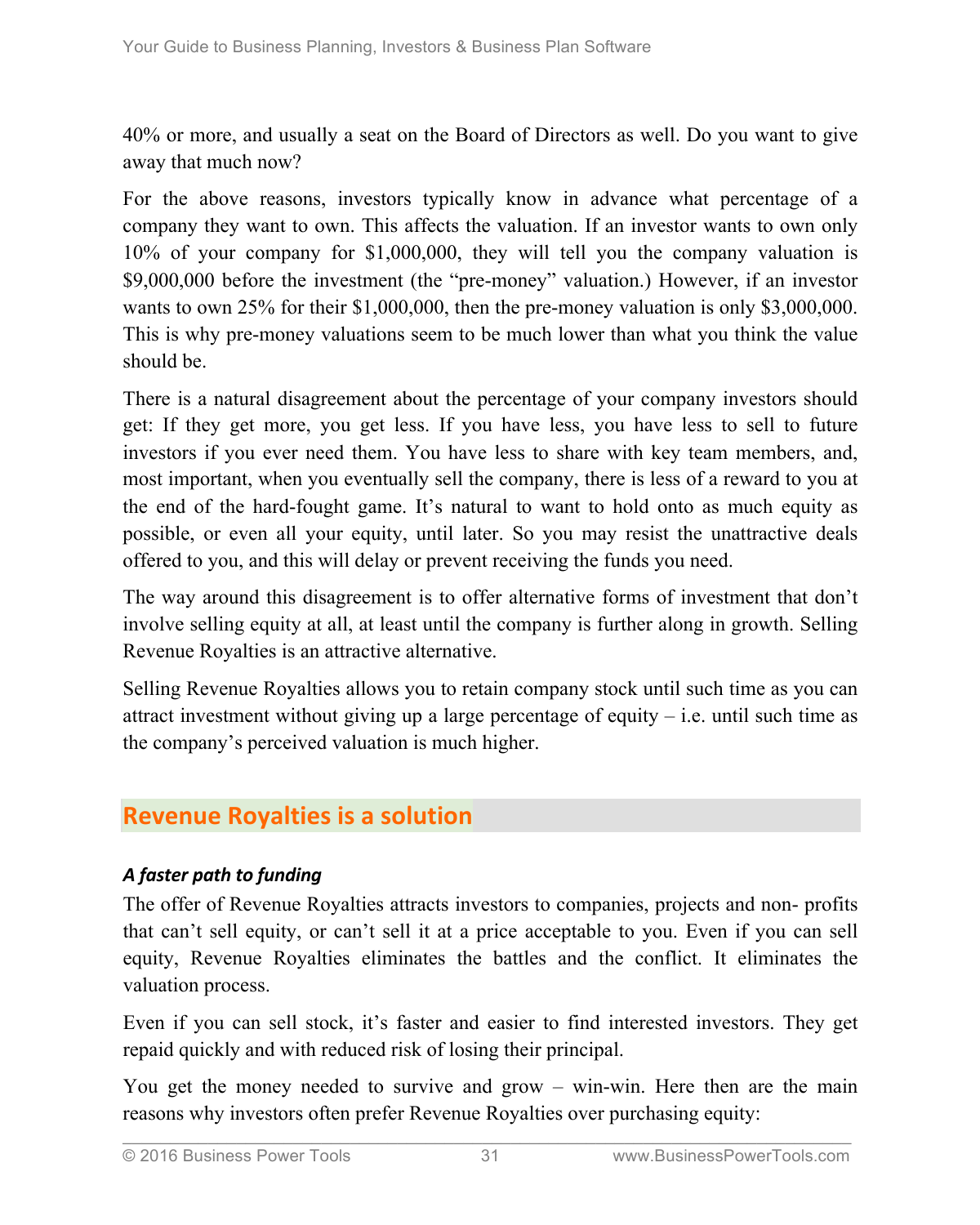40% or more, and usually a seat on the Board of Directors as well. Do you want to give away that much now?

For the above reasons, investors typically know in advance what percentage of a company they want to own. This affects the valuation. If an investor wants to own only 10% of your company for $1,000,000, they will tell you the company valuation is $9,000,000 before the investment (the "pre-money" valuation.) However, if an investor wants to own 25% for their $1,000,000, then the pre-money valuation is only $3,000,000. This is why pre-money valuations seem to be much lower than what you think the value should be.

There is a natural disagreement about the percentage of your company investors should get: If they get more, you get less. If you have less, you have less to sell to future investors if you ever need them. You have less to share with key team members, and, most important, when you eventually sell the company, there is less of a reward to you at the end of the hard-fought game. It's natural to want to hold onto as much equity as possible, or even all your equity, until later. So you may resist the unattractive deals offered to you, and this will delay or prevent receiving the funds you need.

The way around this disagreement is to offer alternative forms of investment that don't involve selling equity at all, at least until the company is further along in growth. Selling Revenue Royalties is an attractive alternative.

Selling Revenue Royalties allows you to retain company stock until such time as you can attract investment without giving up a large percentage of equity – i.e. until such time as the company's perceived valuation is much higher.

## Revenue Royalties is a solution

### *A faster path to funding*

The offer of Revenue Royalties attracts investors to companies, projects and non- profits that can't sell equity, or can't sell it at a price acceptable to you. Even if you can sell equity, Revenue Royalties eliminates the battles and the conflict. It eliminates the valuation process.

Even if you can sell stock, it's faster and easier to find interested investors. They get repaid quickly and with reduced risk of losing their principal.

You get the money needed to survive and grow – win-win. Here then are the main reasons why investors often prefer Revenue Royalties over purchasing equity: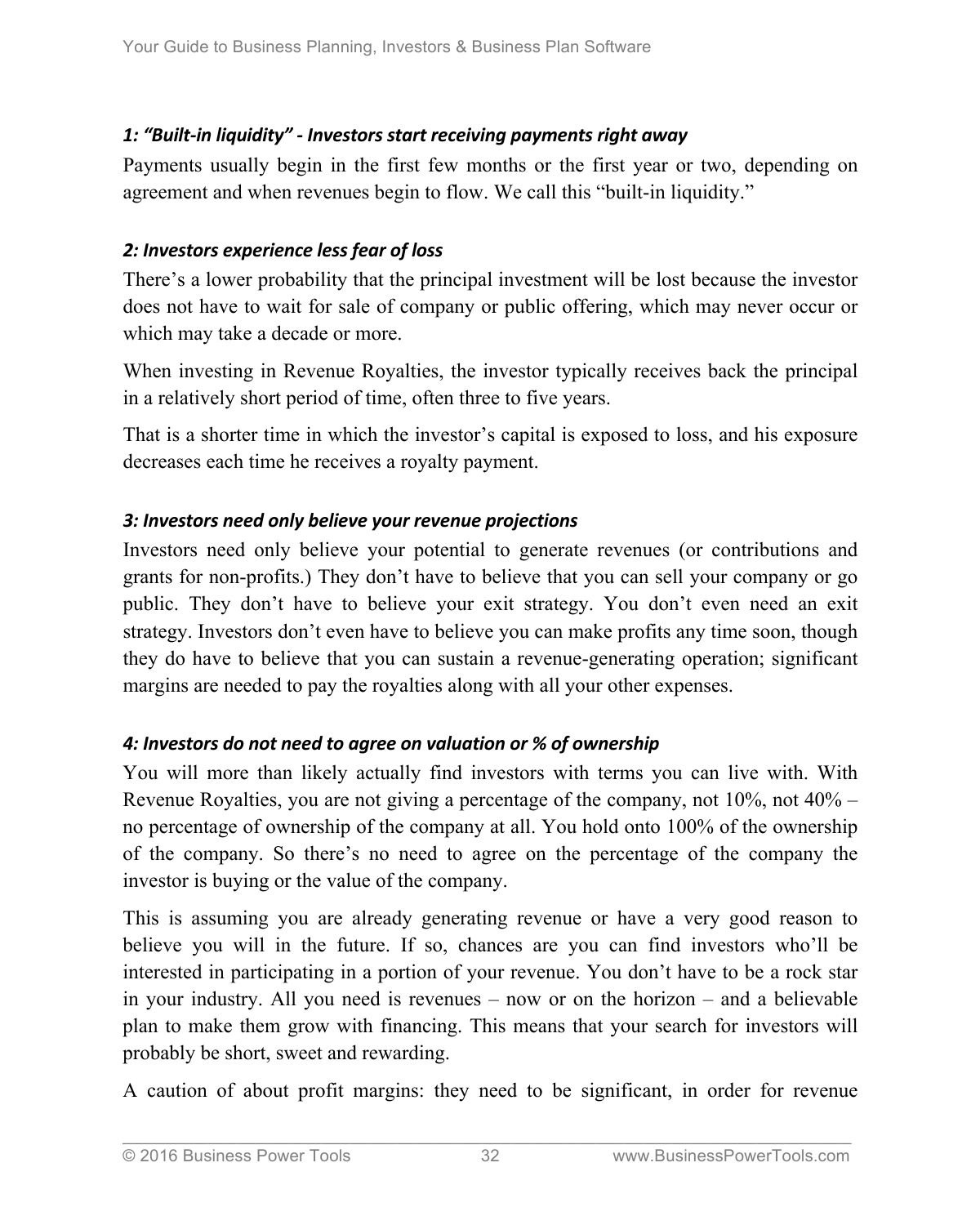### *1: "Built-in liquidity" - Investors start receiving payments right away*

Payments usually begin in the first few months or the first year or two, depending on agreement and when revenues begin to flow. We call this "built-in liquidity."

### *2: Investors experience less fear of loss*

There's a lower probability that the principal investment will be lost because the investor does not have to wait for sale of company or public offering, which may never occur or which may take a decade or more.

When investing in Revenue Royalties, the investor typically receives back the principal in a relatively short period of time, often three to five years.

That is a shorter time in which the investor's capital is exposed to loss, and his exposure decreases each time he receives a royalty payment.

### *3: Investors need only believe your revenue projections*

Investors need only believe your potential to generate revenues (or contributions and grants for non-profits.) They don't have to believe that you can sell your company or go public. They don't have to believe your exit strategy. You don't even need an exit strategy. Investors don't even have to believe you can make profits any time soon, though they do have to believe that you can sustain a revenue-generating operation; significant margins are needed to pay the royalties along with all your other expenses.

### *4: Investors do not need to agree on valuation or % of ownership*

You will more than likely actually find investors with terms you can live with. With Revenue Royalties, you are not giving a percentage of the company, not 10%, not 40% – no percentage of ownership of the company at all. You hold onto 100% of the ownership of the company. So there's no need to agree on the percentage of the company the investor is buying or the value of the company.

This is assuming you are already generating revenue or have a very good reason to believe you will in the future. If so, chances are you can find investors who'll be interested in participating in a portion of your revenue. You don't have to be a rock star in your industry. All you need is revenues – now or on the horizon – and a believable plan to make them grow with financing. This means that your search for investors will probably be short, sweet and rewarding.

A caution of about profit margins: they need to be significant, in order for revenue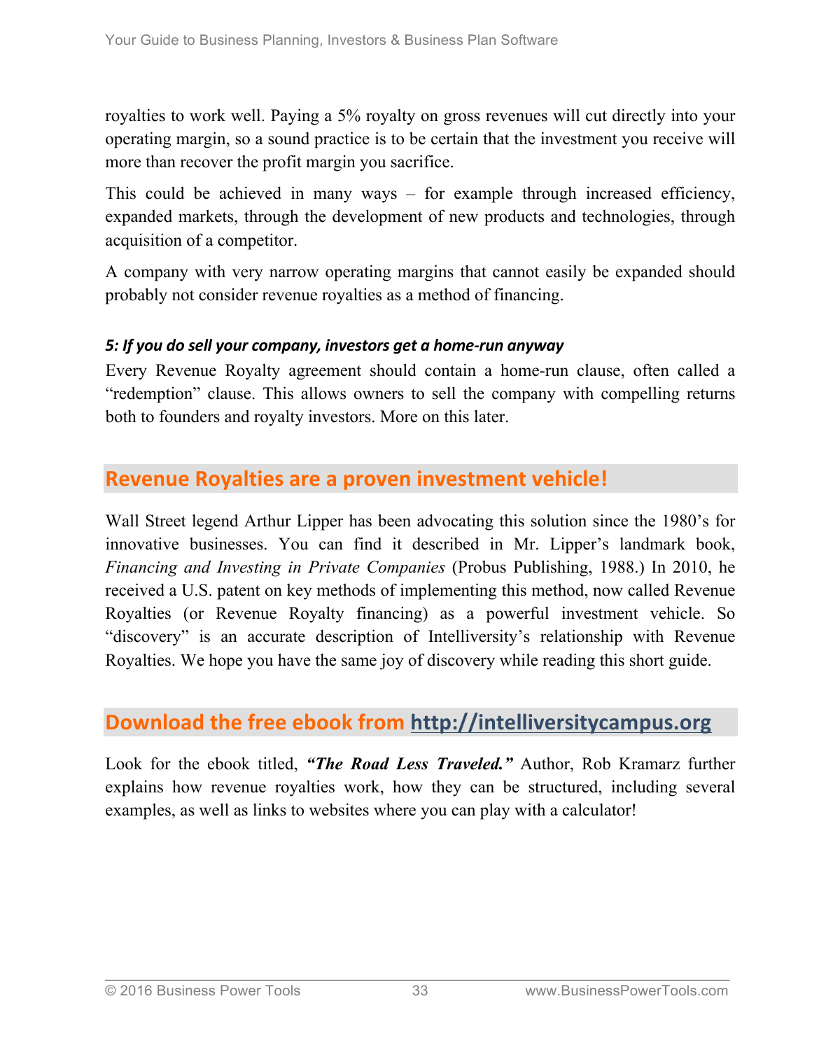royalties to work well. Paying a 5% royalty on gross revenues will cut directly into your operating margin, so a sound practice is to be certain that the investment you receive will more than recover the profit margin you sacrifice.

This could be achieved in many ways – for example through increased efficiency, expanded markets, through the development of new products and technologies, through acquisition of a competitor.

A company with very narrow operating margins that cannot easily be expanded should probably not consider revenue royalties as a method of financing.

### *5: If you do sell your company, investors get a home-run anyway*

Every Revenue Royalty agreement should contain a home-run clause, often called a "redemption" clause. This allows owners to sell the company with compelling returns both to founders and royalty investors. More on this later.

## Revenue Royalties are a proven investment vehicle!

Wall Street legend Arthur Lipper has been advocating this solution since the 1980's for innovative businesses. You can find it described in Mr. Lipper's landmark book, *Financing and Investing in Private Companies* (Probus Publishing, 1988.) In 2010, he received a U.S. patent on key methods of implementing this method, now called Revenue Royalties (or Revenue Royalty financing) as a powerful investment vehicle. So "discovery" is an accurate description of Intelliversity's relationship with Revenue Royalties. We hope you have the same joy of discovery while reading this short guide.

## Download the free ebook from http://intelliversitycampus.org

Look for the ebook titled, ***"The Road Less Traveled."*** Author, Rob Kramarz further explains how revenue royalties work, how they can be structured, including several examples, as well as links to websites where you can play with a calculator!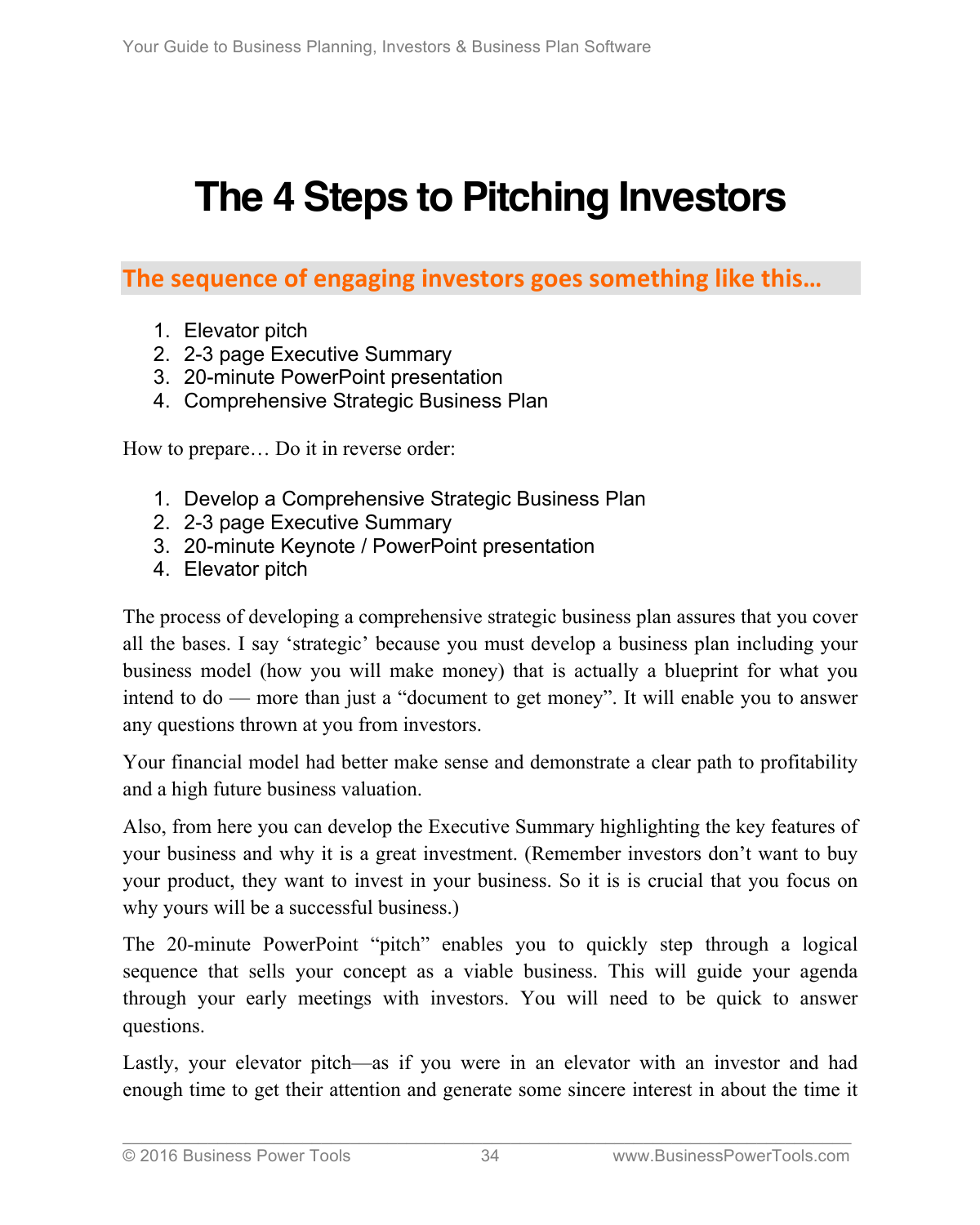# The 4 Steps to Pitching Investors

## The sequence of engaging investors goes something like this…

1. Elevator pitch
2. 2-3 page Executive Summary
3. 20-minute PowerPoint presentation
4. Comprehensive Strategic Business Plan

How to prepare… Do it in reverse order:

1. Develop a Comprehensive Strategic Business Plan
2. 2-3 page Executive Summary
3. 20-minute Keynote / PowerPoint presentation
4. Elevator pitch

The process of developing a comprehensive strategic business plan assures that you cover all the bases. I say 'strategic' because you must develop a business plan including your business model (how you will make money) that is actually a blueprint for what you intend to do — more than just a "document to get money". It will enable you to answer any questions thrown at you from investors.

Your financial model had better make sense and demonstrate a clear path to profitability and a high future business valuation.

Also, from here you can develop the Executive Summary highlighting the key features of your business and why it is a great investment. (Remember investors don't want to buy your product, they want to invest in your business. So it is is crucial that you focus on why yours will be a successful business.)

The 20-minute PowerPoint "pitch" enables you to quickly step through a logical sequence that sells your concept as a viable business. This will guide your agenda through your early meetings with investors. You will need to be quick to answer questions.

Lastly, your elevator pitch—as if you were in an elevator with an investor and had enough time to get their attention and generate some sincere interest in about the time it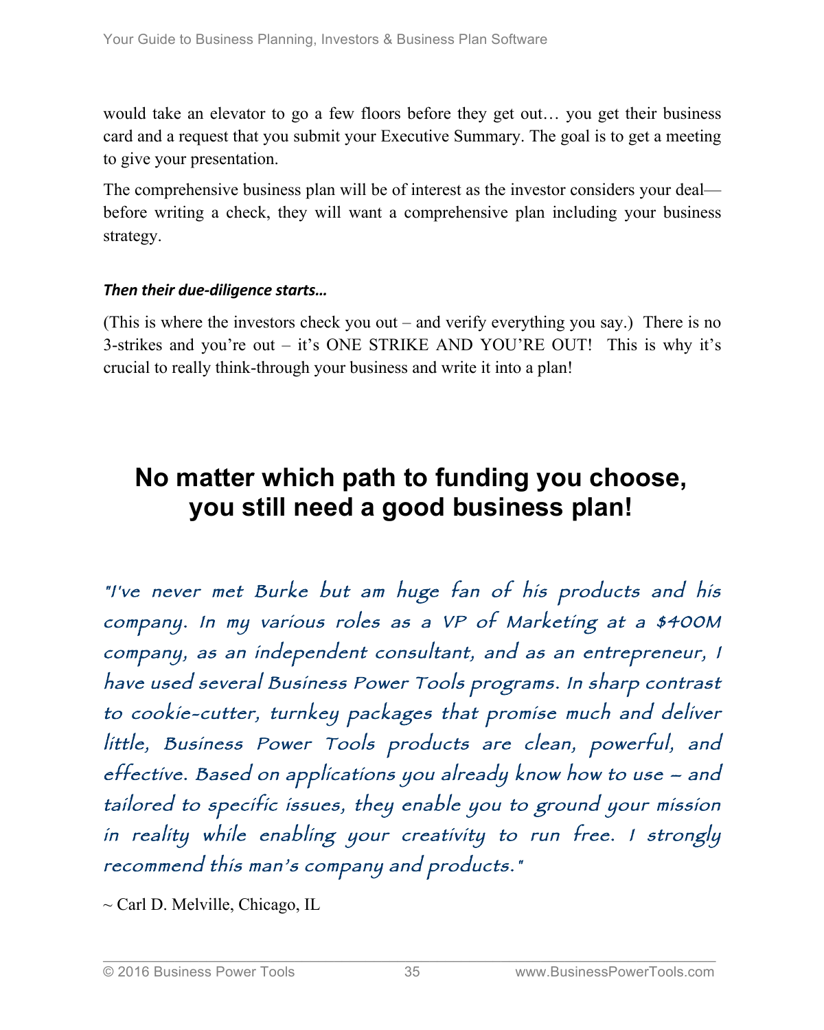would take an elevator to go a few floors before they get out… you get their business card and a request that you submit your Executive Summary. The goal is to get a meeting to give your presentation.

The comprehensive business plan will be of interest as the investor considers your deal—before writing a check, they will want a comprehensive plan including your business strategy.

***Then their due-diligence starts…***

(This is where the investors check you out – and verify everything you say.) There is no 3-strikes and you're out – it's ONE STRIKE AND YOU'RE OUT! This is why it's crucial to really think-through your business and write it into a plan!

## No matter which path to funding you choose, you still need a good business plan!

*"I've never met Burke but am huge fan of his products and his company. In my various roles as a VP of Marketing at a $400M company, as an independent consultant, and as an entrepreneur, I have used several Business Power Tools programs. In sharp contrast to cookie-cutter, turnkey packages that promise much and deliver little, Business Power Tools products are clean, powerful, and effective. Based on applications you already know how to use – and tailored to specific issues, they enable you to ground your mission in reality while enabling your creativity to run free. I strongly recommend this man's company and products."*

~ Carl D. Melville, Chicago, IL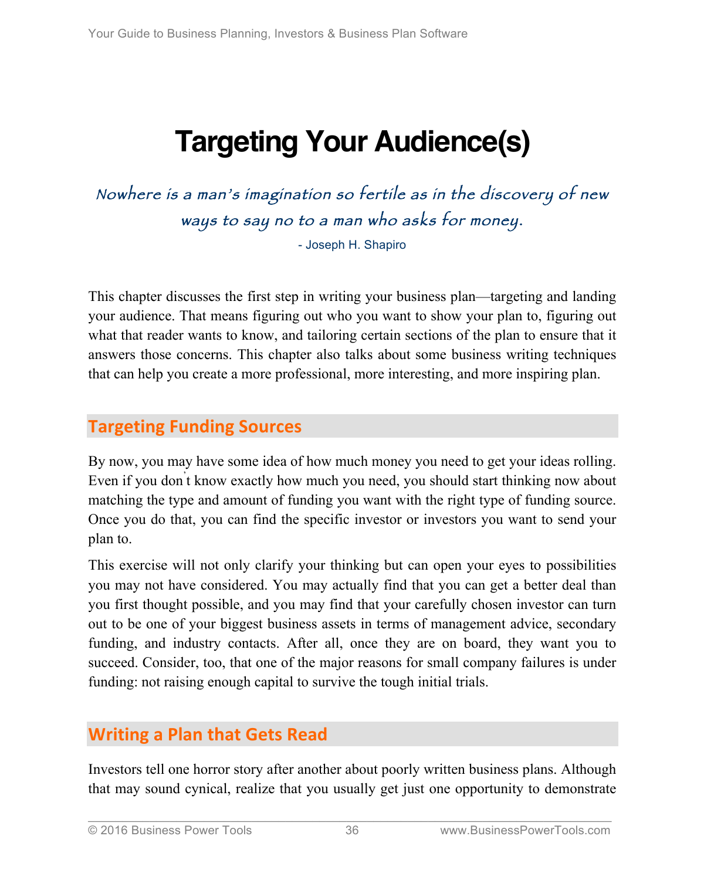# Targeting Your Audience(s)

*Nowhere is a man's imagination so fertile as in the discovery of new ways to say no to a man who asks for money.*

- Joseph H. Shapiro

This chapter discusses the first step in writing your business plan—targeting and landing your audience. That means figuring out who you want to show your plan to, figuring out what that reader wants to know, and tailoring certain sections of the plan to ensure that it answers those concerns. This chapter also talks about some business writing techniques that can help you create a more professional, more interesting, and more inspiring plan.

## Targeting Funding Sources

By now, you may have some idea of how much money you need to get your ideas rolling. Even if you don't know exactly how much you need, you should start thinking now about matching the type and amount of funding you want with the right type of funding source. Once you do that, you can find the specific investor or investors you want to send your plan to.

This exercise will not only clarify your thinking but can open your eyes to possibilities you may not have considered. You may actually find that you can get a better deal than you first thought possible, and you may find that your carefully chosen investor can turn out to be one of your biggest business assets in terms of management advice, secondary funding, and industry contacts. After all, once they are on board, they want you to succeed. Consider, too, that one of the major reasons for small company failures is under funding: not raising enough capital to survive the tough initial trials.

## Writing a Plan that Gets Read

Investors tell one horror story after another about poorly written business plans. Although that may sound cynical, realize that you usually get just one opportunity to demonstrate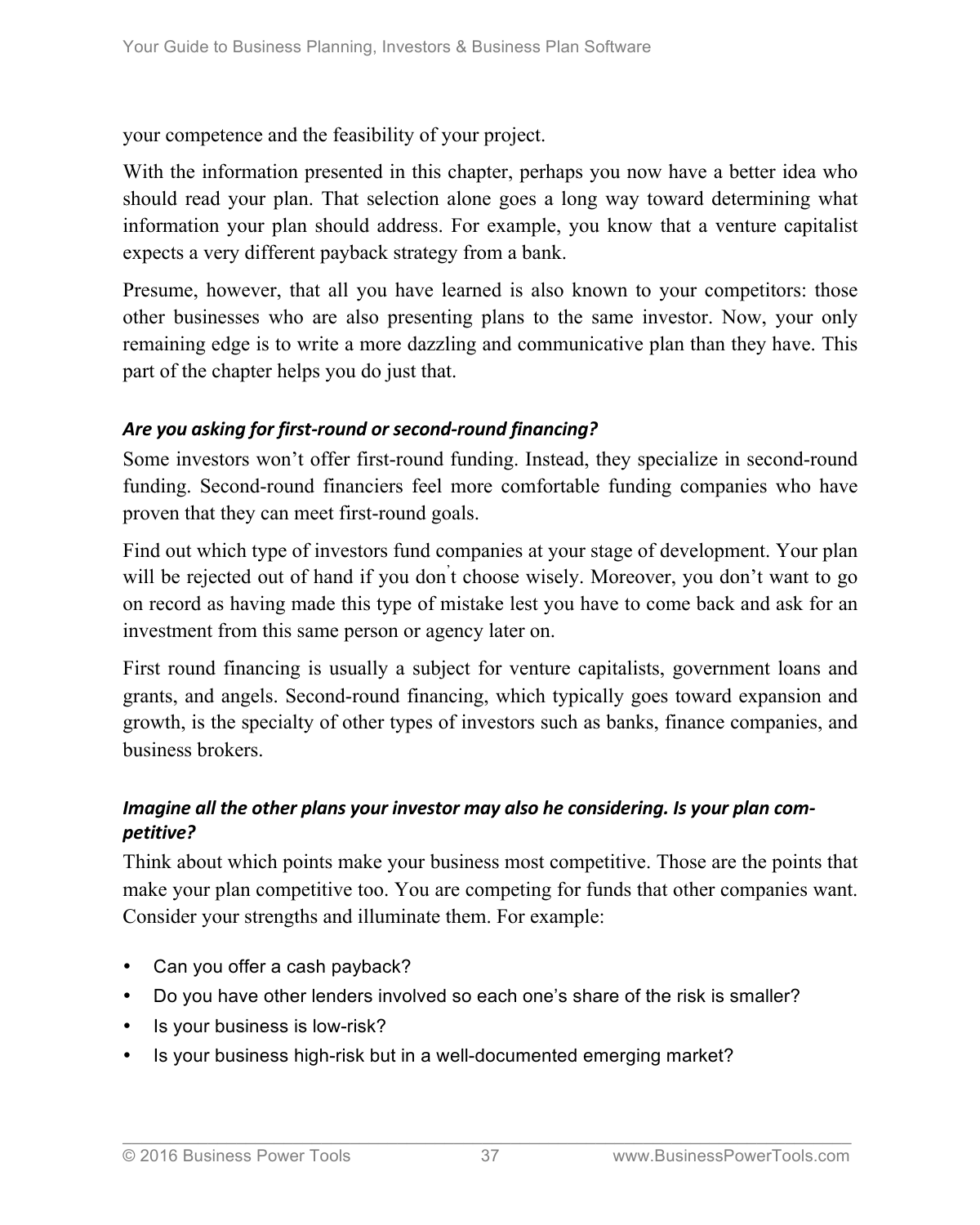your competence and the feasibility of your project.

With the information presented in this chapter, perhaps you now have a better idea who should read your plan. That selection alone goes a long way toward determining what information your plan should address. For example, you know that a venture capitalist expects a very different payback strategy from a bank.

Presume, however, that all you have learned is also known to your competitors: those other businesses who are also presenting plans to the same investor. Now, your only remaining edge is to write a more dazzling and communicative plan than they have. This part of the chapter helps you do just that.

***Are you asking for first-round or second-round financing?***

Some investors won't offer first-round funding. Instead, they specialize in second-round funding. Second-round financiers feel more comfortable funding companies who have proven that they can meet first-round goals.

Find out which type of investors fund companies at your stage of development. Your plan will be rejected out of hand if you don't choose wisely. Moreover, you don't want to go on record as having made this type of mistake lest you have to come back and ask for an investment from this same person or agency later on.

First round financing is usually a subject for venture capitalists, government loans and grants, and angels. Second-round financing, which typically goes toward expansion and growth, is the specialty of other types of investors such as banks, finance companies, and business brokers.

***Imagine all the other plans your investor may also he considering. Is your plan competitive?***

Think about which points make your business most competitive. Those are the points that make your plan competitive too. You are competing for funds that other companies want. Consider your strengths and illuminate them. For example:

- Can you offer a cash payback?
- Do you have other lenders involved so each one's share of the risk is smaller?
- Is your business is low-risk?
- Is your business high-risk but in a well-documented emerging market?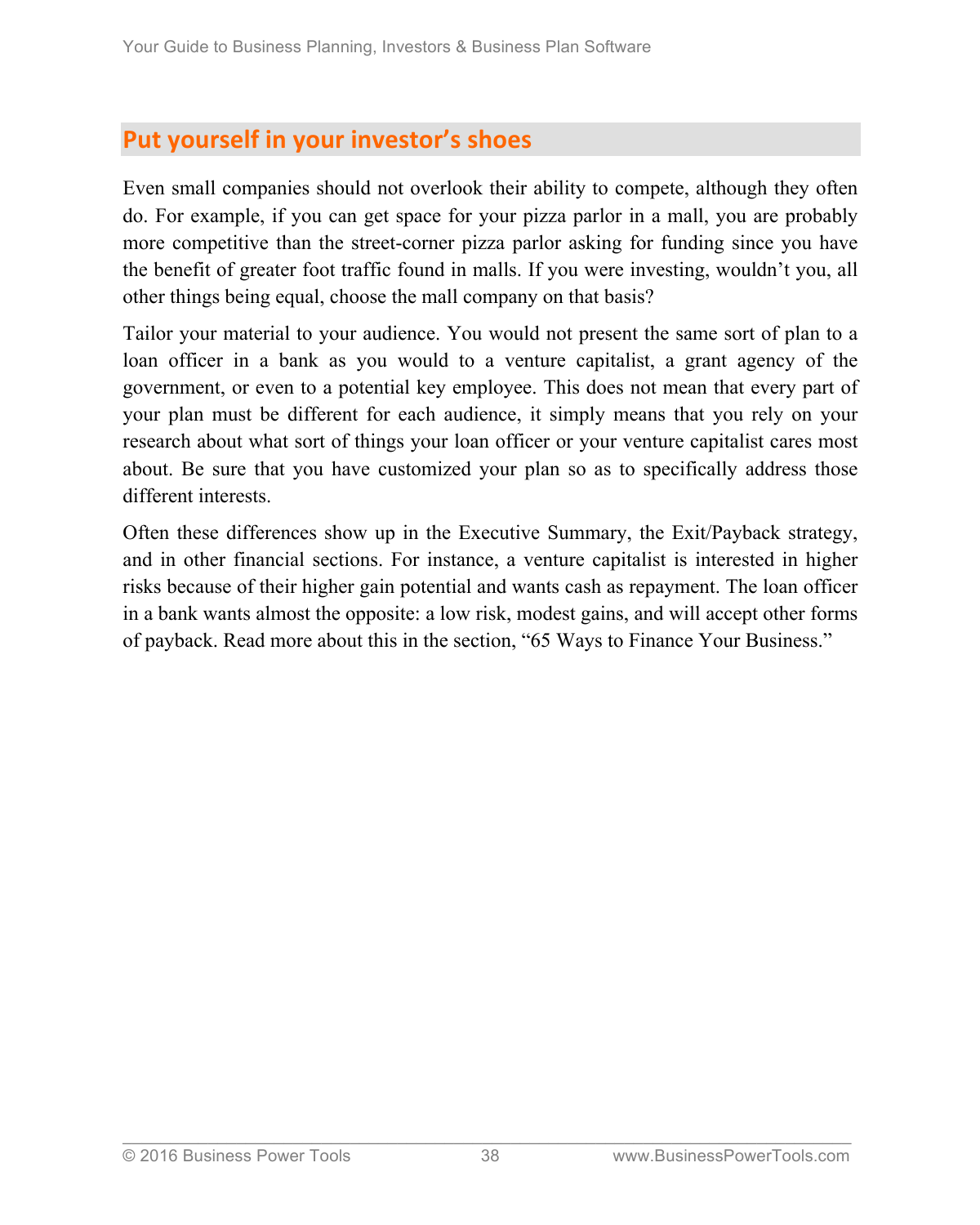## Put yourself in your investor's shoes

Even small companies should not overlook their ability to compete, although they often do. For example, if you can get space for your pizza parlor in a mall, you are probably more competitive than the street-corner pizza parlor asking for funding since you have the benefit of greater foot traffic found in malls. If you were investing, wouldn't you, all other things being equal, choose the mall company on that basis?

Tailor your material to your audience. You would not present the same sort of plan to a loan officer in a bank as you would to a venture capitalist, a grant agency of the government, or even to a potential key employee. This does not mean that every part of your plan must be different for each audience, it simply means that you rely on your research about what sort of things your loan officer or your venture capitalist cares most about. Be sure that you have customized your plan so as to specifically address those different interests.

Often these differences show up in the Executive Summary, the Exit/Payback strategy, and in other financial sections. For instance, a venture capitalist is interested in higher risks because of their higher gain potential and wants cash as repayment. The loan officer in a bank wants almost the opposite: a low risk, modest gains, and will accept other forms of payback. Read more about this in the section, "65 Ways to Finance Your Business."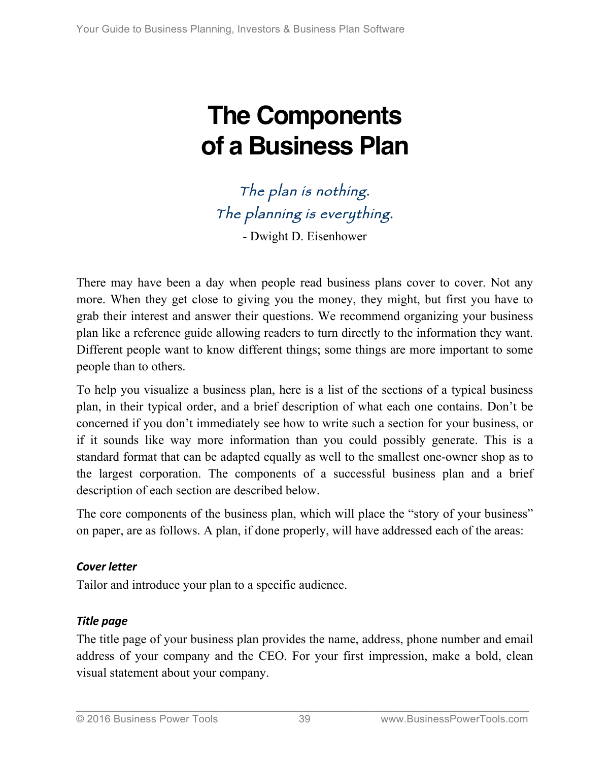# The Components of a Business Plan

*The plan is nothing.*
*The planning is everything.*

- Dwight D. Eisenhower

There may have been a day when people read business plans cover to cover. Not any more. When they get close to giving you the money, they might, but first you have to grab their interest and answer their questions. We recommend organizing your business plan like a reference guide allowing readers to turn directly to the information they want. Different people want to know different things; some things are more important to some people than to others.

To help you visualize a business plan, here is a list of the sections of a typical business plan, in their typical order, and a brief description of what each one contains. Don't be concerned if you don't immediately see how to write such a section for your business, or if it sounds like way more information than you could possibly generate. This is a standard format that can be adapted equally as well to the smallest one-owner shop as to the largest corporation. The components of a successful business plan and a brief description of each section are described below.

The core components of the business plan, which will place the "story of your business" on paper, are as follows. A plan, if done properly, will have addressed each of the areas:

***Cover letter***

Tailor and introduce your plan to a specific audience.

***Title page***

The title page of your business plan provides the name, address, phone number and email address of your company and the CEO. For your first impression, make a bold, clean visual statement about your company.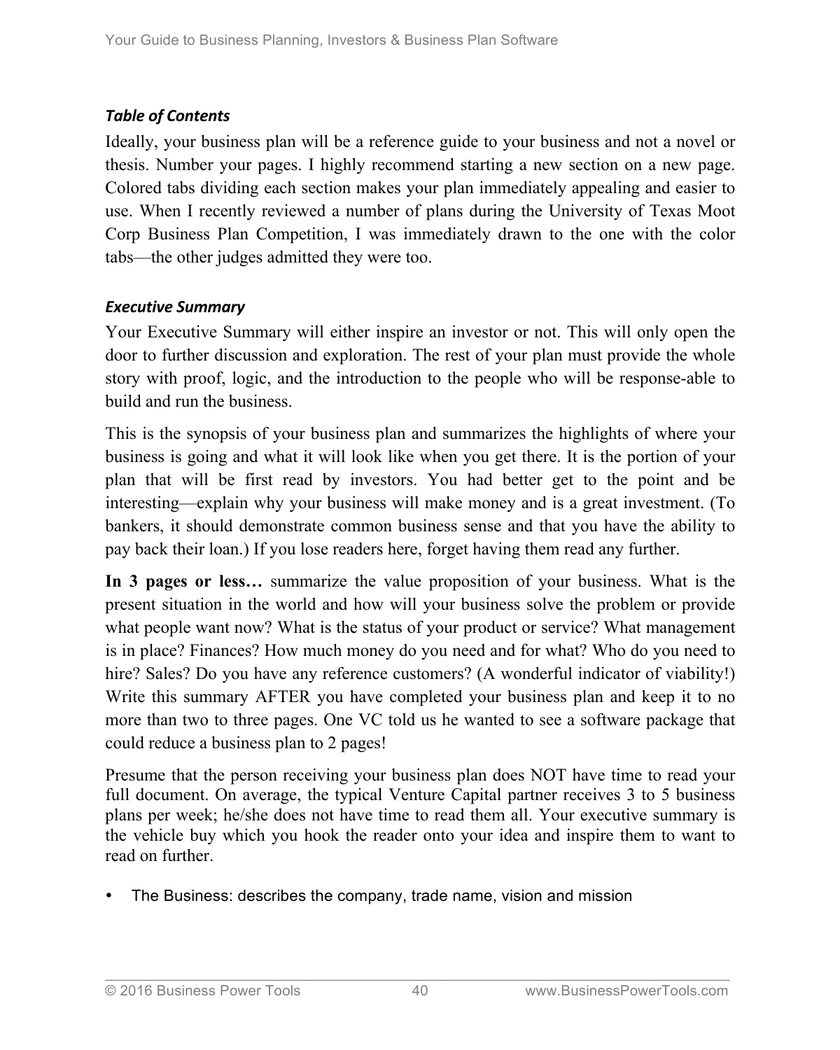### *Table of Contents*

Ideally, your business plan will be a reference guide to your business and not a novel or thesis. Number your pages. I highly recommend starting a new section on a new page. Colored tabs dividing each section makes your plan immediately appealing and easier to use. When I recently reviewed a number of plans during the University of Texas Moot Corp Business Plan Competition, I was immediately drawn to the one with the color tabs—the other judges admitted they were too.

### *Executive Summary*

Your Executive Summary will either inspire an investor or not. This will only open the door to further discussion and exploration. The rest of your plan must provide the whole story with proof, logic, and the introduction to the people who will be response-able to build and run the business.

This is the synopsis of your business plan and summarizes the highlights of where your business is going and what it will look like when you get there. It is the portion of your plan that will be first read by investors. You had better get to the point and be interesting—explain why your business will make money and is a great investment. (To bankers, it should demonstrate common business sense and that you have the ability to pay back their loan.) If you lose readers here, forget having them read any further.

**In 3 pages or less…** summarize the value proposition of your business. What is the present situation in the world and how will your business solve the problem or provide what people want now? What is the status of your product or service? What management is in place? Finances? How much money do you need and for what? Who do you need to hire? Sales? Do you have any reference customers? (A wonderful indicator of viability!) Write this summary AFTER you have completed your business plan and keep it to no more than two to three pages. One VC told us he wanted to see a software package that could reduce a business plan to 2 pages!

Presume that the person receiving your business plan does NOT have time to read your full document. On average, the typical Venture Capital partner receives 3 to 5 business plans per week; he/she does not have time to read them all. Your executive summary is the vehicle buy which you hook the reader onto your idea and inspire them to want to read on further.

- The Business: describes the company, trade name, vision and mission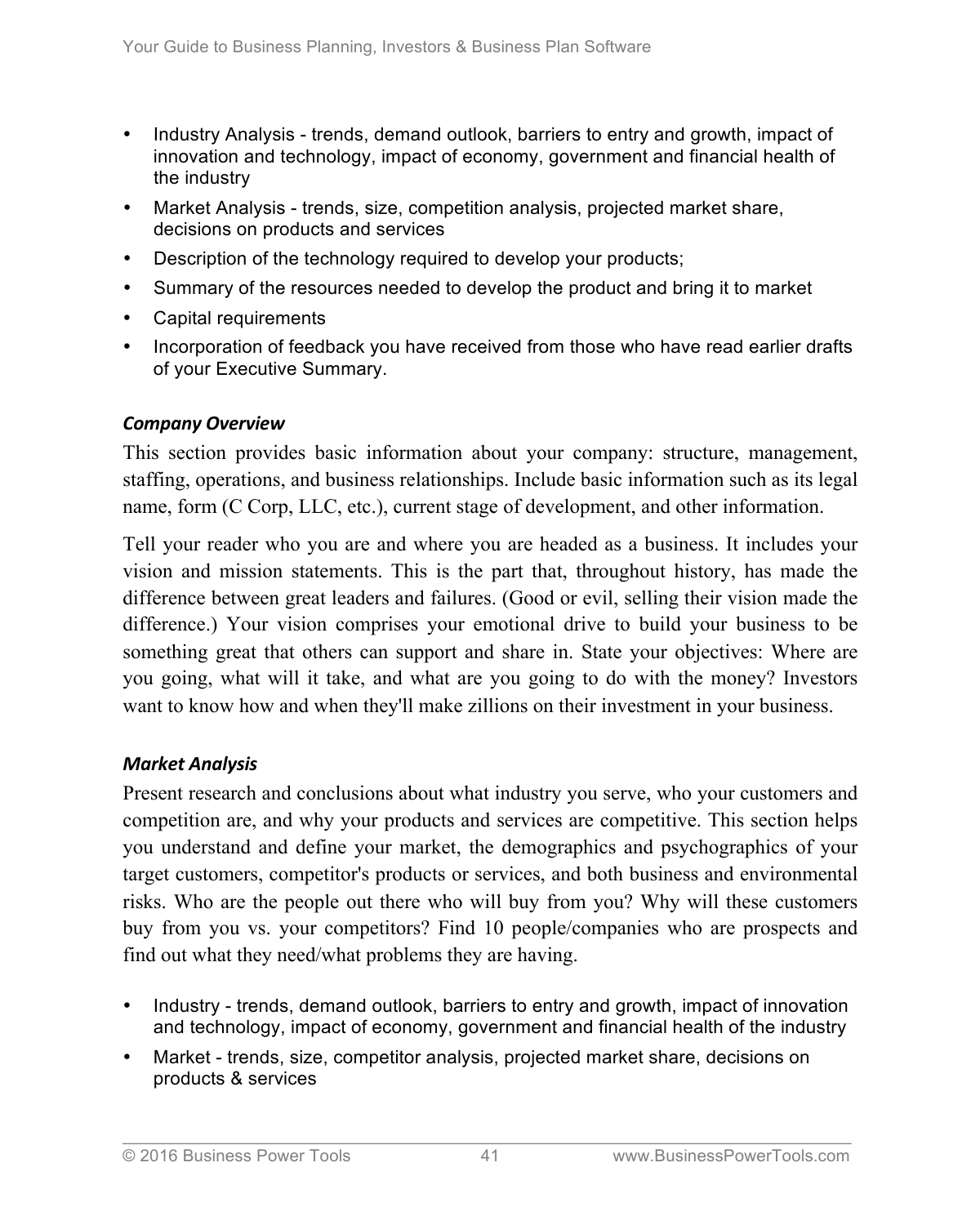- Industry Analysis - trends, demand outlook, barriers to entry and growth, impact of innovation and technology, impact of economy, government and financial health of the industry
- Market Analysis - trends, size, competition analysis, projected market share, decisions on products and services
- Description of the technology required to develop your products;
- Summary of the resources needed to develop the product and bring it to market
- Capital requirements
- Incorporation of feedback you have received from those who have read earlier drafts of your Executive Summary.

### *Company Overview*

This section provides basic information about your company: structure, management, staffing, operations, and business relationships. Include basic information such as its legal name, form (C Corp, LLC, etc.), current stage of development, and other information.

Tell your reader who you are and where you are headed as a business. It includes your vision and mission statements. This is the part that, throughout history, has made the difference between great leaders and failures. (Good or evil, selling their vision made the difference.) Your vision comprises your emotional drive to build your business to be something great that others can support and share in. State your objectives: Where are you going, what will it take, and what are you going to do with the money? Investors want to know how and when they'll make zillions on their investment in your business.

### *Market Analysis*

Present research and conclusions about what industry you serve, who your customers and competition are, and why your products and services are competitive. This section helps you understand and define your market, the demographics and psychographics of your target customers, competitor's products or services, and both business and environmental risks. Who are the people out there who will buy from you? Why will these customers buy from you vs. your competitors? Find 10 people/companies who are prospects and find out what they need/what problems they are having.

- Industry - trends, demand outlook, barriers to entry and growth, impact of innovation and technology, impact of economy, government and financial health of the industry
- Market - trends, size, competitor analysis, projected market share, decisions on products & services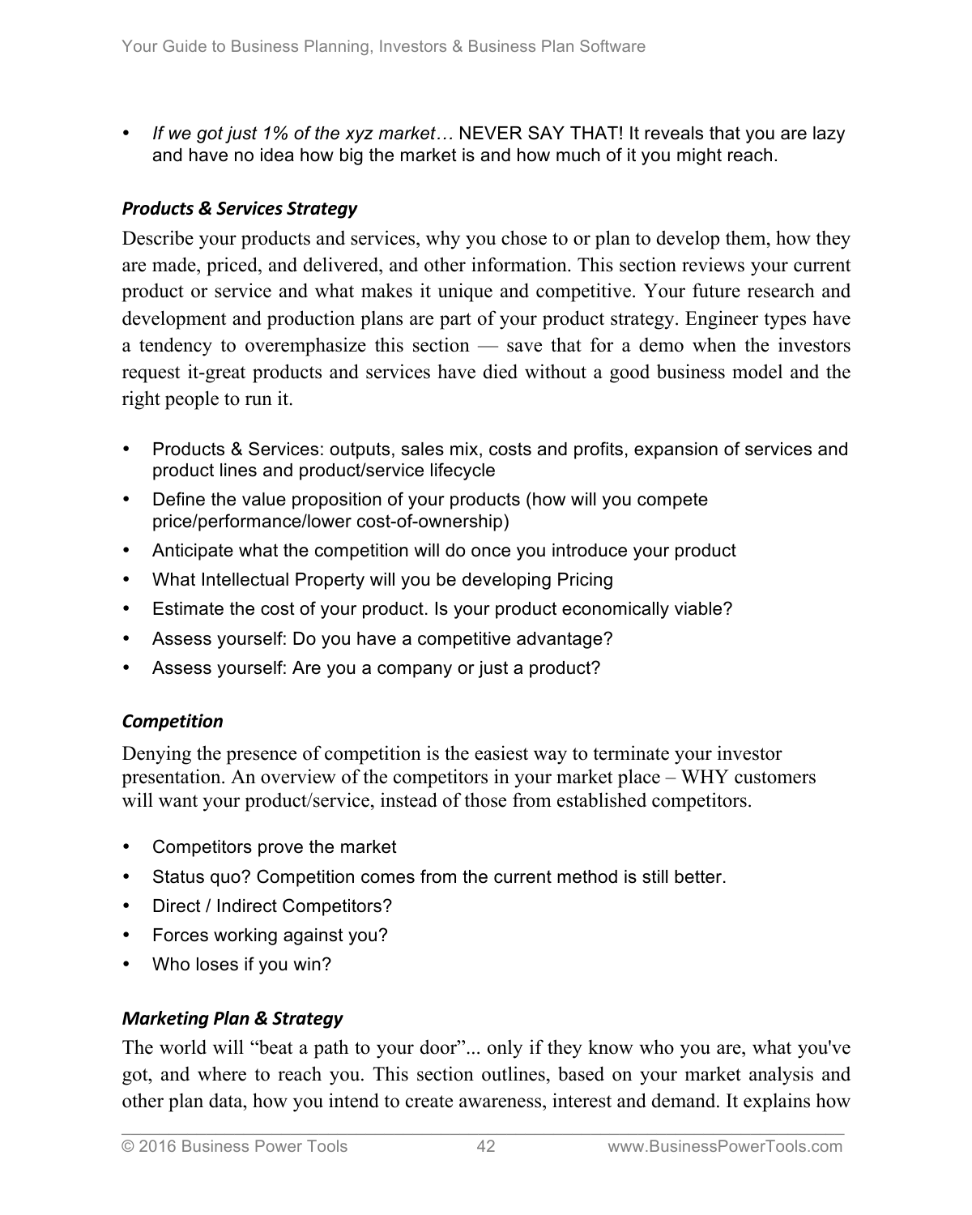- *If we got just 1% of the xyz market…* NEVER SAY THAT! It reveals that you are lazy and have no idea how big the market is and how much of it you might reach.

### *Products & Services Strategy*

Describe your products and services, why you chose to or plan to develop them, how they are made, priced, and delivered, and other information. This section reviews your current product or service and what makes it unique and competitive. Your future research and development and production plans are part of your product strategy. Engineer types have a tendency to overemphasize this section — save that for a demo when the investors request it-great products and services have died without a good business model and the right people to run it.

- Products & Services: outputs, sales mix, costs and profits, expansion of services and product lines and product/service lifecycle
- Define the value proposition of your products (how will you compete price/performance/lower cost-of-ownership)
- Anticipate what the competition will do once you introduce your product
- What Intellectual Property will you be developing Pricing
- Estimate the cost of your product. Is your product economically viable?
- Assess yourself: Do you have a competitive advantage?
- Assess yourself: Are you a company or just a product?

### *Competition*

Denying the presence of competition is the easiest way to terminate your investor presentation. An overview of the competitors in your market place – WHY customers will want your product/service, instead of those from established competitors.

- Competitors prove the market
- Status quo? Competition comes from the current method is still better.
- Direct / Indirect Competitors?
- Forces working against you?
- Who loses if you win?

### *Marketing Plan & Strategy*

The world will "beat a path to your door"... only if they know who you are, what you've got, and where to reach you. This section outlines, based on your market analysis and other plan data, how you intend to create awareness, interest and demand. It explains how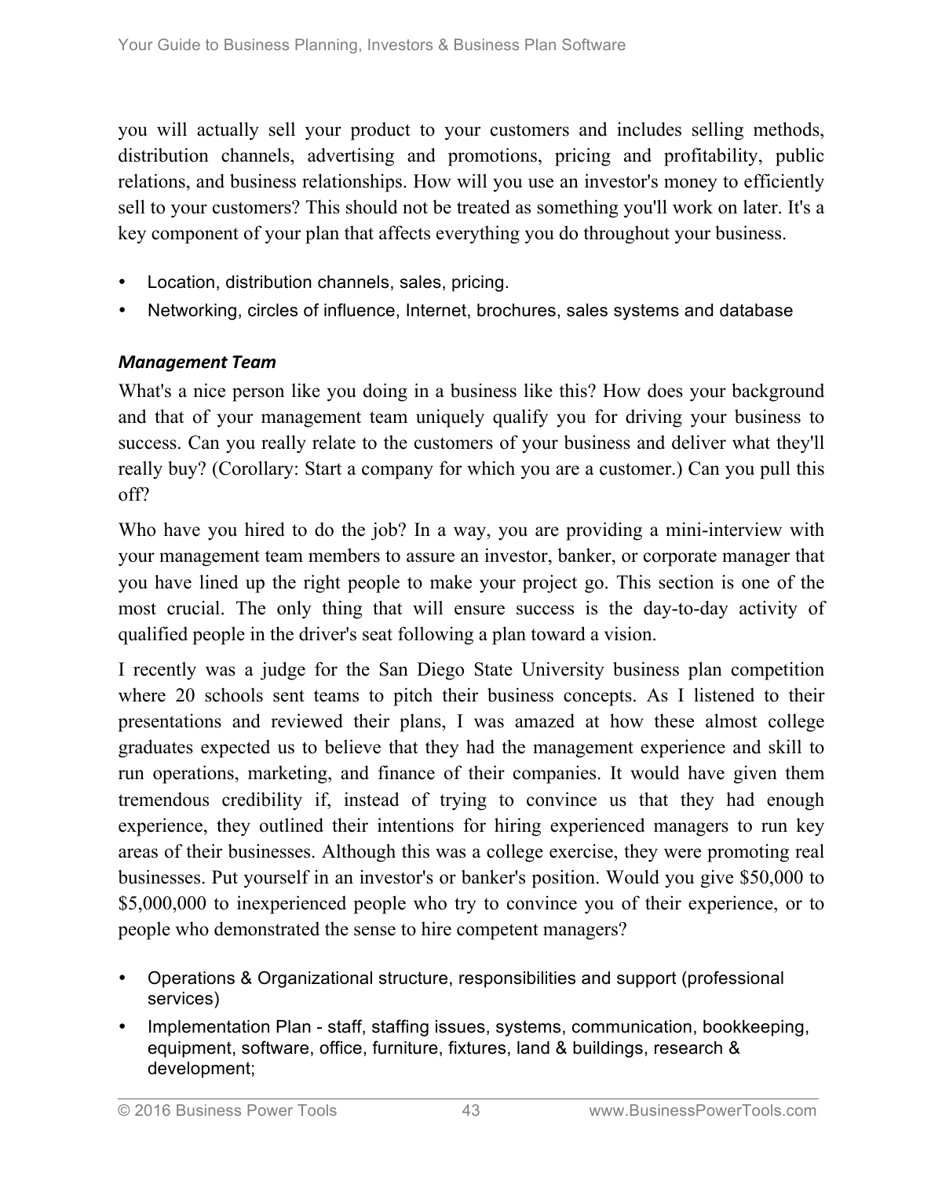you will actually sell your product to your customers and includes selling methods, distribution channels, advertising and promotions, pricing and profitability, public relations, and business relationships. How will you use an investor's money to efficiently sell to your customers? This should not be treated as something you'll work on later. It's a key component of your plan that affects everything you do throughout your business.

- Location, distribution channels, sales, pricing.
- Networking, circles of influence, Internet, brochures, sales systems and database

### *Management Team*

What's a nice person like you doing in a business like this? How does your background and that of your management team uniquely qualify you for driving your business to success. Can you really relate to the customers of your business and deliver what they'll really buy? (Corollary: Start a company for which you are a customer.) Can you pull this off?

Who have you hired to do the job? In a way, you are providing a mini-interview with your management team members to assure an investor, banker, or corporate manager that you have lined up the right people to make your project go. This section is one of the most crucial. The only thing that will ensure success is the day-to-day activity of qualified people in the driver's seat following a plan toward a vision.

I recently was a judge for the San Diego State University business plan competition where 20 schools sent teams to pitch their business concepts. As I listened to their presentations and reviewed their plans, I was amazed at how these almost college graduates expected us to believe that they had the management experience and skill to run operations, marketing, and finance of their companies. It would have given them tremendous credibility if, instead of trying to convince us that they had enough experience, they outlined their intentions for hiring experienced managers to run key areas of their businesses. Although this was a college exercise, they were promoting real businesses. Put yourself in an investor's or banker's position. Would you give $50,000 to $5,000,000 to inexperienced people who try to convince you of their experience, or to people who demonstrated the sense to hire competent managers?

- Operations & Organizational structure, responsibilities and support (professional services)
- Implementation Plan - staff, staffing issues, systems, communication, bookkeeping, equipment, software, office, furniture, fixtures, land & buildings, research & development;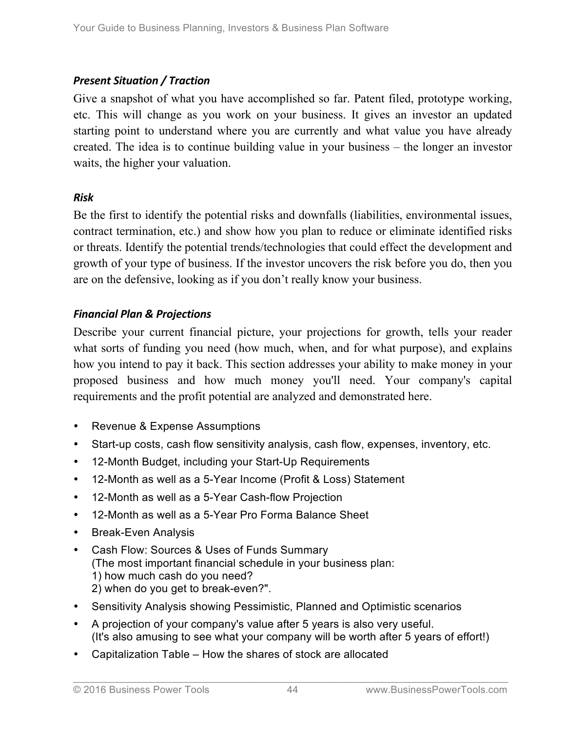### ***Present Situation / Traction***

Give a snapshot of what you have accomplished so far. Patent filed, prototype working, etc. This will change as you work on your business. It gives an investor an updated starting point to understand where you are currently and what value you have already created. The idea is to continue building value in your business – the longer an investor waits, the higher your valuation.

### ***Risk***

Be the first to identify the potential risks and downfalls (liabilities, environmental issues, contract termination, etc.) and show how you plan to reduce or eliminate identified risks or threats. Identify the potential trends/technologies that could effect the development and growth of your type of business. If the investor uncovers the risk before you do, then you are on the defensive, looking as if you don't really know your business.

### ***Financial Plan & Projections***

Describe your current financial picture, your projections for growth, tells your reader what sorts of funding you need (how much, when, and for what purpose), and explains how you intend to pay it back. This section addresses your ability to make money in your proposed business and how much money you'll need. Your company's capital requirements and the profit potential are analyzed and demonstrated here.

- Revenue & Expense Assumptions
- Start-up costs, cash flow sensitivity analysis, cash flow, expenses, inventory, etc.
- 12-Month Budget, including your Start-Up Requirements
- 12-Month as well as a 5-Year Income (Profit & Loss) Statement
- 12-Month as well as a 5-Year Cash-flow Projection
- 12-Month as well as a 5-Year Pro Forma Balance Sheet
- Break-Even Analysis
- Cash Flow: Sources & Uses of Funds Summary
  (The most important financial schedule in your business plan:
  1) how much cash do you need?
  2) when do you get to break-even?".
- Sensitivity Analysis showing Pessimistic, Planned and Optimistic scenarios
- A projection of your company's value after 5 years is also very useful.
  (It's also amusing to see what your company will be worth after 5 years of effort!)
- Capitalization Table – How the shares of stock are allocated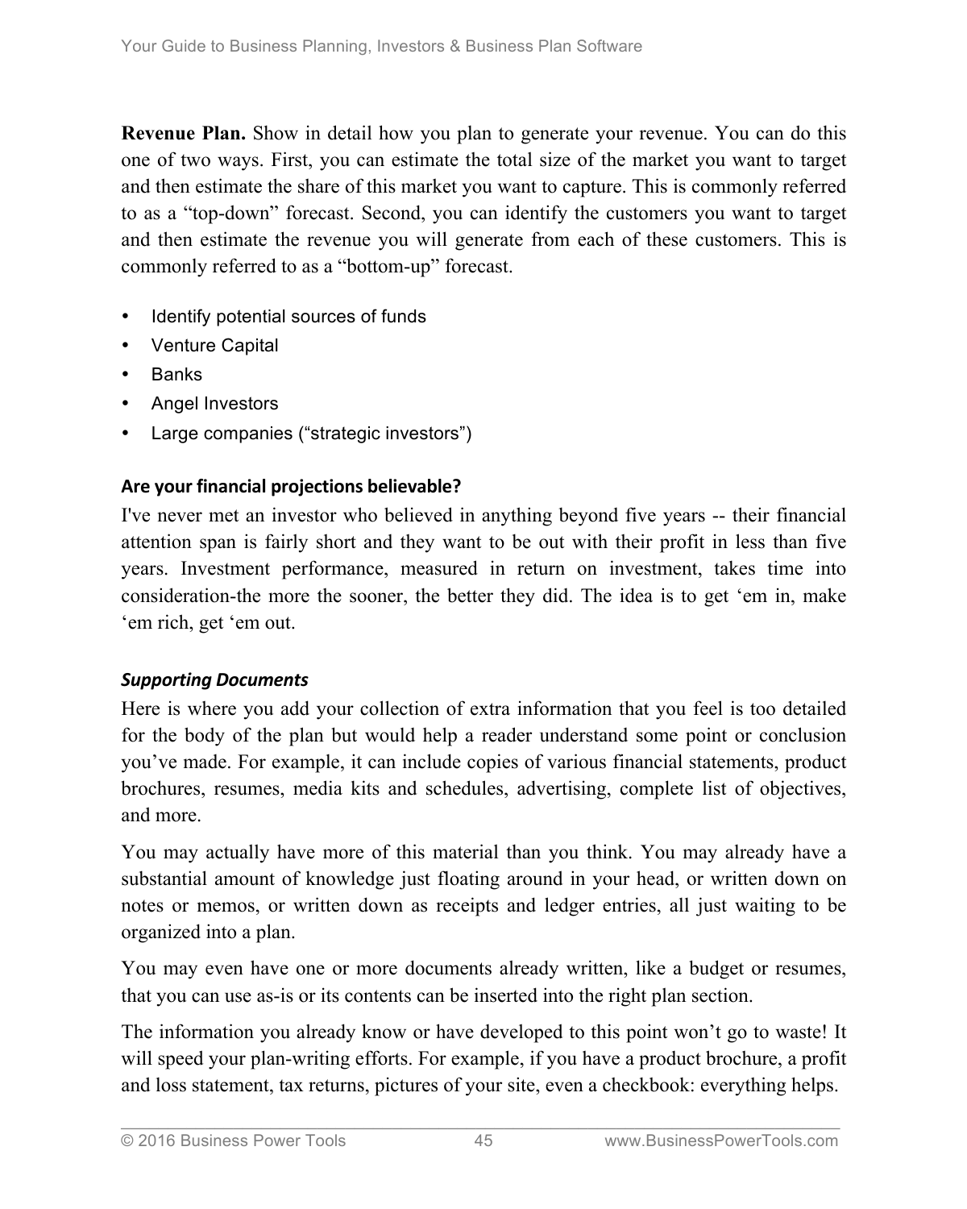**Revenue Plan.** Show in detail how you plan to generate your revenue. You can do this one of two ways. First, you can estimate the total size of the market you want to target and then estimate the share of this market you want to capture. This is commonly referred to as a "top-down" forecast. Second, you can identify the customers you want to target and then estimate the revenue you will generate from each of these customers. This is commonly referred to as a "bottom-up" forecast.

- Identify potential sources of funds
- Venture Capital
- Banks
- Angel Investors
- Large companies ("strategic investors")

### Are your financial projections believable?

I've never met an investor who believed in anything beyond five years -- their financial attention span is fairly short and they want to be out with their profit in less than five years. Investment performance, measured in return on investment, takes time into consideration-the more the sooner, the better they did. The idea is to get 'em in, make 'em rich, get 'em out.

### *Supporting Documents*

Here is where you add your collection of extra information that you feel is too detailed for the body of the plan but would help a reader understand some point or conclusion you've made. For example, it can include copies of various financial statements, product brochures, resumes, media kits and schedules, advertising, complete list of objectives, and more.

You may actually have more of this material than you think. You may already have a substantial amount of knowledge just floating around in your head, or written down on notes or memos, or written down as receipts and ledger entries, all just waiting to be organized into a plan.

You may even have one or more documents already written, like a budget or resumes, that you can use as-is or its contents can be inserted into the right plan section.

The information you already know or have developed to this point won't go to waste! It will speed your plan-writing efforts. For example, if you have a product brochure, a profit and loss statement, tax returns, pictures of your site, even a checkbook: everything helps.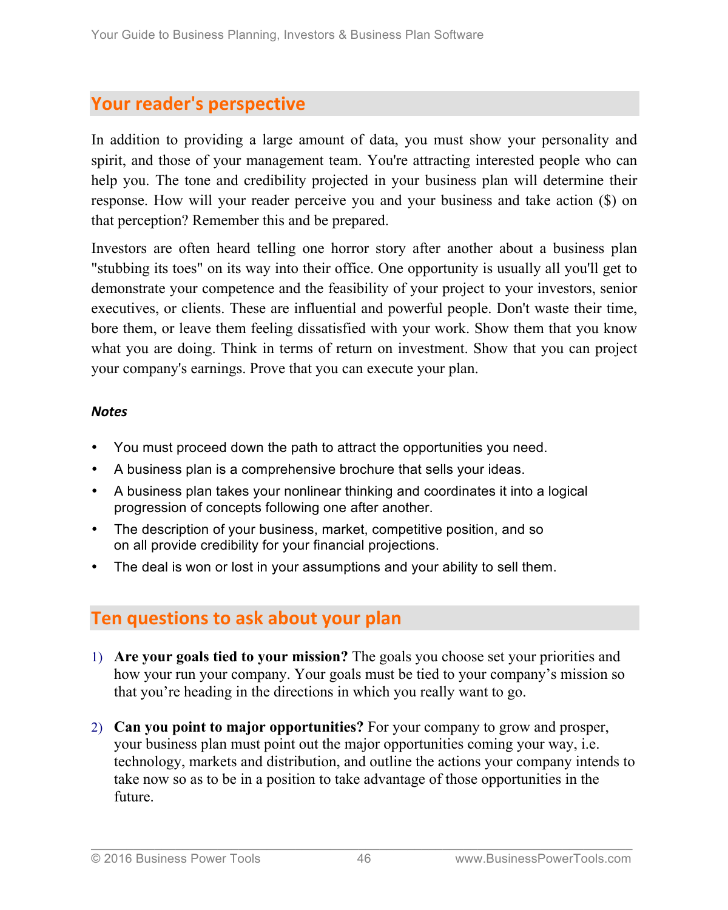## Your reader's perspective

In addition to providing a large amount of data, you must show your personality and spirit, and those of your management team. You're attracting interested people who can help you. The tone and credibility projected in your business plan will determine their response. How will your reader perceive you and your business and take action ($) on that perception? Remember this and be prepared.

Investors are often heard telling one horror story after another about a business plan "stubbing its toes" on its way into their office. One opportunity is usually all you'll get to demonstrate your competence and the feasibility of your project to your investors, senior executives, or clients. These are influential and powerful people. Don't waste their time, bore them, or leave them feeling dissatisfied with your work. Show them that you know what you are doing. Think in terms of return on investment. Show that you can project your company's earnings. Prove that you can execute your plan.

***Notes***

- You must proceed down the path to attract the opportunities you need.
- A business plan is a comprehensive brochure that sells your ideas.
- A business plan takes your nonlinear thinking and coordinates it into a logical progression of concepts following one after another.
- The description of your business, market, competitive position, and so on all provide credibility for your financial projections.
- The deal is won or lost in your assumptions and your ability to sell them.

## Ten questions to ask about your plan

1) **Are your goals tied to your mission?** The goals you choose set your priorities and how your run your company. Your goals must be tied to your company's mission so that you're heading in the directions in which you really want to go.

2) **Can you point to major opportunities?** For your company to grow and prosper, your business plan must point out the major opportunities coming your way, i.e. technology, markets and distribution, and outline the actions your company intends to take now so as to be in a position to take advantage of those opportunities in the future.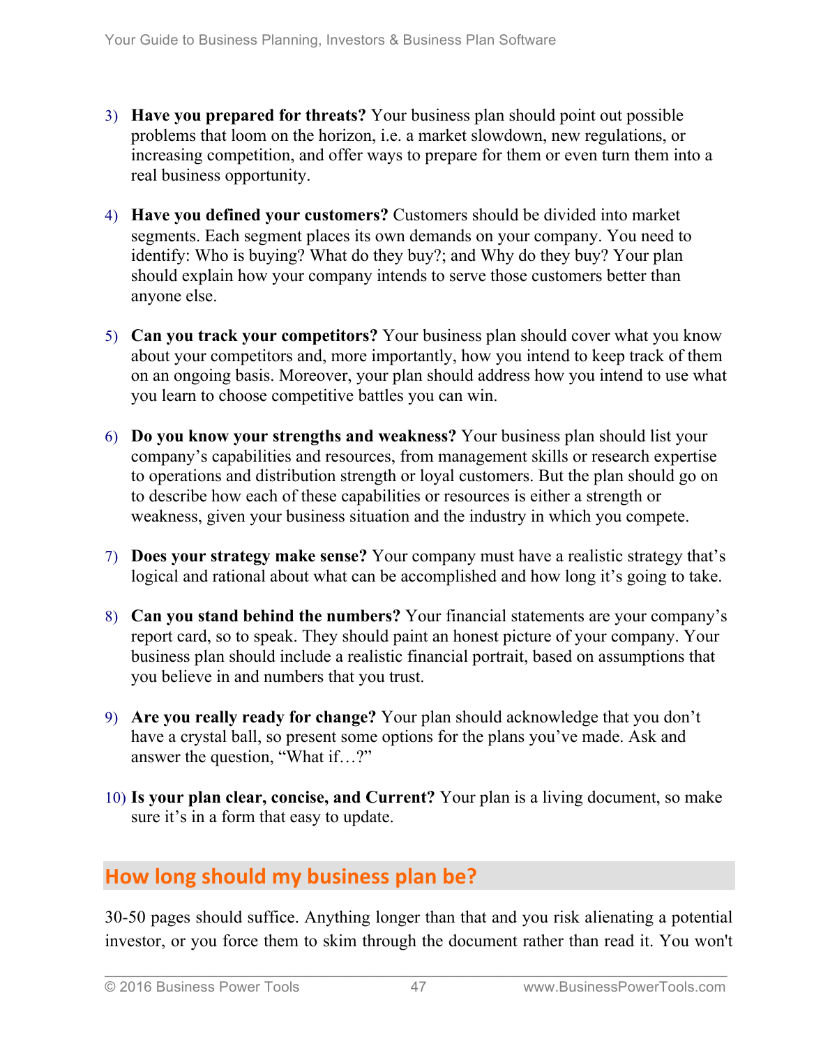3) **Have you prepared for threats?** Your business plan should point out possible problems that loom on the horizon, i.e. a market slowdown, new regulations, or increasing competition, and offer ways to prepare for them or even turn them into a real business opportunity.

4) **Have you defined your customers?** Customers should be divided into market segments. Each segment places its own demands on your company. You need to identify: Who is buying? What do they buy?; and Why do they buy? Your plan should explain how your company intends to serve those customers better than anyone else.

5) **Can you track your competitors?** Your business plan should cover what you know about your competitors and, more importantly, how you intend to keep track of them on an ongoing basis. Moreover, your plan should address how you intend to use what you learn to choose competitive battles you can win.

6) **Do you know your strengths and weakness?** Your business plan should list your company's capabilities and resources, from management skills or research expertise to operations and distribution strength or loyal customers. But the plan should go on to describe how each of these capabilities or resources is either a strength or weakness, given your business situation and the industry in which you compete.

7) **Does your strategy make sense?** Your company must have a realistic strategy that's logical and rational about what can be accomplished and how long it's going to take.

8) **Can you stand behind the numbers?** Your financial statements are your company's report card, so to speak. They should paint an honest picture of your company. Your business plan should include a realistic financial portrait, based on assumptions that you believe in and numbers that you trust.

9) **Are you really ready for change?** Your plan should acknowledge that you don't have a crystal ball, so present some options for the plans you've made. Ask and answer the question, "What if…?"

10) **Is your plan clear, concise, and Current?** Your plan is a living document, so make sure it's in a form that easy to update.

## How long should my business plan be?

30-50 pages should suffice. Anything longer than that and you risk alienating a potential investor, or you force them to skim through the document rather than read it. You won't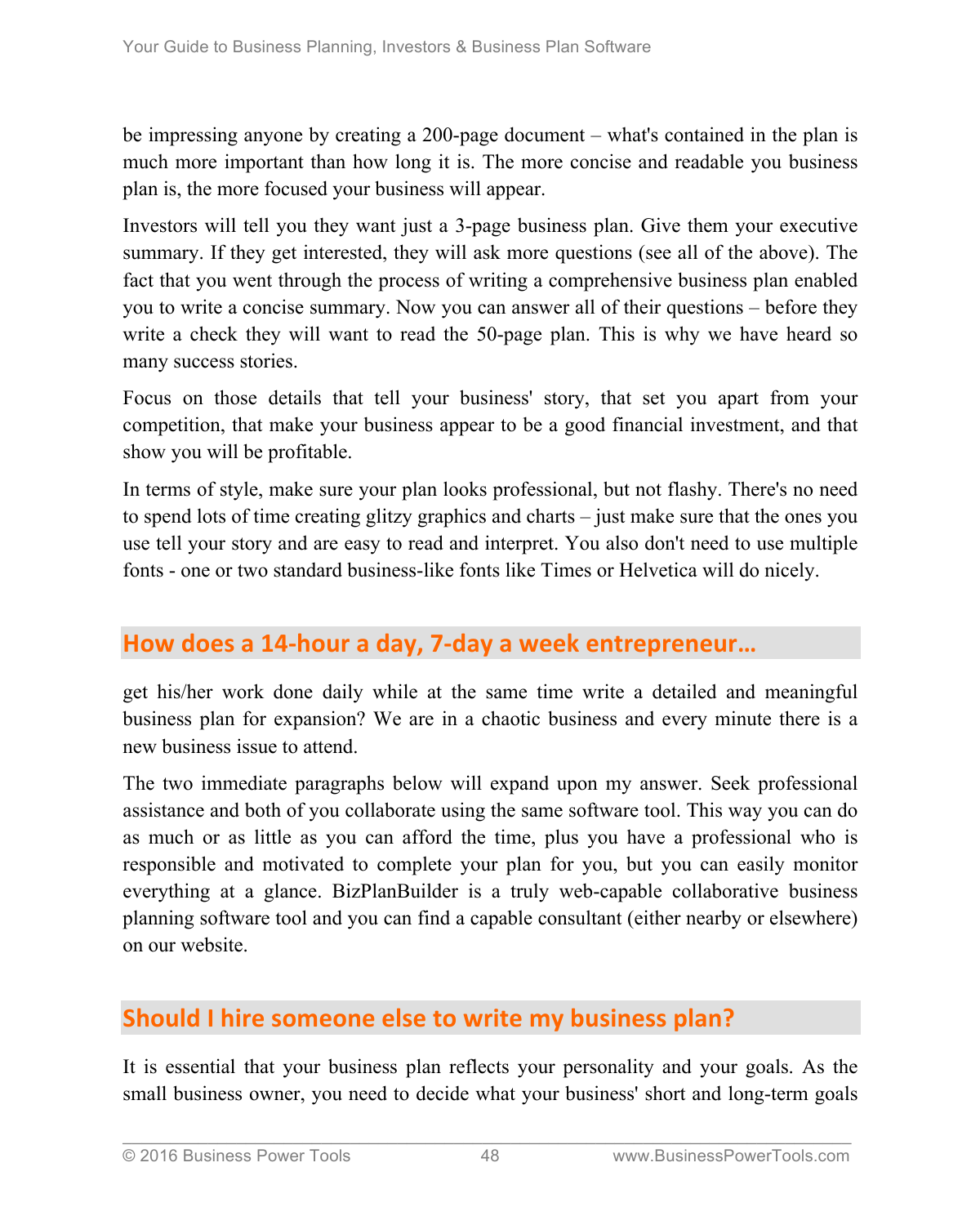be impressing anyone by creating a 200-page document – what's contained in the plan is much more important than how long it is. The more concise and readable you business plan is, the more focused your business will appear.

Investors will tell you they want just a 3-page business plan. Give them your executive summary. If they get interested, they will ask more questions (see all of the above). The fact that you went through the process of writing a comprehensive business plan enabled you to write a concise summary. Now you can answer all of their questions – before they write a check they will want to read the 50-page plan. This is why we have heard so many success stories.

Focus on those details that tell your business' story, that set you apart from your competition, that make your business appear to be a good financial investment, and that show you will be profitable.

In terms of style, make sure your plan looks professional, but not flashy. There's no need to spend lots of time creating glitzy graphics and charts – just make sure that the ones you use tell your story and are easy to read and interpret. You also don't need to use multiple fonts - one or two standard business-like fonts like Times or Helvetica will do nicely.

## How does a 14-hour a day, 7-day a week entrepreneur…

get his/her work done daily while at the same time write a detailed and meaningful business plan for expansion? We are in a chaotic business and every minute there is a new business issue to attend.

The two immediate paragraphs below will expand upon my answer. Seek professional assistance and both of you collaborate using the same software tool. This way you can do as much or as little as you can afford the time, plus you have a professional who is responsible and motivated to complete your plan for you, but you can easily monitor everything at a glance. BizPlanBuilder is a truly web-capable collaborative business planning software tool and you can find a capable consultant (either nearby or elsewhere) on our website.

## Should I hire someone else to write my business plan?

It is essential that your business plan reflects your personality and your goals. As the small business owner, you need to decide what your business' short and long-term goals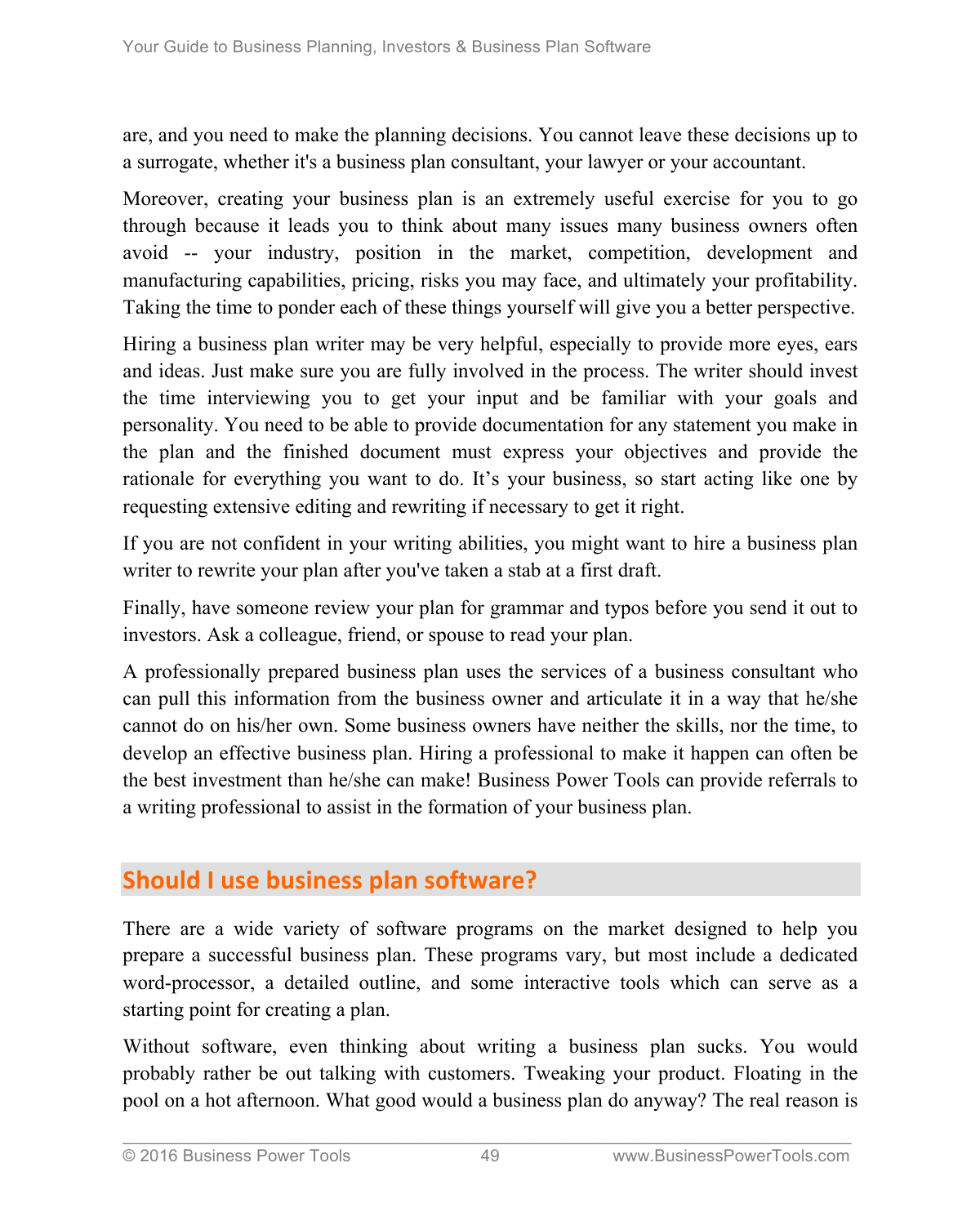are, and you need to make the planning decisions. You cannot leave these decisions up to a surrogate, whether it's a business plan consultant, your lawyer or your accountant.

Moreover, creating your business plan is an extremely useful exercise for you to go through because it leads you to think about many issues many business owners often avoid -- your industry, position in the market, competition, development and manufacturing capabilities, pricing, risks you may face, and ultimately your profitability. Taking the time to ponder each of these things yourself will give you a better perspective.

Hiring a business plan writer may be very helpful, especially to provide more eyes, ears and ideas. Just make sure you are fully involved in the process. The writer should invest the time interviewing you to get your input and be familiar with your goals and personality. You need to be able to provide documentation for any statement you make in the plan and the finished document must express your objectives and provide the rationale for everything you want to do. It's your business, so start acting like one by requesting extensive editing and rewriting if necessary to get it right.

If you are not confident in your writing abilities, you might want to hire a business plan writer to rewrite your plan after you've taken a stab at a first draft.

Finally, have someone review your plan for grammar and typos before you send it out to investors. Ask a colleague, friend, or spouse to read your plan.

A professionally prepared business plan uses the services of a business consultant who can pull this information from the business owner and articulate it in a way that he/she cannot do on his/her own. Some business owners have neither the skills, nor the time, to develop an effective business plan. Hiring a professional to make it happen can often be the best investment than he/she can make! Business Power Tools can provide referrals to a writing professional to assist in the formation of your business plan.

## Should I use business plan software?

There are a wide variety of software programs on the market designed to help you prepare a successful business plan. These programs vary, but most include a dedicated word-processor, a detailed outline, and some interactive tools which can serve as a starting point for creating a plan.

Without software, even thinking about writing a business plan sucks. You would probably rather be out talking with customers. Tweaking your product. Floating in the pool on a hot afternoon. What good would a business plan do anyway? The real reason is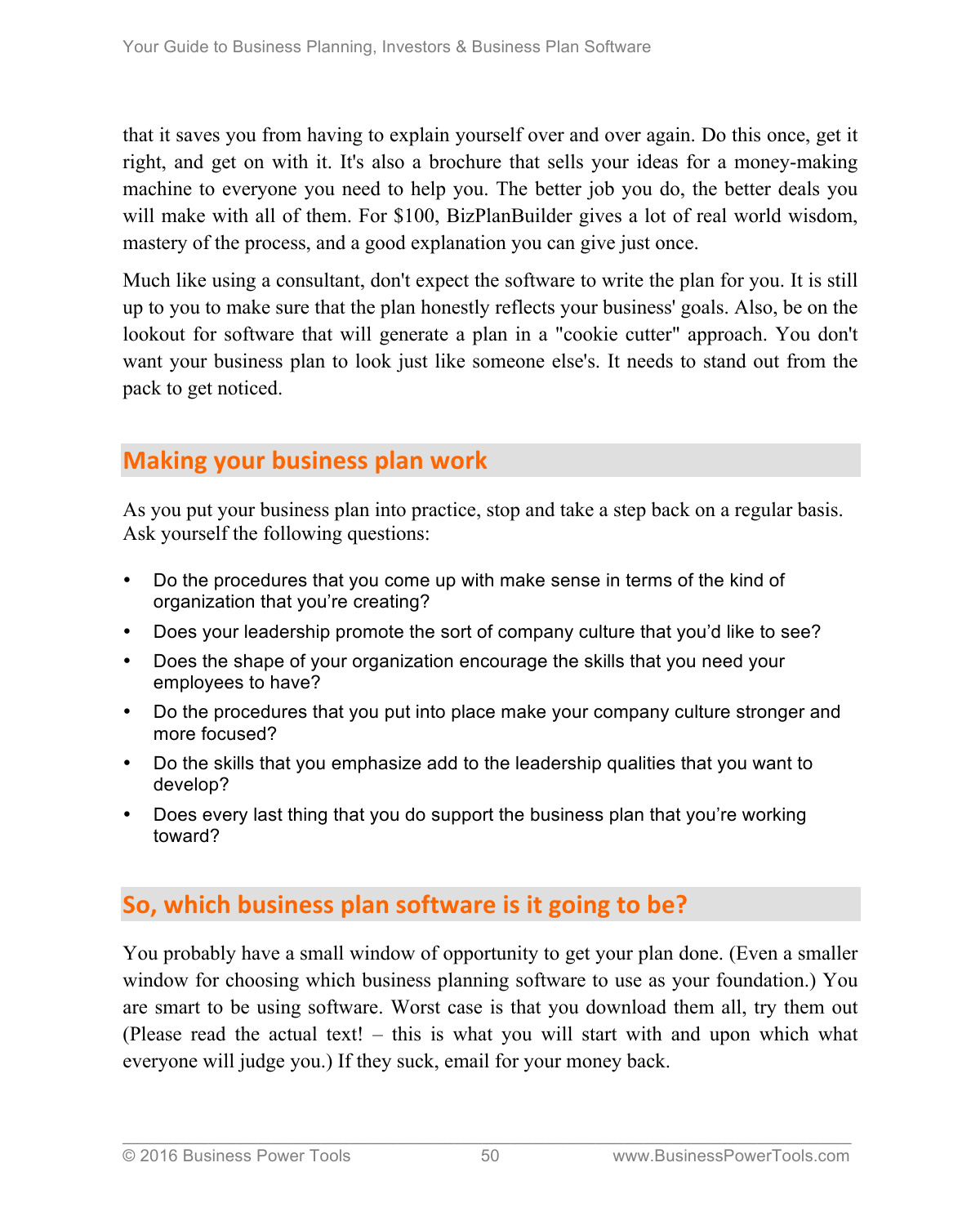that it saves you from having to explain yourself over and over again. Do this once, get it right, and get on with it. It's also a brochure that sells your ideas for a money-making machine to everyone you need to help you. The better job you do, the better deals you will make with all of them. For $100, BizPlanBuilder gives a lot of real world wisdom, mastery of the process, and a good explanation you can give just once.

Much like using a consultant, don't expect the software to write the plan for you. It is still up to you to make sure that the plan honestly reflects your business' goals. Also, be on the lookout for software that will generate a plan in a "cookie cutter" approach. You don't want your business plan to look just like someone else's. It needs to stand out from the pack to get noticed.

## Making your business plan work

As you put your business plan into practice, stop and take a step back on a regular basis. Ask yourself the following questions:

- Do the procedures that you come up with make sense in terms of the kind of organization that you're creating?
- Does your leadership promote the sort of company culture that you'd like to see?
- Does the shape of your organization encourage the skills that you need your employees to have?
- Do the procedures that you put into place make your company culture stronger and more focused?
- Do the skills that you emphasize add to the leadership qualities that you want to develop?
- Does every last thing that you do support the business plan that you're working toward?

## So, which business plan software is it going to be?

You probably have a small window of opportunity to get your plan done. (Even a smaller window for choosing which business planning software to use as your foundation.) You are smart to be using software. Worst case is that you download them all, try them out (Please read the actual text! – this is what you will start with and upon which what everyone will judge you.) If they suck, email for your money back.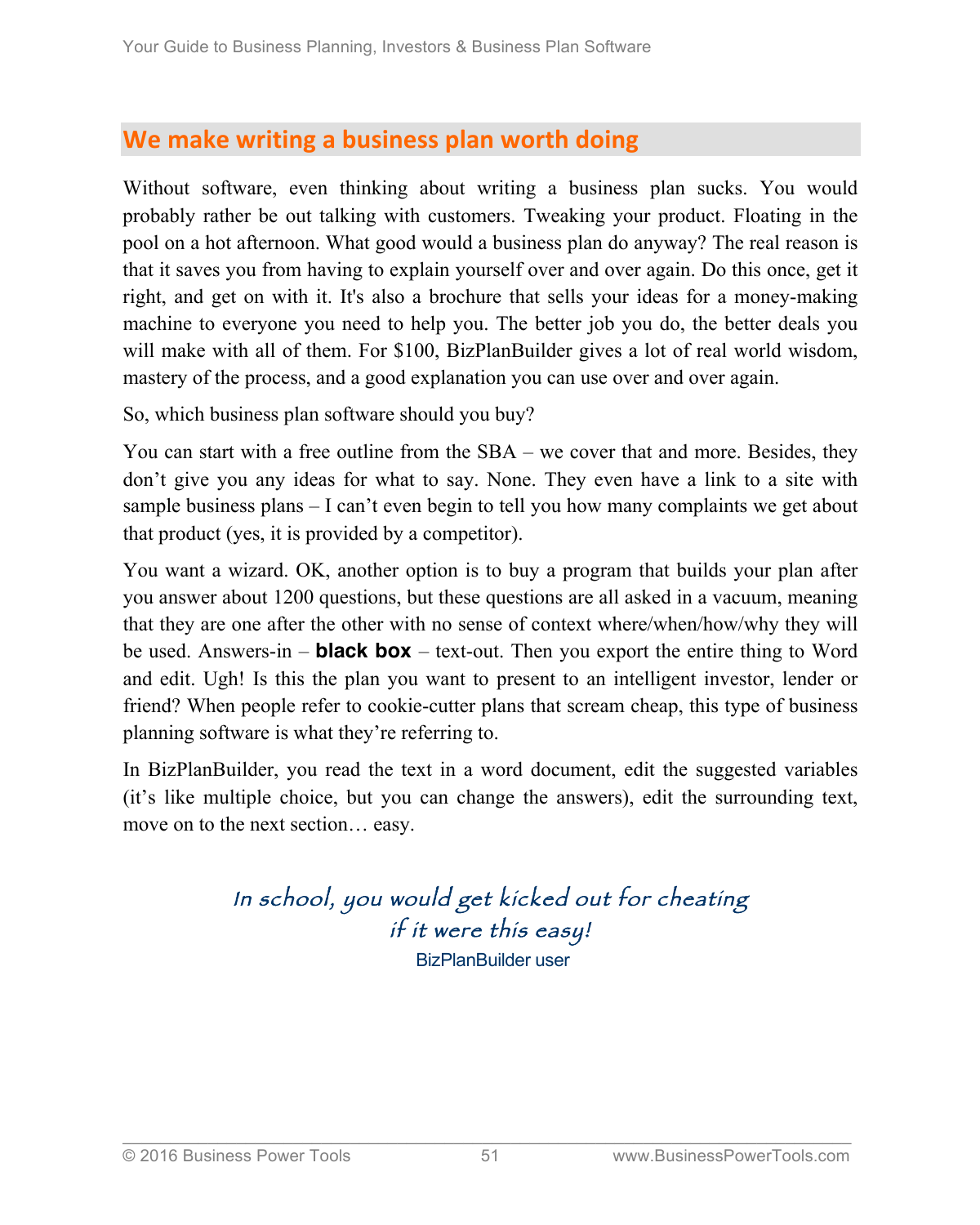## We make writing a business plan worth doing

Without software, even thinking about writing a business plan sucks. You would probably rather be out talking with customers. Tweaking your product. Floating in the pool on a hot afternoon. What good would a business plan do anyway? The real reason is that it saves you from having to explain yourself over and over again. Do this once, get it right, and get on with it. It's also a brochure that sells your ideas for a money-making machine to everyone you need to help you. The better job you do, the better deals you will make with all of them. For $100, BizPlanBuilder gives a lot of real world wisdom, mastery of the process, and a good explanation you can use over and over again.

So, which business plan software should you buy?

You can start with a free outline from the SBA – we cover that and more. Besides, they don't give you any ideas for what to say. None. They even have a link to a site with sample business plans – I can't even begin to tell you how many complaints we get about that product (yes, it is provided by a competitor).

You want a wizard. OK, another option is to buy a program that builds your plan after you answer about 1200 questions, but these questions are all asked in a vacuum, meaning that they are one after the other with no sense of context where/when/how/why they will be used. Answers-in – **black box** – text-out. Then you export the entire thing to Word and edit. Ugh! Is this the plan you want to present to an intelligent investor, lender or friend? When people refer to cookie-cutter plans that scream cheap, this type of business planning software is what they're referring to.

In BizPlanBuilder, you read the text in a word document, edit the suggested variables (it's like multiple choice, but you can change the answers), edit the surrounding text, move on to the next section… easy.

*In school, you would get kicked out for cheating if it were this easy!*

BizPlanBuilder user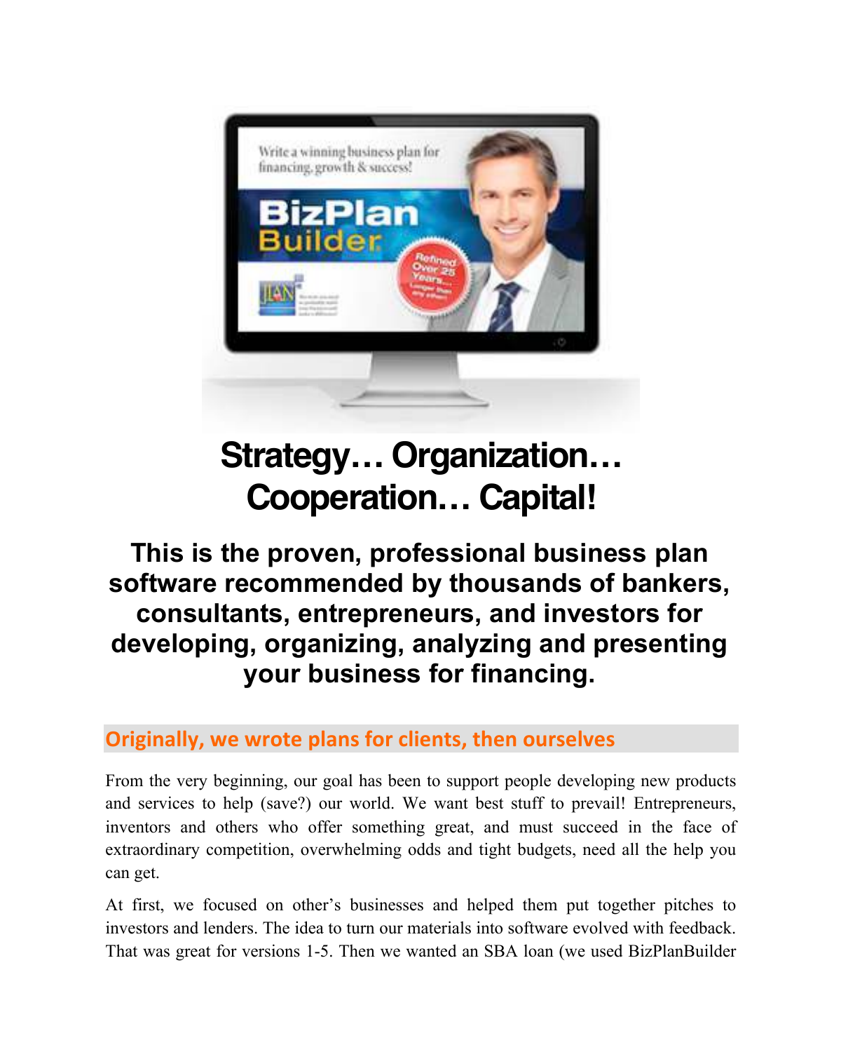# Strategy… Organization… Cooperation… Capital!

## This is the proven, professional business plan software recommended by thousands of bankers, consultants, entrepreneurs, and investors for developing, organizing, analyzing and presenting your business for financing.

### Originally, we wrote plans for clients, then ourselves

From the very beginning, our goal has been to support people developing new products and services to help (save?) our world. We want best stuff to prevail! Entrepreneurs, inventors and others who offer something great, and must succeed in the face of extraordinary competition, overwhelming odds and tight budgets, need all the help you can get.

At first, we focused on other's businesses and helped them put together pitches to investors and lenders. The idea to turn our materials into software evolved with feedback. That was great for versions 1-5. Then we wanted an SBA loan (we used BizPlanBuilder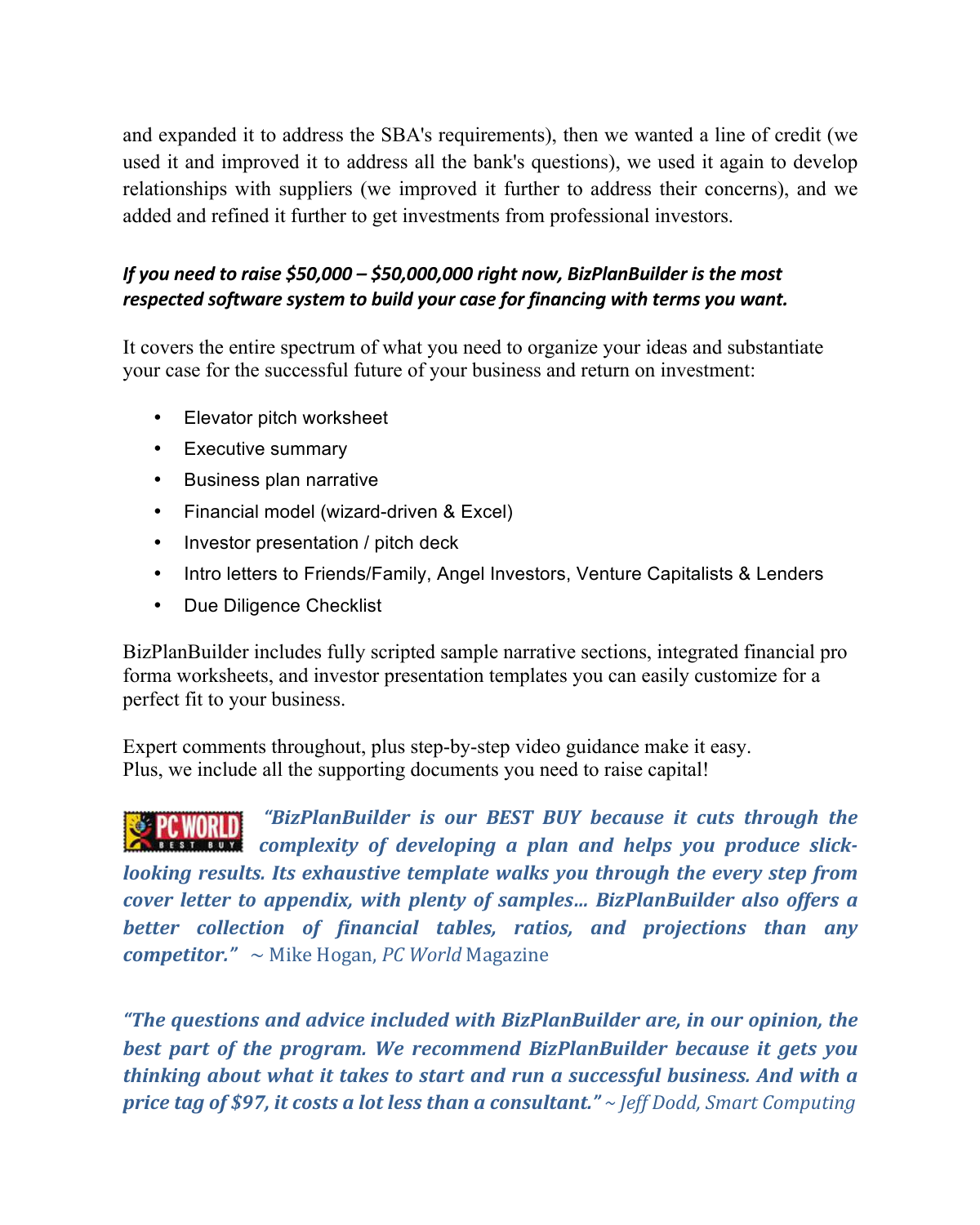and expanded it to address the SBA's requirements), then we wanted a line of credit (we used it and improved it to address all the bank's questions), we used it again to develop relationships with suppliers (we improved it further to address their concerns), and we added and refined it further to get investments from professional investors.

***If you need to raise $50,000 – $50,000,000 right now, BizPlanBuilder is the most respected software system to build your case for financing with terms you want.***

It covers the entire spectrum of what you need to organize your ideas and substantiate your case for the successful future of your business and return on investment:

- Elevator pitch worksheet
- Executive summary
- Business plan narrative
- Financial model (wizard-driven & Excel)
- Investor presentation / pitch deck
- Intro letters to Friends/Family, Angel Investors, Venture Capitalists & Lenders
- Due Diligence Checklist

BizPlanBuilder includes fully scripted sample narrative sections, integrated financial pro forma worksheets, and investor presentation templates you can easily customize for a perfect fit to your business.

Expert comments throughout, plus step-by-step video guidance make it easy.
Plus, we include all the supporting documents you need to raise capital!

PC WORLD BEST BUY ***"BizPlanBuilder is our BEST BUY because it cuts through the complexity of developing a plan and helps you produce slick-looking results. Its exhaustive template walks you through the every step from cover letter to appendix, with plenty of samples... BizPlanBuilder also offers a better collection of financial tables, ratios, and projections than any competitor."*** ~ Mike Hogan, *PC World* Magazine

***"The questions and advice included with BizPlanBuilder are, in our opinion, the best part of the program. We recommend BizPlanBuilder because it gets you thinking about what it takes to start and run a successful business. And with a price tag of $97, it costs a lot less than a consultant."*** ~ *Jeff Dodd, Smart Computing*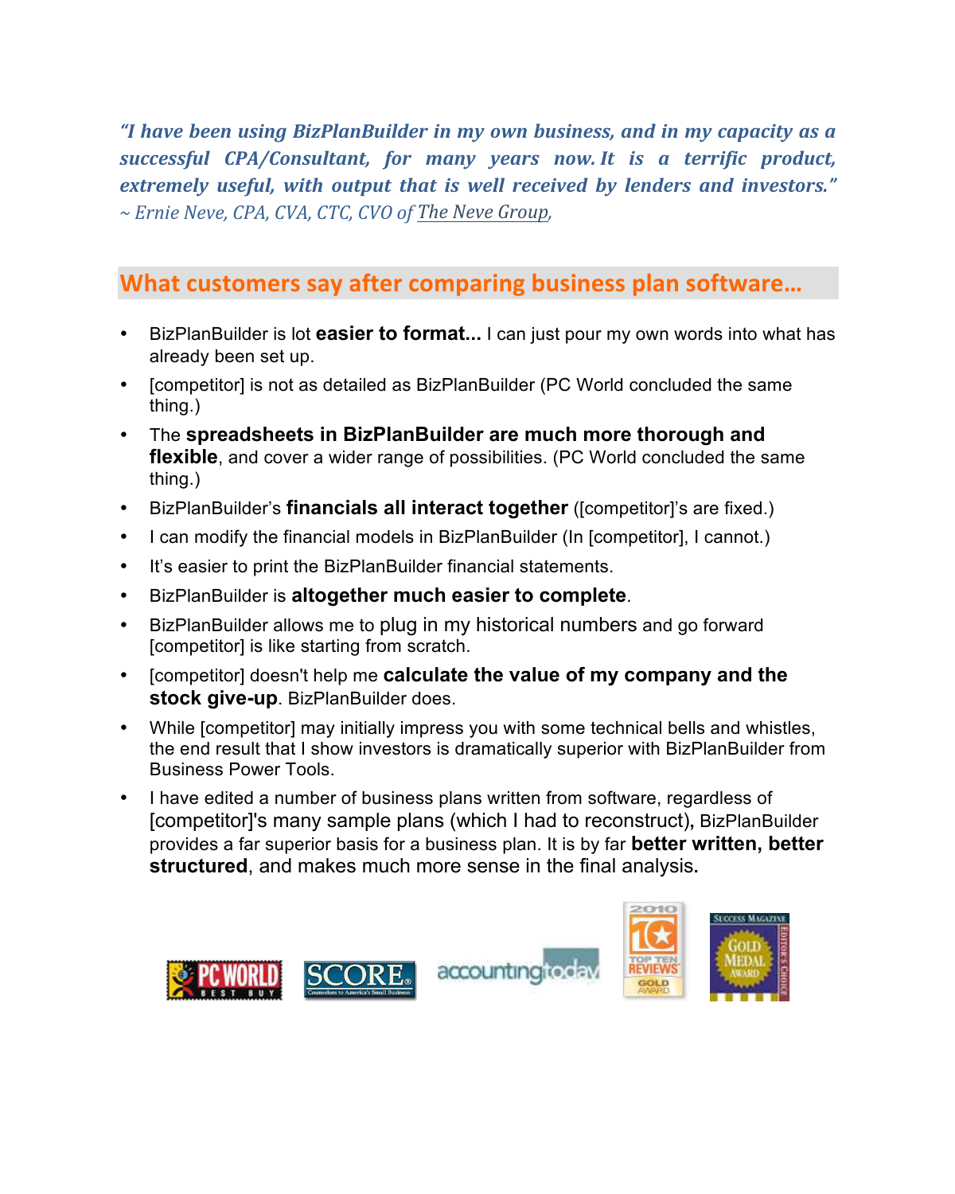***"I have been using BizPlanBuilder in my own business, and in my capacity as a successful CPA/Consultant, for many years now. It is a terrific product, extremely useful, with output that is well received by lenders and investors."***
*~ Ernie Neve, CPA, CVA, CTC, CVO of The Neve Group,*

## What customers say after comparing business plan software...

- BizPlanBuilder is lot **easier to format...** I can just pour my own words into what has already been set up.
- [competitor] is not as detailed as BizPlanBuilder (PC World concluded the same thing.)
- The **spreadsheets in BizPlanBuilder are much more thorough and flexible**, and cover a wider range of possibilities. (PC World concluded the same thing.)
- BizPlanBuilder's **financials all interact together** ([competitor]'s are fixed.)
- I can modify the financial models in BizPlanBuilder (In [competitor], I cannot.)
- It's easier to print the BizPlanBuilder financial statements.
- BizPlanBuilder is **altogether much easier to complete**.
- BizPlanBuilder allows me to plug in my historical numbers and go forward [competitor] is like starting from scratch.
- [competitor] doesn't help me **calculate the value of my company and the stock give-up**. BizPlanBuilder does.
- While [competitor] may initially impress you with some technical bells and whistles, the end result that I show investors is dramatically superior with BizPlanBuilder from Business Power Tools.
- I have edited a number of business plans written from software, regardless of [competitor]'s many sample plans (which I had to reconstruct), BizPlanBuilder provides a far superior basis for a business plan. It is by far **better written, better structured**, and makes much more sense in the final analysis.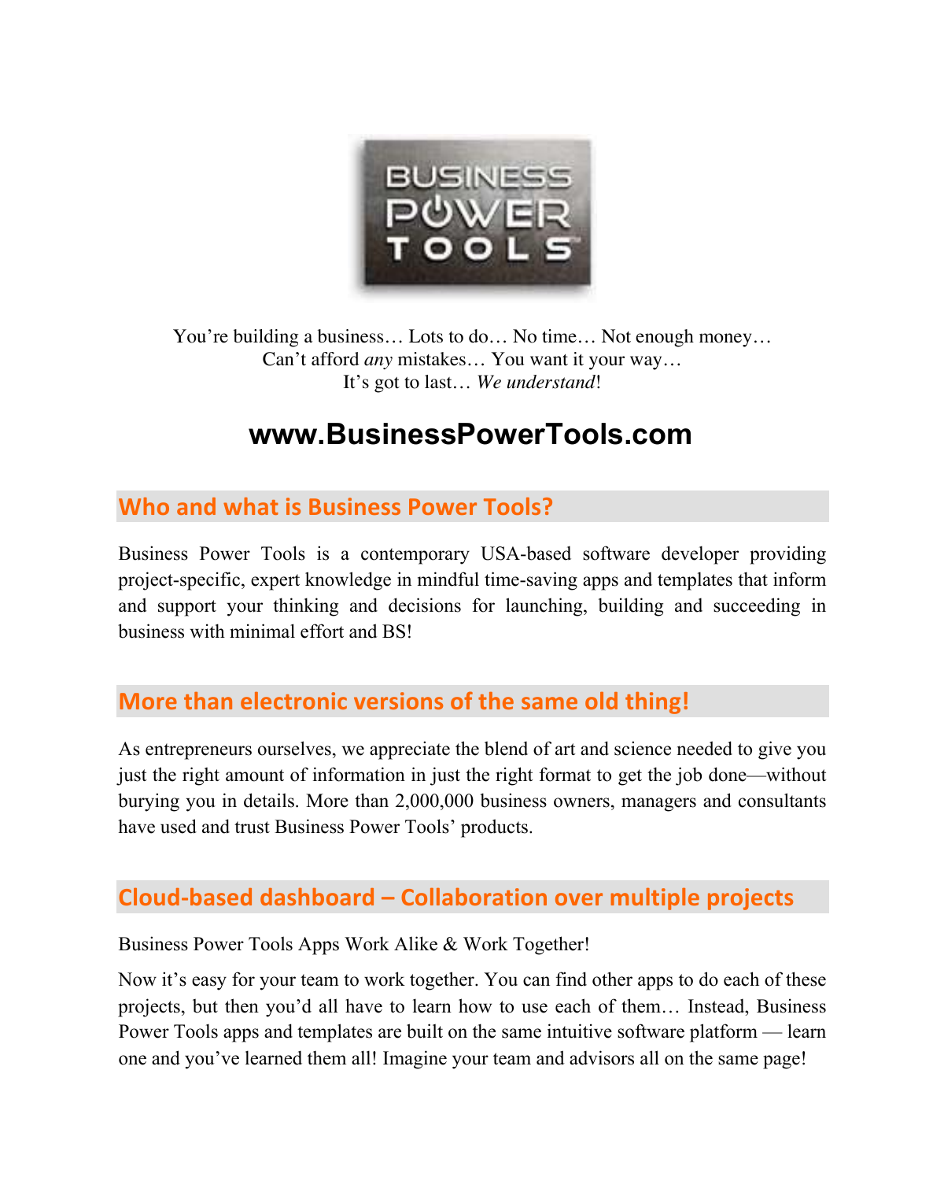BUSINESS POWER TOOLS

You're building a business… Lots to do… No time… Not enough money…
Can't afford *any* mistakes… You want it your way…
It's got to last… *We understand*!

# www.BusinessPowerTools.com

## Who and what is Business Power Tools?

Business Power Tools is a contemporary USA-based software developer providing project-specific, expert knowledge in mindful time-saving apps and templates that inform and support your thinking and decisions for launching, building and succeeding in business with minimal effort and BS!

## More than electronic versions of the same old thing!

As entrepreneurs ourselves, we appreciate the blend of art and science needed to give you just the right amount of information in just the right format to get the job done—without burying you in details. More than 2,000,000 business owners, managers and consultants have used and trust Business Power Tools' products.

## Cloud-based dashboard – Collaboration over multiple projects

Business Power Tools Apps Work Alike & Work Together!

Now it's easy for your team to work together. You can find other apps to do each of these projects, but then you'd all have to learn how to use each of them… Instead, Business Power Tools apps and templates are built on the same intuitive software platform — learn one and you've learned them all! Imagine your team and advisors all on the same page!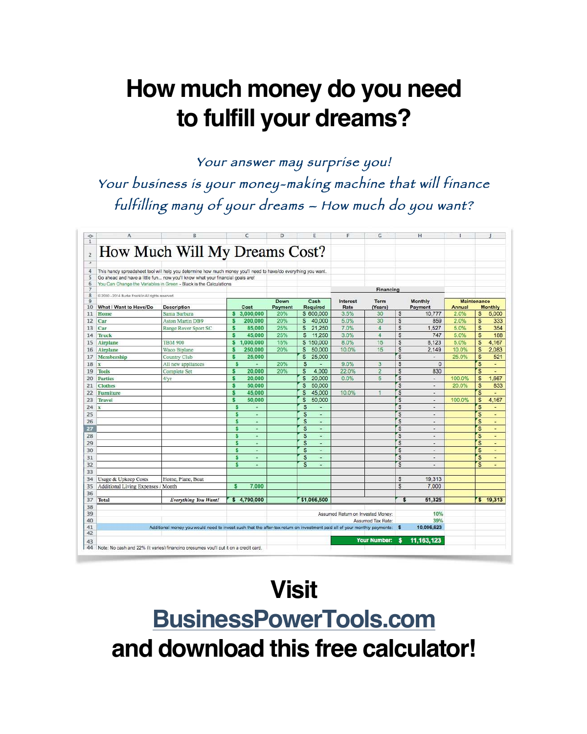# How much money do you need to fulfill your dreams?

*Your answer may surprise you!*
*Your business is your money-making machine that will finance fulfilling many of your dreams – How much do you want?*

## How Much Will My Dreams Cost?

This handy spreadsheet tool will help you determine how much money you'll need to have/do everything you want.
Go ahead and have a little fun... now you'll know what your financial goals are!
You Can Change the Variables in Green - Black is the Calculations

© 2000 - 2014 Burke Franklin All rights reserved.

| What I Want to Have/Do | Description | Cost | Down Payment | Cash Required | Financing: Interest Rate | Financing: Term (Years) | Financing: Monthly Payment | Maintenance: Annual | Maintenance: Monthly |
|---|---|---|---|---|---|---|---|---|---|
| Home | Santa Barbara | $ 3,000,000 | 20% | $ 600,000 | 3.5% | 30 | $ 10,777 | 2.0% | $ 5,000 |
| Car | Aston Martin DB9 | $ 200,000 | 20% | $ 40,000 | 5.0% | 30 | $ 859 | 2.0% | $ 333 |
| Car | Range Rover Sport SC | $ 85,000 | 25% | $ 21,250 | 7.0% | 4 | $ 1,527 | 5.0% | $ 354 |
| Truck | | $ 45,000 | 25% | $ 11,250 | 3.0% | 4 | $ 747 | 5.0% | $ 188 |
| Airplane | TBM 900 | $ 1,000,000 | 15% | $ 150,000 | 8.0% | 15 | $ 8,123 | 5.0% | $ 4,167 |
| Airplane | Waco Biplane | $ 250,000 | 20% | $ 50,000 | 10.0% | 15 | $ 2,149 | 10.0% | $ 2,083 |
| Membership | Country Club | $ 25,000 | | $ 25,000 | | | $ - | 25.0% | $ 521 |
| x | All new appliances | $ - | 20% | $ - | 9.0% | 3 | $ 0 | | $ - |
| Tools | Complete Set | $ 20,000 | 20% | $ 4,000 | 22.0% | 2 | $ 830 | | $ - |
| Parties | 4/yr | $ 20,000 | | $ 20,000 | 0.0% | 5 | $ - | 100.0% | $ 1,667 |
| Clothes | | $ 50,000 | | $ 50,000 | | | $ - | 20.0% | $ 833 |
| Furniture | | $ 45,000 | | $ 45,000 | 10.0% | 1 | $ - | | $ - |
| Travel | | $ 50,000 | | $ 50,000 | | | $ - | 100.0% | $ 4,167 |
| x | | $ - | | $ - | | | $ - | | $ - |
| | | $ - | | $ - | | | $ - | | $ - |
| | | $ - | | $ - | | | $ - | | $ - |
| | | $ - | | $ - | | | $ - | | $ - |
| | | $ - | | $ - | | | $ - | | $ - |
| | | $ - | | $ - | | | $ - | | $ - |
| | | $ - | | $ - | | | $ - | | $ - |
| | | $ - | | $ - | | | $ - | | $ - |
| | | $ - | | $ - | | | $ - | | $ - |
| Usage & Upkeep Costs | Home, Plane, Boat | | | | | | $ 19,313 | | |
| Additional Living Expenses / Month | | $ 7,000 | | | | | $ 7,000 | | |
| Total | *Everything You Want!* | $ 4,790,000 | | $1,066,500 | | | $ 51,325 | | $ 19,313 |

Assumed Return on Invested Money: 10%
Assumed Tax Rate: 39%
Additional money you would need to invest such that the after-tax return on investment paid all of your monthly payments: $ 10,096,623

**Your Number: $ 11,163,123**

Note: No cash and 22% (it varies) financing presumes you'll put it on a credit card.

# Visit
# BusinessPowerTools.com
# and download this free calculator!